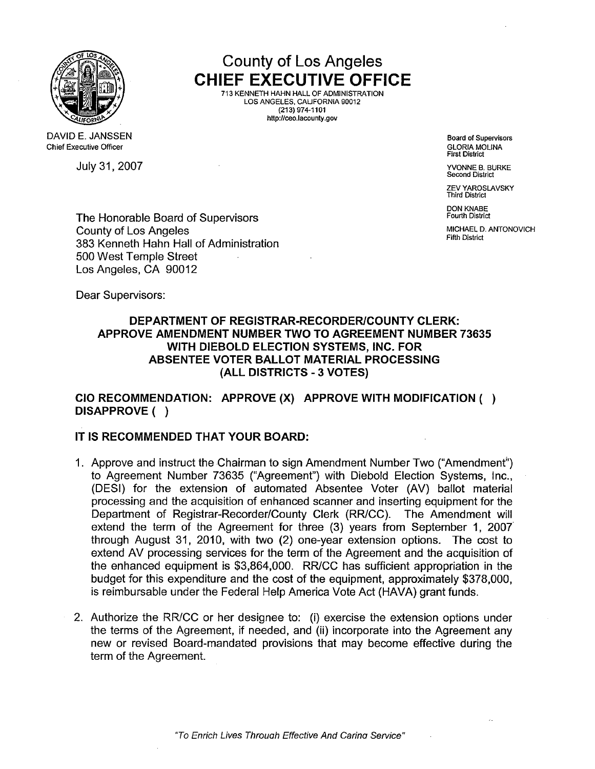# County of Los Angeles
# CHIEF EXECUTIVE OFFICE

713 KENNETH HAHN HALL OF ADMINISTRATION
LOS ANGELES, CALIFORNIA 90012
(213) 974-1101
http://ceo.lacounty.gov

DAVID E. JANSSEN
Chief Executive Officer

Board of Supervisors
GLORIA MOLINA
First District

YVONNE B. BURKE
Second District

ZEV YAROSLAVSKY
Third District

DON KNABE
Fourth District

MICHAEL D. ANTONOVICH
Fifth District

July 31, 2007

The Honorable Board of Supervisors
County of Los Angeles
383 Kenneth Hahn Hall of Administration
500 West Temple Street
Los Angeles, CA 90012

Dear Supervisors:

**DEPARTMENT OF REGISTRAR-RECORDER/COUNTY CLERK: APPROVE AMENDMENT NUMBER TWO TO AGREEMENT NUMBER 73635 WITH DIEBOLD ELECTION SYSTEMS, INC. FOR ABSENTEE VOTER BALLOT MATERIAL PROCESSING (ALL DISTRICTS - 3 VOTES)**

**CIO RECOMMENDATION: APPROVE (X) APPROVE WITH MODIFICATION ( ) DISAPPROVE ( )**

**IT IS RECOMMENDED THAT YOUR BOARD:**

1. Approve and instruct the Chairman to sign Amendment Number Two ("Amendment") to Agreement Number 73635 ("Agreement") with Diebold Election Systems, Inc., (DESI) for the extension of automated Absentee Voter (AV) ballot material processing and the acquisition of enhanced scanner and inserting equipment for the Department of Registrar-Recorder/County Clerk (RR/CC). The Amendment will extend the term of the Agreement for three (3) years from September 1, 2007 through August 31, 2010, with two (2) one-year extension options. The cost to extend AV processing services for the term of the Agreement and the acquisition of the enhanced equipment is $3,864,000. RR/CC has sufficient appropriation in the budget for this expenditure and the cost of the equipment, approximately $378,000, is reimbursable under the Federal Help America Vote Act (HAVA) grant funds.

2. Authorize the RR/CC or her designee to: (i) exercise the extension options under the terms of the Agreement, if needed, and (ii) incorporate into the Agreement any new or revised Board-mandated provisions that may become effective during the term of the Agreement.

*"To Enrich Lives Through Effective And Caring Service"*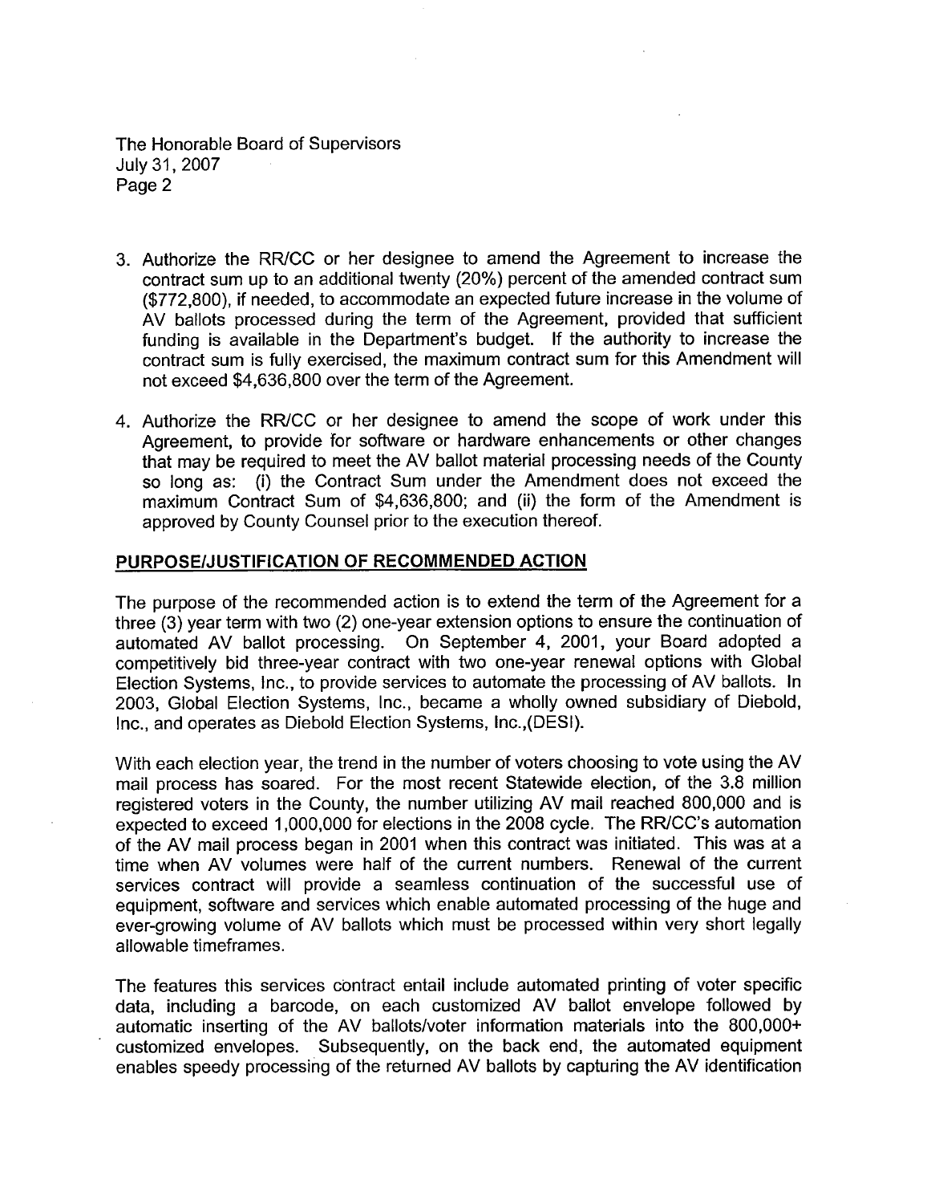The Honorable Board of Supervisors
July 31, 2007
Page 2

3. Authorize the RR/CC or her designee to amend the Agreement to increase the contract sum up to an additional twenty (20%) percent of the amended contract sum ($772,800), if needed, to accommodate an expected future increase in the volume of AV ballots processed during the term of the Agreement, provided that sufficient funding is available in the Department's budget. If the authority to increase the contract sum is fully exercised, the maximum contract sum for this Amendment will not exceed $4,636,800 over the term of the Agreement.

4. Authorize the RR/CC or her designee to amend the scope of work under this Agreement, to provide for software or hardware enhancements or other changes that may be required to meet the AV ballot material processing needs of the County so long as: (i) the Contract Sum under the Amendment does not exceed the maximum Contract Sum of $4,636,800; and (ii) the form of the Amendment is approved by County Counsel prior to the execution thereof.

## PURPOSE/JUSTIFICATION OF RECOMMENDED ACTION

The purpose of the recommended action is to extend the term of the Agreement for a three (3) year term with two (2) one-year extension options to ensure the continuation of automated AV ballot processing. On September 4, 2001, your Board adopted a competitively bid three-year contract with two one-year renewal options with Global Election Systems, Inc., to provide services to automate the processing of AV ballots. In 2003, Global Election Systems, Inc., became a wholly owned subsidiary of Diebold, Inc., and operates as Diebold Election Systems, Inc.,(DESI).

With each election year, the trend in the number of voters choosing to vote using the AV mail process has soared. For the most recent Statewide election, of the 3.8 million registered voters in the County, the number utilizing AV mail reached 800,000 and is expected to exceed 1,000,000 for elections in the 2008 cycle. The RR/CC's automation of the AV mail process began in 2001 when this contract was initiated. This was at a time when AV volumes were half of the current numbers. Renewal of the current services contract will provide a seamless continuation of the successful use of equipment, software and services which enable automated processing of the huge and ever-growing volume of AV ballots which must be processed within very short legally allowable timeframes.

The features this services contract entail include automated printing of voter specific data, including a barcode, on each customized AV ballot envelope followed by automatic inserting of the AV ballots/voter information materials into the 800,000+ customized envelopes. Subsequently, on the back end, the automated equipment enables speedy processing of the returned AV ballots by capturing the AV identification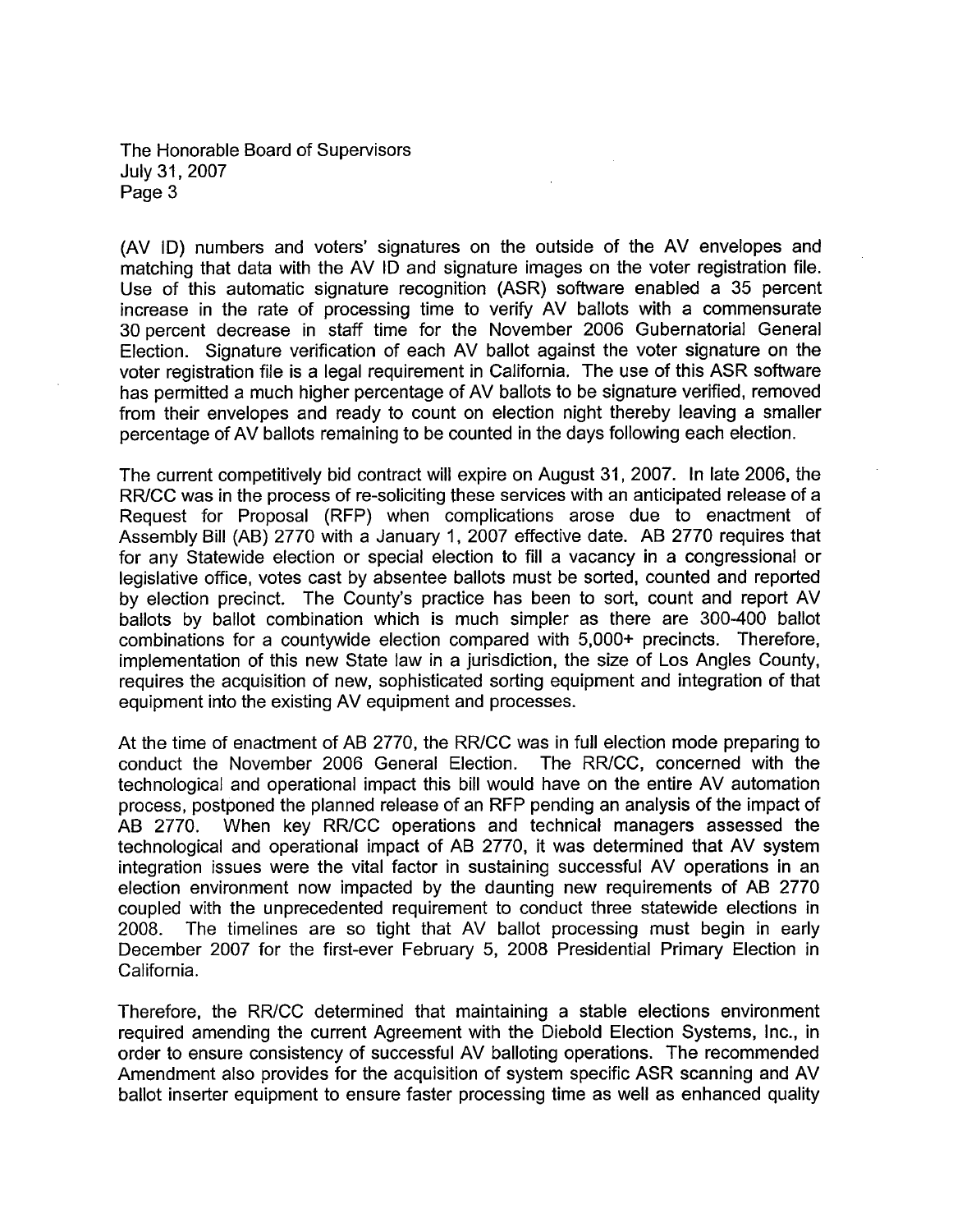(AV ID) numbers and voters' signatures on the outside of the AV envelopes and matching that data with the AV ID and signature images on the voter registration file. Use of this automatic signature recognition (ASR) software enabled a 35 percent increase in the rate of processing time to verify AV ballots with a commensurate 30 percent decrease in staff time for the November 2006 Gubernatorial General Election. Signature verification of each AV ballot against the voter signature on the voter registration file is a legal requirement in California. The use of this ASR software has permitted a much higher percentage of AV ballots to be signature verified, removed from their envelopes and ready to count on election night thereby leaving a smaller percentage of AV ballots remaining to be counted in the days following each election.

The current competitively bid contract will expire on August 31, 2007. In late 2006, the RR/CC was in the process of re-soliciting these services with an anticipated release of a Request for Proposal (RFP) when complications arose due to enactment of Assembly Bill (AB) 2770 with a January 1, 2007 effective date. AB 2770 requires that for any Statewide election or special election to fill a vacancy in a congressional or legislative office, votes cast by absentee ballots must be sorted, counted and reported by election precinct. The County's practice has been to sort, count and report AV ballots by ballot combination which is much simpler as there are 300-400 ballot combinations for a countywide election compared with 5,000+ precincts. Therefore, implementation of this new State law in a jurisdiction, the size of Los Angles County, requires the acquisition of new, sophisticated sorting equipment and integration of that equipment into the existing AV equipment and processes.

At the time of enactment of AB 2770, the RR/CC was in full election mode preparing to conduct the November 2006 General Election. The RR/CC, concerned with the technological and operational impact this bill would have on the entire AV automation process, postponed the planned release of an RFP pending an analysis of the impact of AB 2770. When key RR/CC operations and technical managers assessed the technological and operational impact of AB 2770, it was determined that AV system integration issues were the vital factor in sustaining successful AV operations in an election environment now impacted by the daunting new requirements of AB 2770 coupled with the unprecedented requirement to conduct three statewide elections in 2008. The timelines are so tight that AV ballot processing must begin in early December 2007 for the first-ever February 5, 2008 Presidential Primary Election in California.

Therefore, the RR/CC determined that maintaining a stable elections environment required amending the current Agreement with the Diebold Election Systems, Inc., in order to ensure consistency of successful AV balloting operations. The recommended Amendment also provides for the acquisition of system specific ASR scanning and AV ballot inserter equipment to ensure faster processing time as well as enhanced quality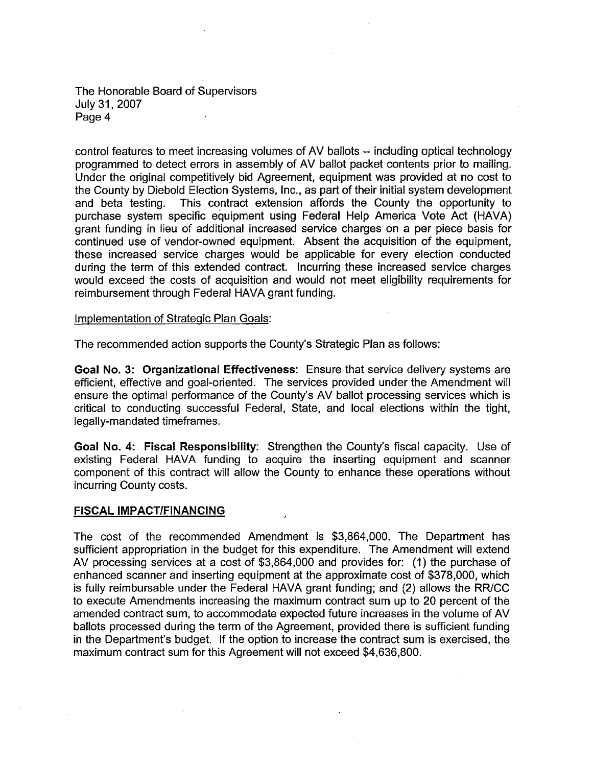control features to meet increasing volumes of AV ballots -- including optical technology programmed to detect errors in assembly of AV ballot packet contents prior to mailing. Under the original competitively bid Agreement, equipment was provided at no cost to the County by Diebold Election Systems, Inc., as part of their initial system development and beta testing. This contract extension affords the County the opportunity to purchase system specific equipment using Federal Help America Vote Act (HAVA) grant funding in lieu of additional increased service charges on a per piece basis for continued use of vendor-owned equipment. Absent the acquisition of the equipment, these increased service charges would be applicable for every election conducted during the term of this extended contract. Incurring these increased service charges would exceed the costs of acquisition and would not meet eligibility requirements for reimbursement through Federal HAVA grant funding.

Implementation of Strategic Plan Goals:

The recommended action supports the County's Strategic Plan as follows:

**Goal No. 3: Organizational Effectiveness**: Ensure that service delivery systems are efficient, effective and goal-oriented. The services provided under the Amendment will ensure the optimal performance of the County's AV ballot processing services which is critical to conducting successful Federal, State, and local elections within the tight, legally-mandated timeframes.

**Goal No. 4: Fiscal Responsibility**: Strengthen the County's fiscal capacity. Use of existing Federal HAVA funding to acquire the inserting equipment and scanner component of this contract will allow the County to enhance these operations without incurring County costs.

## FISCAL IMPACT/FINANCING

The cost of the recommended Amendment is $3,864,000. The Department has sufficient appropriation in the budget for this expenditure. The Amendment will extend AV processing services at a cost of $3,864,000 and provides for: (1) the purchase of enhanced scanner and inserting equipment at the approximate cost of $378,000, which is fully reimbursable under the Federal HAVA grant funding; and (2) allows the RR/CC to execute Amendments increasing the maximum contract sum up to 20 percent of the amended contract sum, to accommodate expected future increases in the volume of AV ballots processed during the term of the Agreement, provided there is sufficient funding in the Department's budget. If the option to increase the contract sum is exercised, the maximum contract sum for this Agreement will not exceed $4,636,800.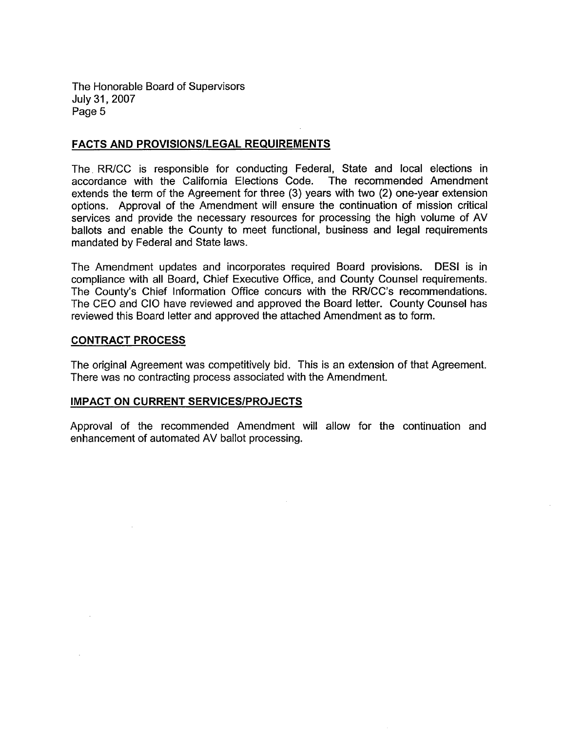The Honorable Board of Supervisors
July 31, 2007

## FACTS AND PROVISIONS/LEGAL REQUIREMENTS

The RR/CC is responsible for conducting Federal, State and local elections in accordance with the California Elections Code. The recommended Amendment extends the term of the Agreement for three (3) years with two (2) one-year extension options. Approval of the Amendment will ensure the continuation of mission critical services and provide the necessary resources for processing the high volume of AV ballots and enable the County to meet functional, business and legal requirements mandated by Federal and State laws.

The Amendment updates and incorporates required Board provisions. DESI is in compliance with all Board, Chief Executive Office, and County Counsel requirements. The County's Chief Information Office concurs with the RR/CC's recommendations. The CEO and CIO have reviewed and approved the Board letter. County Counsel has reviewed this Board letter and approved the attached Amendment as to form.

## CONTRACT PROCESS

The original Agreement was competitively bid. This is an extension of that Agreement. There was no contracting process associated with the Amendment.

## IMPACT ON CURRENT SERVICES/PROJECTS

Approval of the recommended Amendment will allow for the continuation and enhancement of automated AV ballot processing.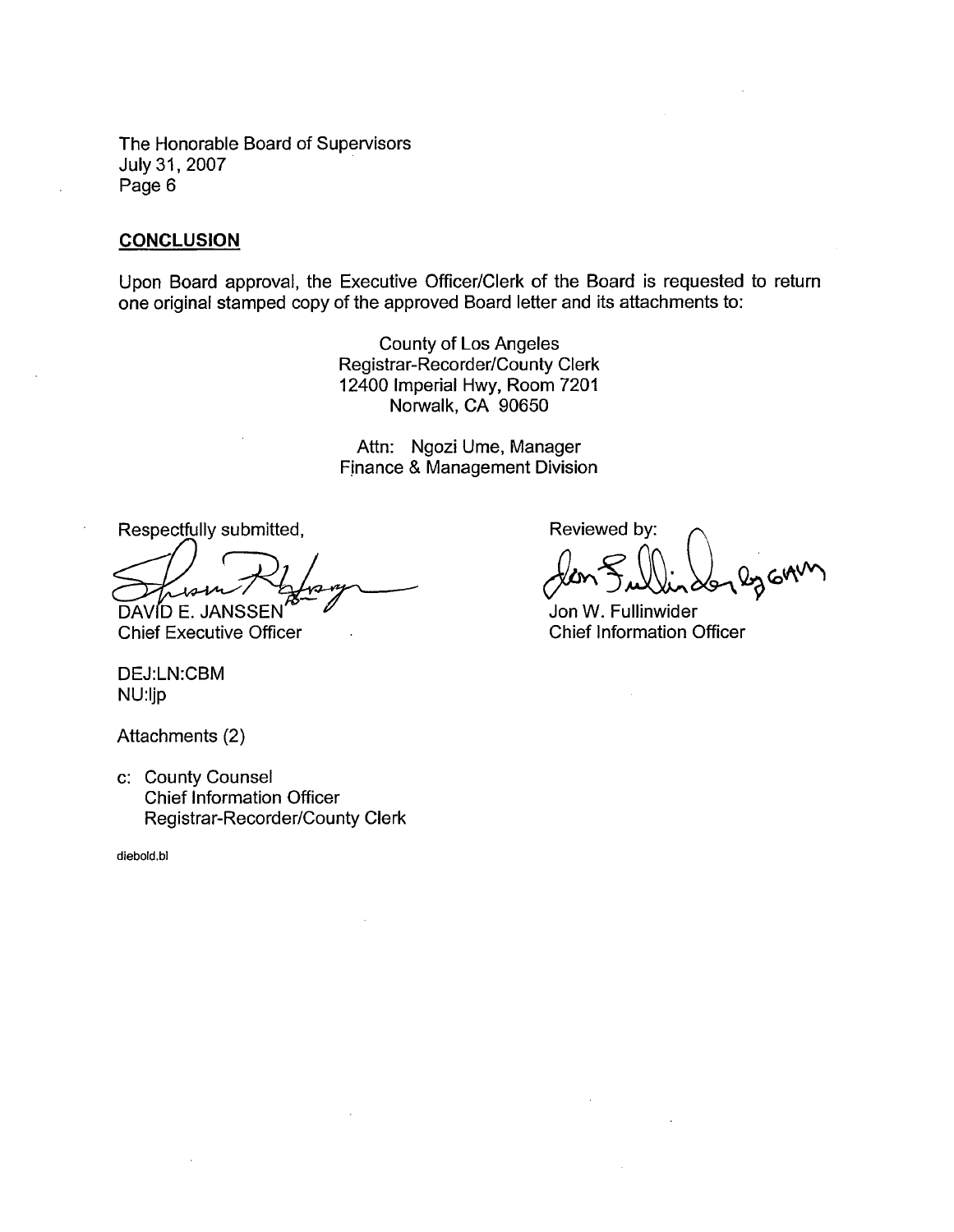The Honorable Board of Supervisors
July 31, 2007
Page 6

**CONCLUSION**

Upon Board approval, the Executive Officer/Clerk of the Board is requested to return one original stamped copy of the approved Board letter and its attachments to:

County of Los Angeles
Registrar-Recorder/County Clerk
12400 Imperial Hwy, Room 7201
Norwalk, CA 90650

Attn: Ngozi Ume, Manager
Finance & Management Division

Respectfully submitted,

DAVID E. JANSSEN
Chief Executive Officer

Reviewed by:

Jon W. Fullinwider
Chief Information Officer

DEJ:LN:CBM
NU:ljp

Attachments (2)

c: County Counsel
Chief Information Officer
Registrar-Recorder/County Clerk

diebold.bl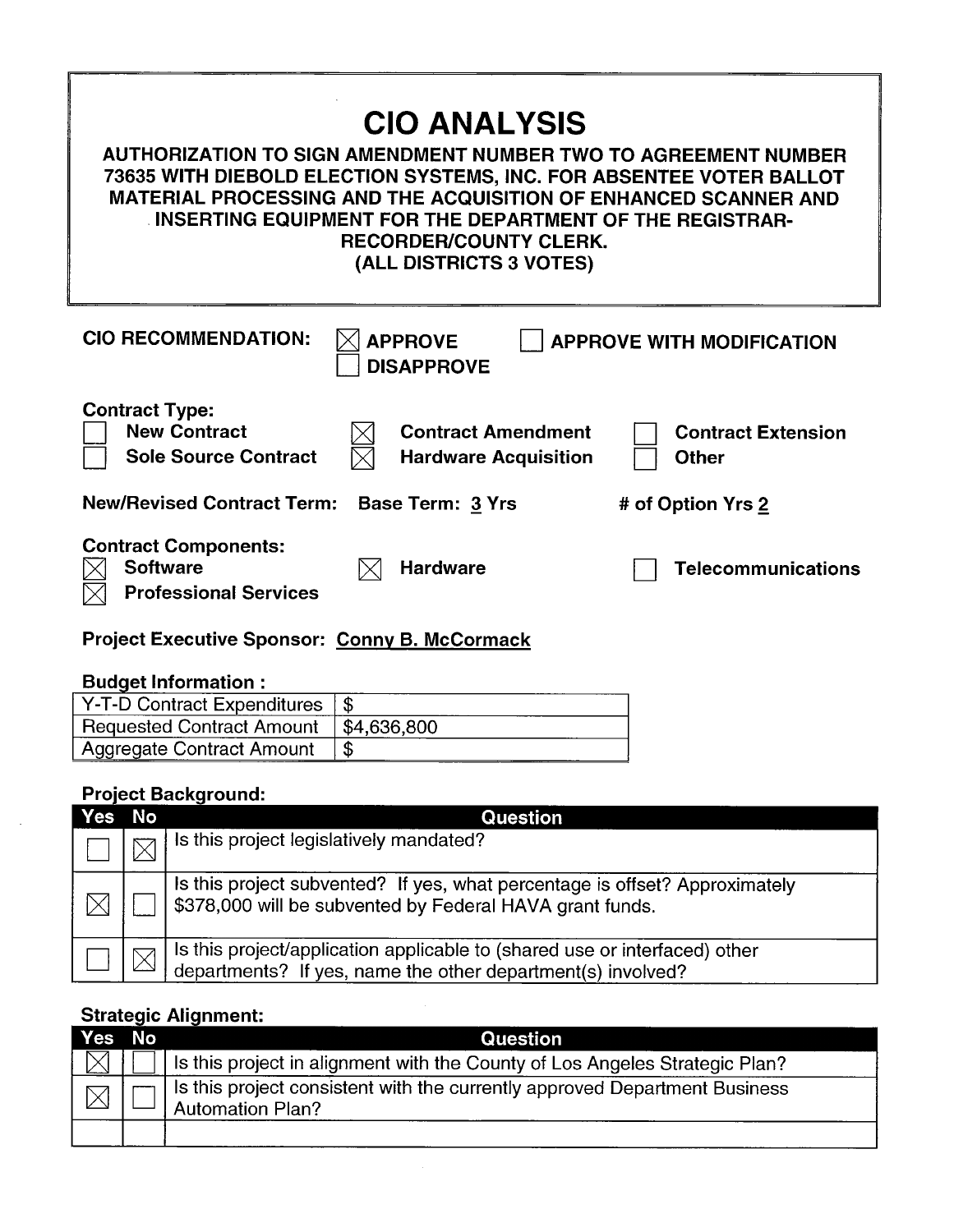# CIO ANALYSIS

**AUTHORIZATION TO SIGN AMENDMENT NUMBER TWO TO AGREEMENT NUMBER 73635 WITH DIEBOLD ELECTION SYSTEMS, INC. FOR ABSENTEE VOTER BALLOT MATERIAL PROCESSING AND THE ACQUISITION OF ENHANCED SCANNER AND INSERTING EQUIPMENT FOR THE DEPARTMENT OF THE REGISTRAR-RECORDER/COUNTY CLERK.**
**(ALL DISTRICTS 3 VOTES)**

**CIO RECOMMENDATION:** ☒ **APPROVE** ☐ **APPROVE WITH MODIFICATION** ☐ **DISAPPROVE**

**Contract Type:**

☐ **New Contract** ☒ **Contract Amendment** ☐ **Contract Extension**
☐ **Sole Source Contract** ☒ **Hardware Acquisition** ☐ **Other**

**New/Revised Contract Term:** **Base Term: 3 Yrs** **# of Option Yrs 2**

**Contract Components:**

☒ **Software** ☒ **Hardware** ☐ **Telecommunications**
☒ **Professional Services**

**Project Executive Sponsor:** **Conny B. McCormack**

**Budget Information :**

| | |
|---|---|
| Y-T-D Contract Expenditures | $ |
| Requested Contract Amount | $4,636,800 |
| Aggregate Contract Amount | $ |

**Project Background:**

| Yes | No | Question |
|---|---|---|
| ☐ | ☒ | Is this project legislatively mandated? |
| ☒ | ☐ | Is this project subvented? If yes, what percentage is offset? Approximately $378,000 will be subvented by Federal HAVA grant funds. |
| ☐ | ☒ | Is this project/application applicable to (shared use or interfaced) other departments? If yes, name the other department(s) involved? |

**Strategic Alignment:**

| Yes | No | Question |
|---|---|---|
| ☒ | ☐ | Is this project in alignment with the County of Los Angeles Strategic Plan? |
| ☒ | ☐ | Is this project consistent with the currently approved Department Business Automation Plan? |
| | | |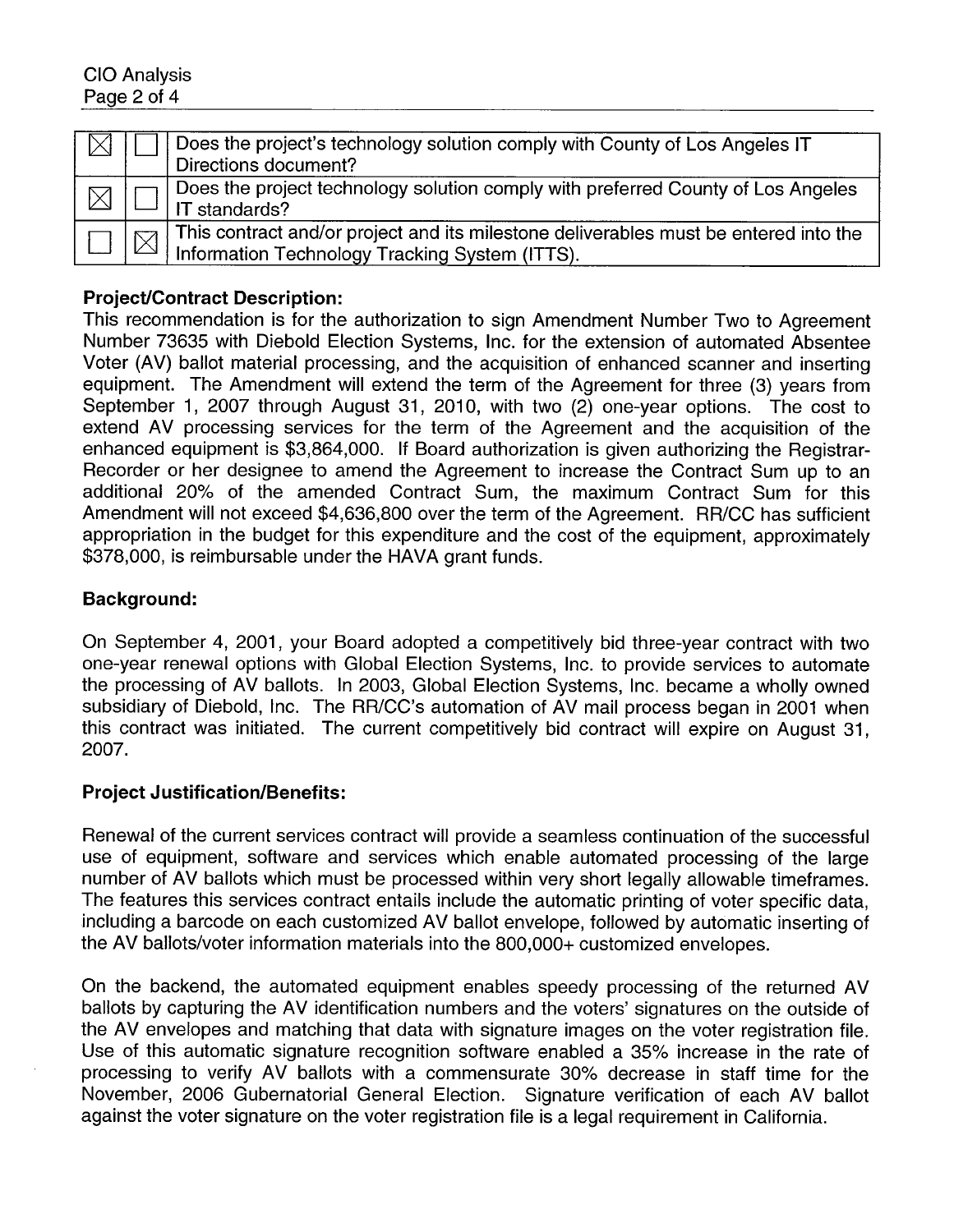| | | |
|---|---|---|
| ☒ | ☐ | Does the project's technology solution comply with County of Los Angeles IT Directions document? |
| ☒ | ☐ | Does the project technology solution comply with preferred County of Los Angeles IT standards? |
| ☐ | ☒ | This contract and/or project and its milestone deliverables must be entered into the Information Technology Tracking System (ITTS). |

**Project/Contract Description:**

This recommendation is for the authorization to sign Amendment Number Two to Agreement Number 73635 with Diebold Election Systems, Inc. for the extension of automated Absentee Voter (AV) ballot material processing, and the acquisition of enhanced scanner and inserting equipment. The Amendment will extend the term of the Agreement for three (3) years from September 1, 2007 through August 31, 2010, with two (2) one-year options. The cost to extend AV processing services for the term of the Agreement and the acquisition of the enhanced equipment is $3,864,000. If Board authorization is given authorizing the Registrar-Recorder or her designee to amend the Agreement to increase the Contract Sum up to an additional 20% of the amended Contract Sum, the maximum Contract Sum for this Amendment will not exceed $4,636,800 over the term of the Agreement. RR/CC has sufficient appropriation in the budget for this expenditure and the cost of the equipment, approximately $378,000, is reimbursable under the HAVA grant funds.

**Background:**

On September 4, 2001, your Board adopted a competitively bid three-year contract with two one-year renewal options with Global Election Systems, Inc. to provide services to automate the processing of AV ballots. In 2003, Global Election Systems, Inc. became a wholly owned subsidiary of Diebold, Inc. The RR/CC's automation of AV mail process began in 2001 when this contract was initiated. The current competitively bid contract will expire on August 31, 2007.

**Project Justification/Benefits:**

Renewal of the current services contract will provide a seamless continuation of the successful use of equipment, software and services which enable automated processing of the large number of AV ballots which must be processed within very short legally allowable timeframes. The features this services contract entails include the automatic printing of voter specific data, including a barcode on each customized AV ballot envelope, followed by automatic inserting of the AV ballots/voter information materials into the 800,000+ customized envelopes.

On the backend, the automated equipment enables speedy processing of the returned AV ballots by capturing the AV identification numbers and the voters' signatures on the outside of the AV envelopes and matching that data with signature images on the voter registration file. Use of this automatic signature recognition software enabled a 35% increase in the rate of processing to verify AV ballots with a commensurate 30% decrease in staff time for the November, 2006 Gubernatorial General Election. Signature verification of each AV ballot against the voter signature on the voter registration file is a legal requirement in California.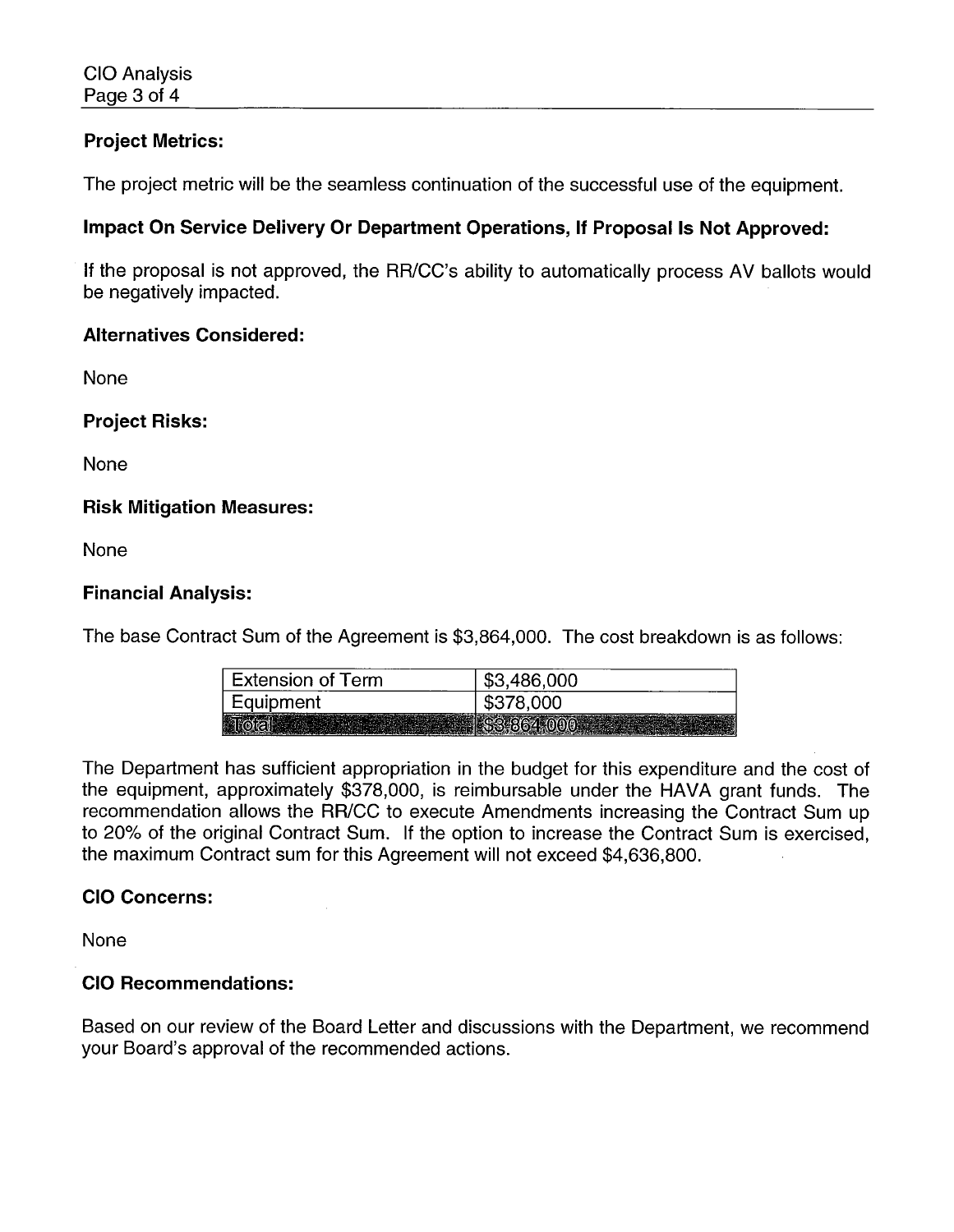**Project Metrics:**

The project metric will be the seamless continuation of the successful use of the equipment.

**Impact On Service Delivery Or Department Operations, If Proposal Is Not Approved:**

If the proposal is not approved, the RR/CC's ability to automatically process AV ballots would be negatively impacted.

**Alternatives Considered:**

None

**Project Risks:**

None

**Risk Mitigation Measures:**

None

**Financial Analysis:**

The base Contract Sum of the Agreement is $3,864,000. The cost breakdown is as follows:

| Extension of Term | $3,486,000 |
| --- | --- |
| Equipment | $378,000 |
| Total | $3,864,000 |

The Department has sufficient appropriation in the budget for this expenditure and the cost of the equipment, approximately $378,000, is reimbursable under the HAVA grant funds. The recommendation allows the RR/CC to execute Amendments increasing the Contract Sum up to 20% of the original Contract Sum. If the option to increase the Contract Sum is exercised, the maximum Contract sum for this Agreement will not exceed $4,636,800.

**CIO Concerns:**

None

**CIO Recommendations:**

Based on our review of the Board Letter and discussions with the Department, we recommend your Board's approval of the recommended actions.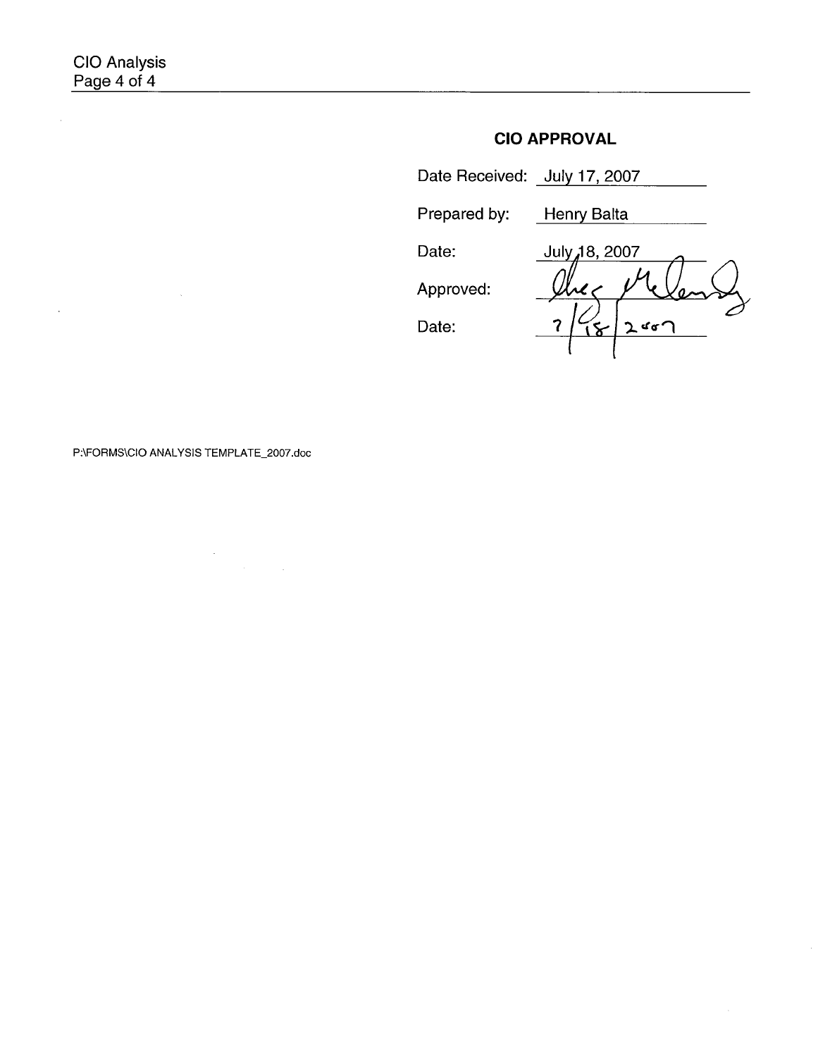## CIO APPROVAL

Date Received: July 17, 2007

Prepared by: Henry Balta

Date: July 18, 2007

Approved: [signature]

Date: 7/18/2007

P:\FORMS\CIO ANALYSIS TEMPLATE_2007.doc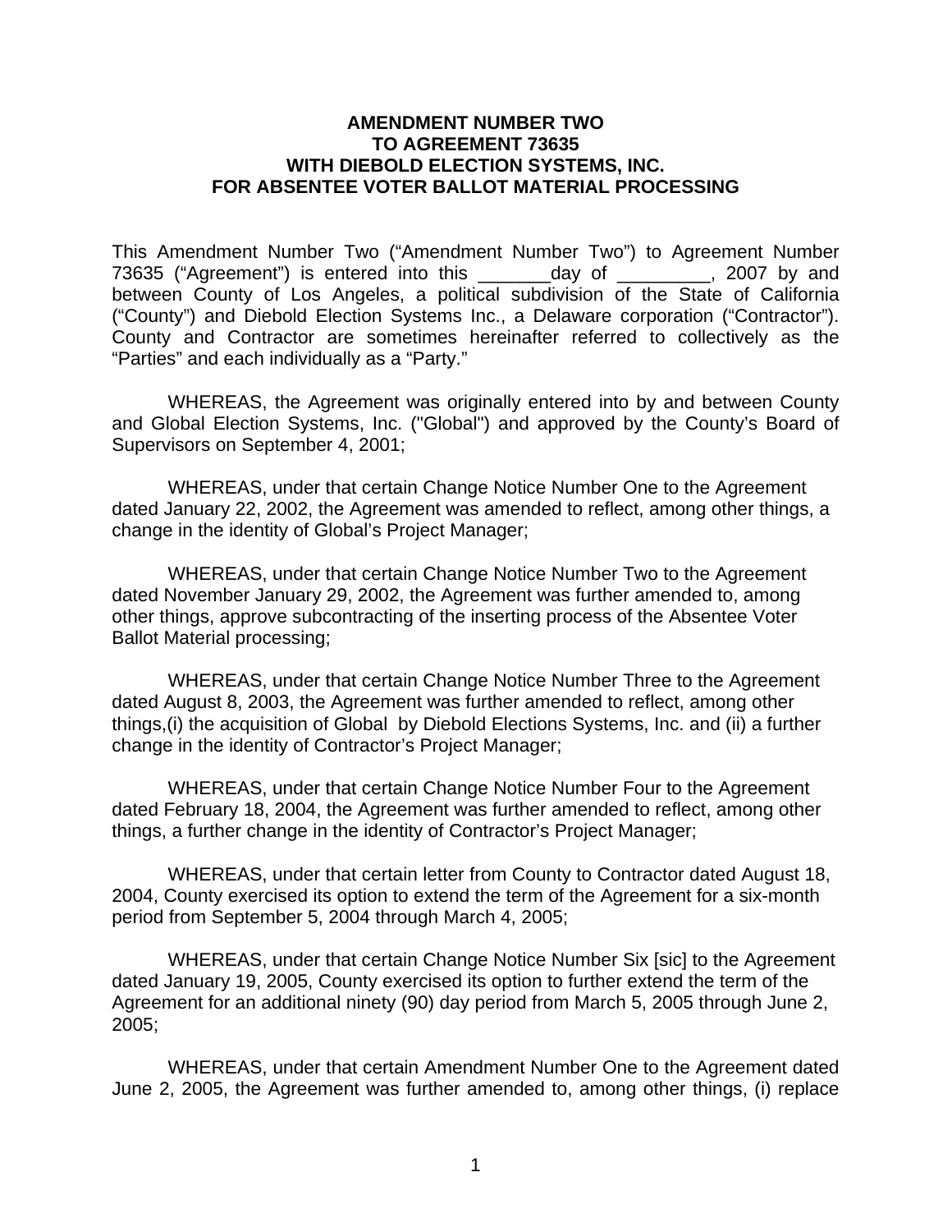**AMENDMENT NUMBER TWO**
**TO AGREEMENT 73635**
**WITH DIEBOLD ELECTION SYSTEMS, INC.**
**FOR ABSENTEE VOTER BALLOT MATERIAL PROCESSING**

This Amendment Number Two ("Amendment Number Two") to Agreement Number 73635 ("Agreement") is entered into this _______day of _________, 2007 by and between County of Los Angeles, a political subdivision of the State of California ("County") and Diebold Election Systems Inc., a Delaware corporation ("Contractor"). County and Contractor are sometimes hereinafter referred to collectively as the "Parties" and each individually as a "Party."

WHEREAS, the Agreement was originally entered into by and between County and Global Election Systems, Inc. ("Global") and approved by the County's Board of Supervisors on September 4, 2001;

WHEREAS, under that certain Change Notice Number One to the Agreement dated January 22, 2002, the Agreement was amended to reflect, among other things, a change in the identity of Global's Project Manager;

WHEREAS, under that certain Change Notice Number Two to the Agreement dated November January 29, 2002, the Agreement was further amended to, among other things, approve subcontracting of the inserting process of the Absentee Voter Ballot Material processing;

WHEREAS, under that certain Change Notice Number Three to the Agreement dated August 8, 2003, the Agreement was further amended to reflect, among other things,(i) the acquisition of Global by Diebold Elections Systems, Inc. and (ii) a further change in the identity of Contractor's Project Manager;

WHEREAS, under that certain Change Notice Number Four to the Agreement dated February 18, 2004, the Agreement was further amended to reflect, among other things, a further change in the identity of Contractor's Project Manager;

WHEREAS, under that certain letter from County to Contractor dated August 18, 2004, County exercised its option to extend the term of the Agreement for a six-month period from September 5, 2004 through March 4, 2005;

WHEREAS, under that certain Change Notice Number Six [sic] to the Agreement dated January 19, 2005, County exercised its option to further extend the term of the Agreement for an additional ninety (90) day period from March 5, 2005 through June 2, 2005;

WHEREAS, under that certain Amendment Number One to the Agreement dated June 2, 2005, the Agreement was further amended to, among other things, (i) replace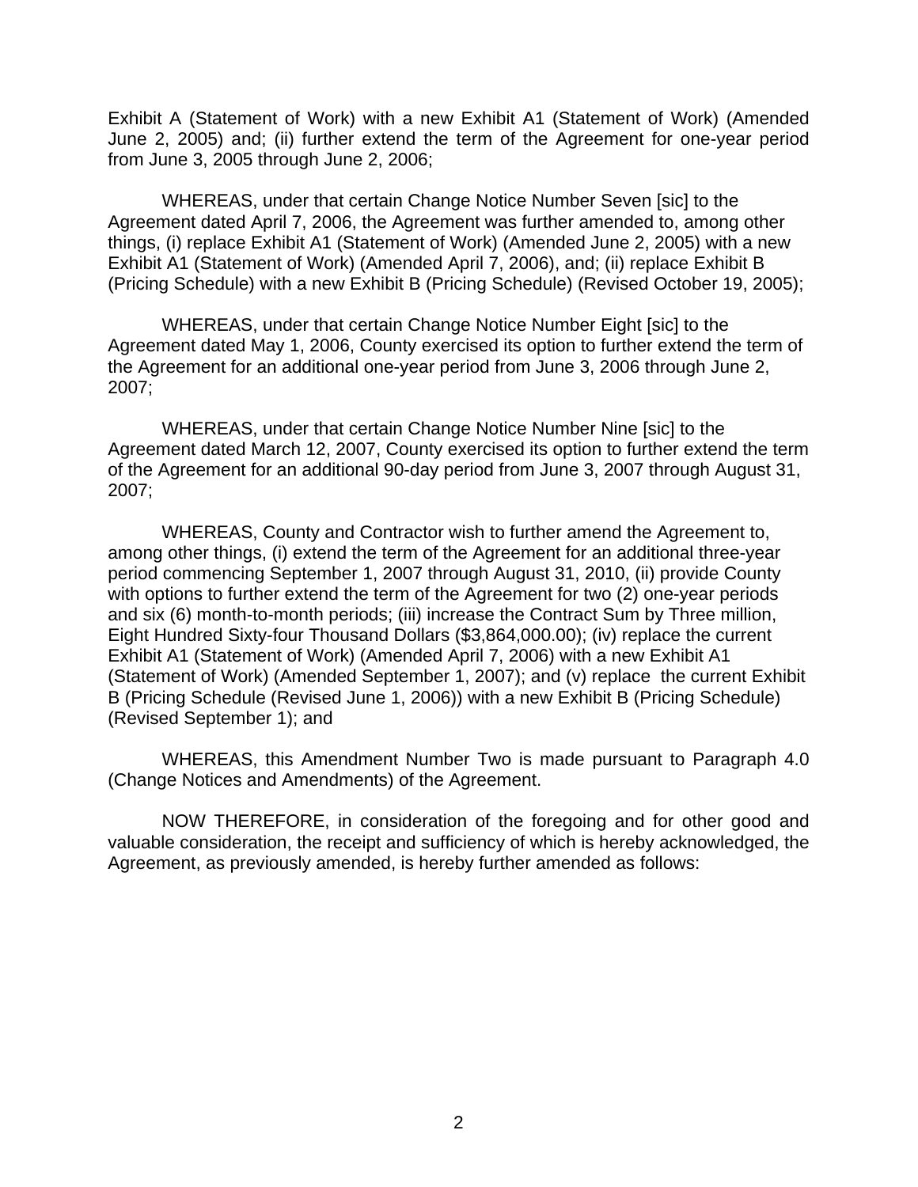Exhibit A (Statement of Work) with a new Exhibit A1 (Statement of Work) (Amended June 2, 2005) and; (ii) further extend the term of the Agreement for one-year period from June 3, 2005 through June 2, 2006;

WHEREAS, under that certain Change Notice Number Seven [sic] to the Agreement dated April 7, 2006, the Agreement was further amended to, among other things, (i) replace Exhibit A1 (Statement of Work) (Amended June 2, 2005) with a new Exhibit A1 (Statement of Work) (Amended April 7, 2006), and; (ii) replace Exhibit B (Pricing Schedule) with a new Exhibit B (Pricing Schedule) (Revised October 19, 2005);

WHEREAS, under that certain Change Notice Number Eight [sic] to the Agreement dated May 1, 2006, County exercised its option to further extend the term of the Agreement for an additional one-year period from June 3, 2006 through June 2, 2007;

WHEREAS, under that certain Change Notice Number Nine [sic] to the Agreement dated March 12, 2007, County exercised its option to further extend the term of the Agreement for an additional 90-day period from June 3, 2007 through August 31, 2007;

WHEREAS, County and Contractor wish to further amend the Agreement to, among other things, (i) extend the term of the Agreement for an additional three-year period commencing September 1, 2007 through August 31, 2010, (ii) provide County with options to further extend the term of the Agreement for two (2) one-year periods and six (6) month-to-month periods; (iii) increase the Contract Sum by Three million, Eight Hundred Sixty-four Thousand Dollars ($3,864,000.00); (iv) replace the current Exhibit A1 (Statement of Work) (Amended April 7, 2006) with a new Exhibit A1 (Statement of Work) (Amended September 1, 2007); and (v) replace the current Exhibit B (Pricing Schedule (Revised June 1, 2006)) with a new Exhibit B (Pricing Schedule) (Revised September 1); and

WHEREAS, this Amendment Number Two is made pursuant to Paragraph 4.0 (Change Notices and Amendments) of the Agreement.

NOW THEREFORE, in consideration of the foregoing and for other good and valuable consideration, the receipt and sufficiency of which is hereby acknowledged, the Agreement, as previously amended, is hereby further amended as follows: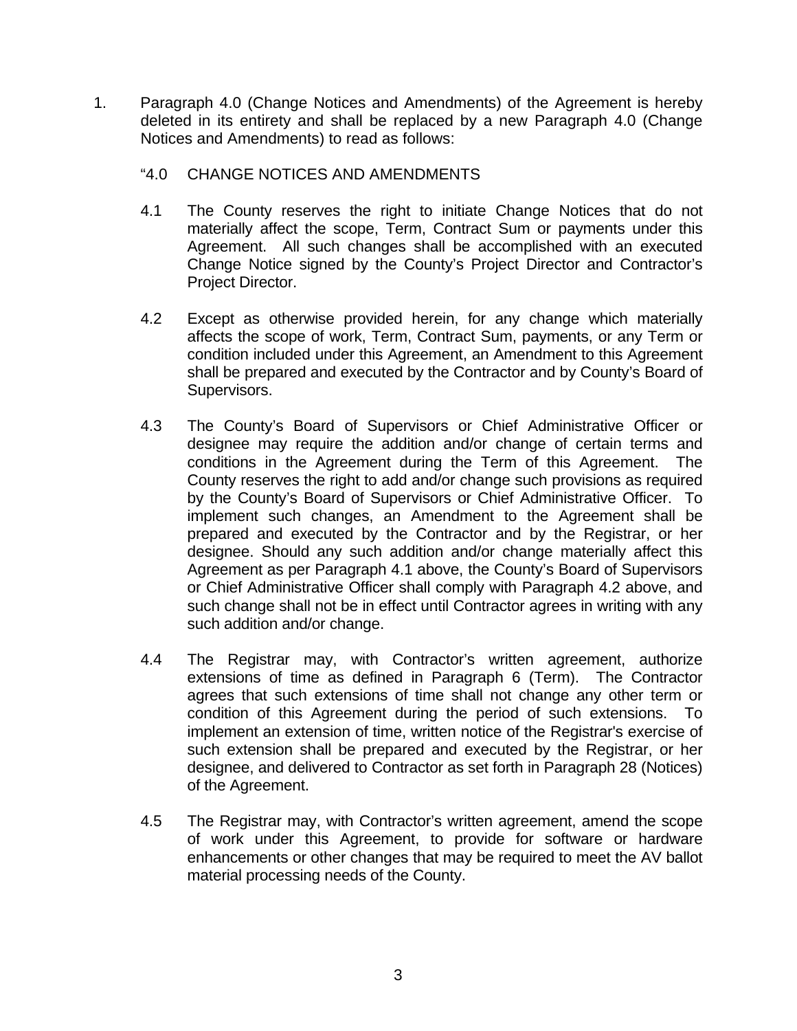1. Paragraph 4.0 (Change Notices and Amendments) of the Agreement is hereby deleted in its entirety and shall be replaced by a new Paragraph 4.0 (Change Notices and Amendments) to read as follows:

   "4.0 CHANGE NOTICES AND AMENDMENTS

   4.1 The County reserves the right to initiate Change Notices that do not materially affect the scope, Term, Contract Sum or payments under this Agreement. All such changes shall be accomplished with an executed Change Notice signed by the County's Project Director and Contractor's Project Director.

   4.2 Except as otherwise provided herein, for any change which materially affects the scope of work, Term, Contract Sum, payments, or any Term or condition included under this Agreement, an Amendment to this Agreement shall be prepared and executed by the Contractor and by County's Board of Supervisors.

   4.3 The County's Board of Supervisors or Chief Administrative Officer or designee may require the addition and/or change of certain terms and conditions in the Agreement during the Term of this Agreement. The County reserves the right to add and/or change such provisions as required by the County's Board of Supervisors or Chief Administrative Officer. To implement such changes, an Amendment to the Agreement shall be prepared and executed by the Contractor and by the Registrar, or her designee. Should any such addition and/or change materially affect this Agreement as per Paragraph 4.1 above, the County's Board of Supervisors or Chief Administrative Officer shall comply with Paragraph 4.2 above, and such change shall not be in effect until Contractor agrees in writing with any such addition and/or change.

   4.4 The Registrar may, with Contractor's written agreement, authorize extensions of time as defined in Paragraph 6 (Term). The Contractor agrees that such extensions of time shall not change any other term or condition of this Agreement during the period of such extensions. To implement an extension of time, written notice of the Registrar's exercise of such extension shall be prepared and executed by the Registrar, or her designee, and delivered to Contractor as set forth in Paragraph 28 (Notices) of the Agreement.

   4.5 The Registrar may, with Contractor's written agreement, amend the scope of work under this Agreement, to provide for software or hardware enhancements or other changes that may be required to meet the AV ballot material processing needs of the County.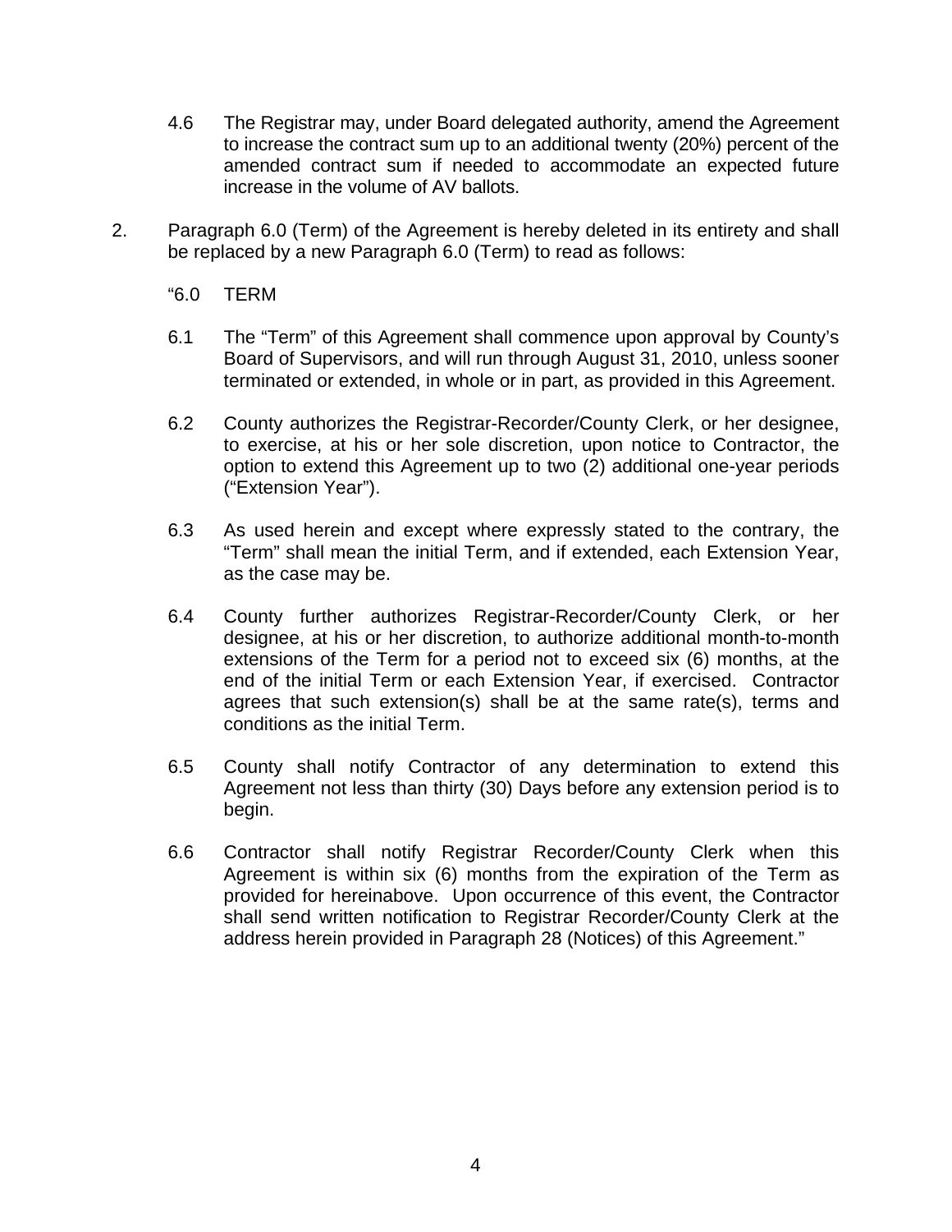4.6 The Registrar may, under Board delegated authority, amend the Agreement to increase the contract sum up to an additional twenty (20%) percent of the amended contract sum if needed to accommodate an expected future increase in the volume of AV ballots.

2. Paragraph 6.0 (Term) of the Agreement is hereby deleted in its entirety and shall be replaced by a new Paragraph 6.0 (Term) to read as follows:

"6.0 TERM

6.1 The "Term" of this Agreement shall commence upon approval by County's Board of Supervisors, and will run through August 31, 2010, unless sooner terminated or extended, in whole or in part, as provided in this Agreement.

6.2 County authorizes the Registrar-Recorder/County Clerk, or her designee, to exercise, at his or her sole discretion, upon notice to Contractor, the option to extend this Agreement up to two (2) additional one-year periods ("Extension Year").

6.3 As used herein and except where expressly stated to the contrary, the "Term" shall mean the initial Term, and if extended, each Extension Year, as the case may be.

6.4 County further authorizes Registrar-Recorder/County Clerk, or her designee, at his or her discretion, to authorize additional month-to-month extensions of the Term for a period not to exceed six (6) months, at the end of the initial Term or each Extension Year, if exercised. Contractor agrees that such extension(s) shall be at the same rate(s), terms and conditions as the initial Term.

6.5 County shall notify Contractor of any determination to extend this Agreement not less than thirty (30) Days before any extension period is to begin.

6.6 Contractor shall notify Registrar Recorder/County Clerk when this Agreement is within six (6) months from the expiration of the Term as provided for hereinabove. Upon occurrence of this event, the Contractor shall send written notification to Registrar Recorder/County Clerk at the address herein provided in Paragraph 28 (Notices) of this Agreement."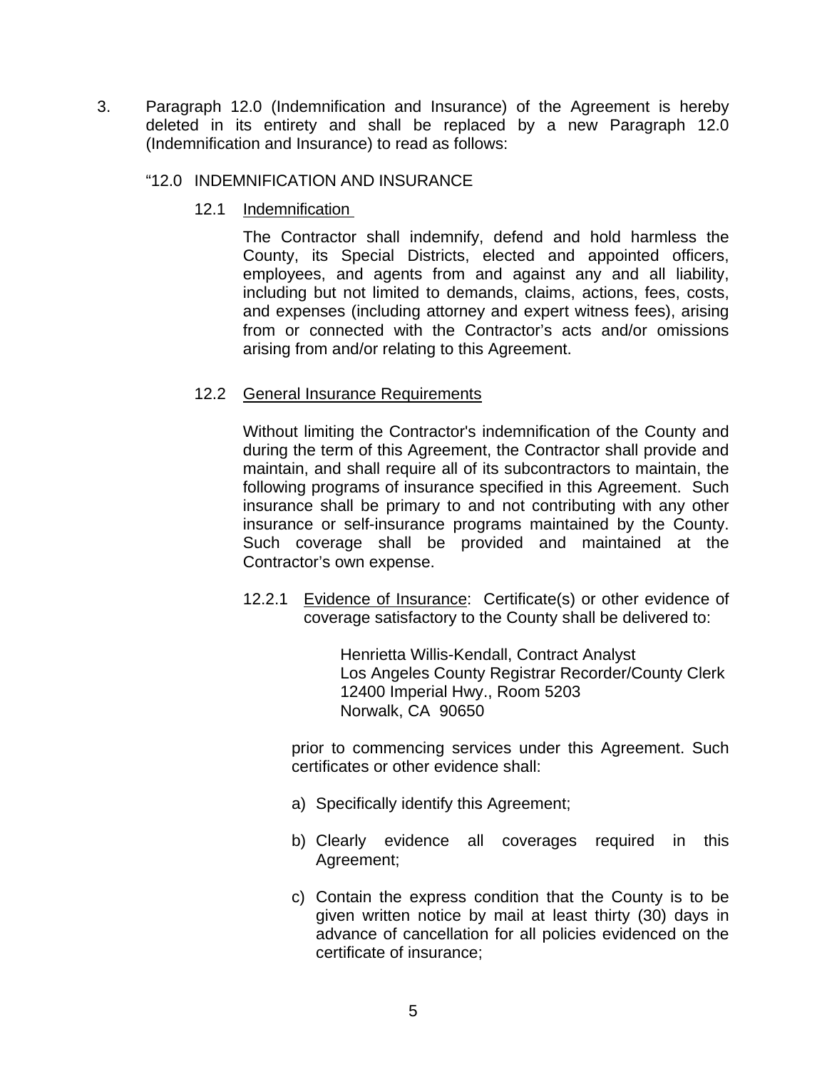3. Paragraph 12.0 (Indemnification and Insurance) of the Agreement is hereby deleted in its entirety and shall be replaced by a new Paragraph 12.0 (Indemnification and Insurance) to read as follows:

"12.0 INDEMNIFICATION AND INSURANCE

12.1 Indemnification

The Contractor shall indemnify, defend and hold harmless the County, its Special Districts, elected and appointed officers, employees, and agents from and against any and all liability, including but not limited to demands, claims, actions, fees, costs, and expenses (including attorney and expert witness fees), arising from or connected with the Contractor's acts and/or omissions arising from and/or relating to this Agreement.

12.2 General Insurance Requirements

Without limiting the Contractor's indemnification of the County and during the term of this Agreement, the Contractor shall provide and maintain, and shall require all of its subcontractors to maintain, the following programs of insurance specified in this Agreement. Such insurance shall be primary to and not contributing with any other insurance or self-insurance programs maintained by the County. Such coverage shall be provided and maintained at the Contractor's own expense.

12.2.1 Evidence of Insurance: Certificate(s) or other evidence of coverage satisfactory to the County shall be delivered to:

Henrietta Willis-Kendall, Contract Analyst
Los Angeles County Registrar Recorder/County Clerk
12400 Imperial Hwy., Room 5203
Norwalk, CA 90650

prior to commencing services under this Agreement. Such certificates or other evidence shall:

a) Specifically identify this Agreement;

b) Clearly evidence all coverages required in this Agreement;

c) Contain the express condition that the County is to be given written notice by mail at least thirty (30) days in advance of cancellation for all policies evidenced on the certificate of insurance;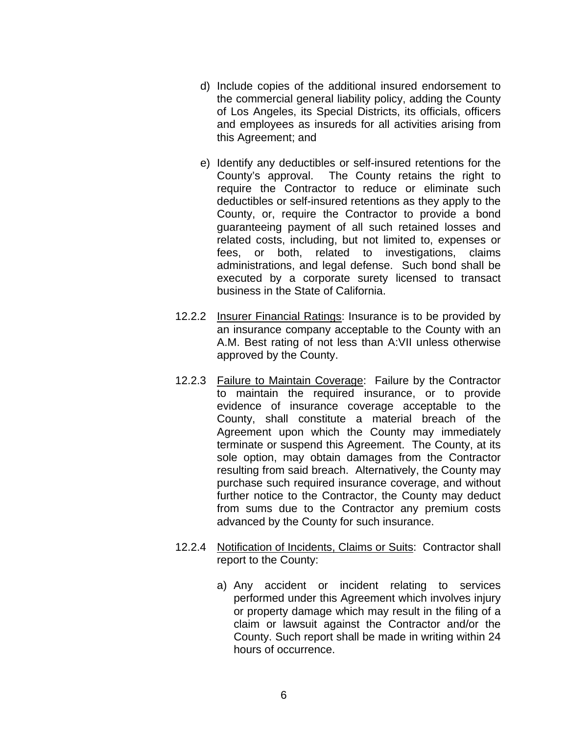d) Include copies of the additional insured endorsement to the commercial general liability policy, adding the County of Los Angeles, its Special Districts, its officials, officers and employees as insureds for all activities arising from this Agreement; and

e) Identify any deductibles or self-insured retentions for the County's approval. The County retains the right to require the Contractor to reduce or eliminate such deductibles or self-insured retentions as they apply to the County, or, require the Contractor to provide a bond guaranteeing payment of all such retained losses and related costs, including, but not limited to, expenses or fees, or both, related to investigations, claims administrations, and legal defense. Such bond shall be executed by a corporate surety licensed to transact business in the State of California.

12.2.2 Insurer Financial Ratings: Insurance is to be provided by an insurance company acceptable to the County with an A.M. Best rating of not less than A:VII unless otherwise approved by the County.

12.2.3 Failure to Maintain Coverage: Failure by the Contractor to maintain the required insurance, or to provide evidence of insurance coverage acceptable to the County, shall constitute a material breach of the Agreement upon which the County may immediately terminate or suspend this Agreement. The County, at its sole option, may obtain damages from the Contractor resulting from said breach. Alternatively, the County may purchase such required insurance coverage, and without further notice to the Contractor, the County may deduct from sums due to the Contractor any premium costs advanced by the County for such insurance.

12.2.4 Notification of Incidents, Claims or Suits: Contractor shall report to the County:

a) Any accident or incident relating to services performed under this Agreement which involves injury or property damage which may result in the filing of a claim or lawsuit against the Contractor and/or the County. Such report shall be made in writing within 24 hours of occurrence.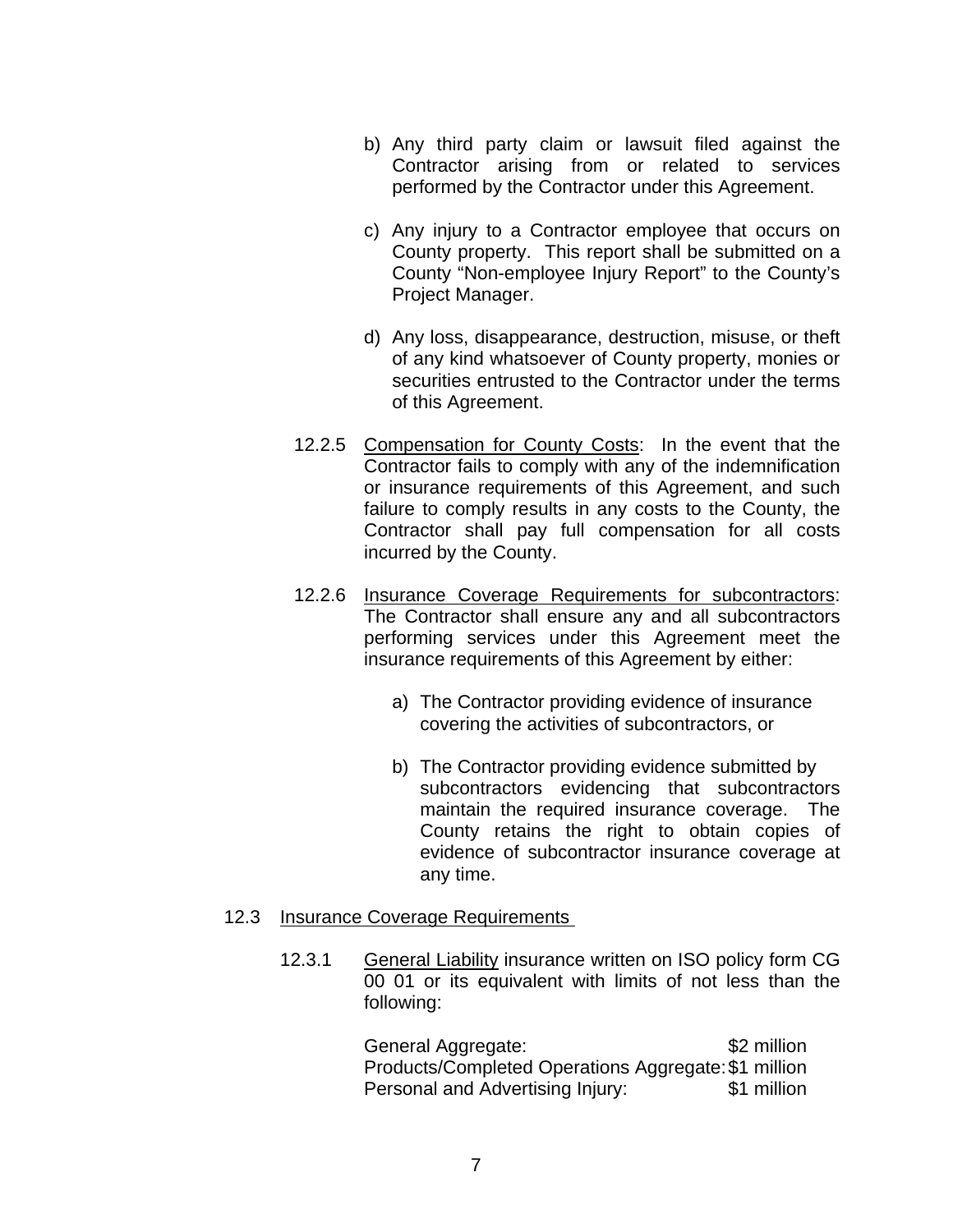b) Any third party claim or lawsuit filed against the Contractor arising from or related to services performed by the Contractor under this Agreement.

c) Any injury to a Contractor employee that occurs on County property. This report shall be submitted on a County "Non-employee Injury Report" to the County's Project Manager.

d) Any loss, disappearance, destruction, misuse, or theft of any kind whatsoever of County property, monies or securities entrusted to the Contractor under the terms of this Agreement.

12.2.5 Compensation for County Costs: In the event that the Contractor fails to comply with any of the indemnification or insurance requirements of this Agreement, and such failure to comply results in any costs to the County, the Contractor shall pay full compensation for all costs incurred by the County.

12.2.6 Insurance Coverage Requirements for subcontractors: The Contractor shall ensure any and all subcontractors performing services under this Agreement meet the insurance requirements of this Agreement by either:

a) The Contractor providing evidence of insurance covering the activities of subcontractors, or

b) The Contractor providing evidence submitted by subcontractors evidencing that subcontractors maintain the required insurance coverage. The County retains the right to obtain copies of evidence of subcontractor insurance coverage at any time.

12.3 Insurance Coverage Requirements

12.3.1 General Liability insurance written on ISO policy form CG 00 01 or its equivalent with limits of not less than the following:

| | |
|---|---|
| General Aggregate: | $2 million |
| Products/Completed Operations Aggregate: | $1 million |
| Personal and Advertising Injury: | $1 million |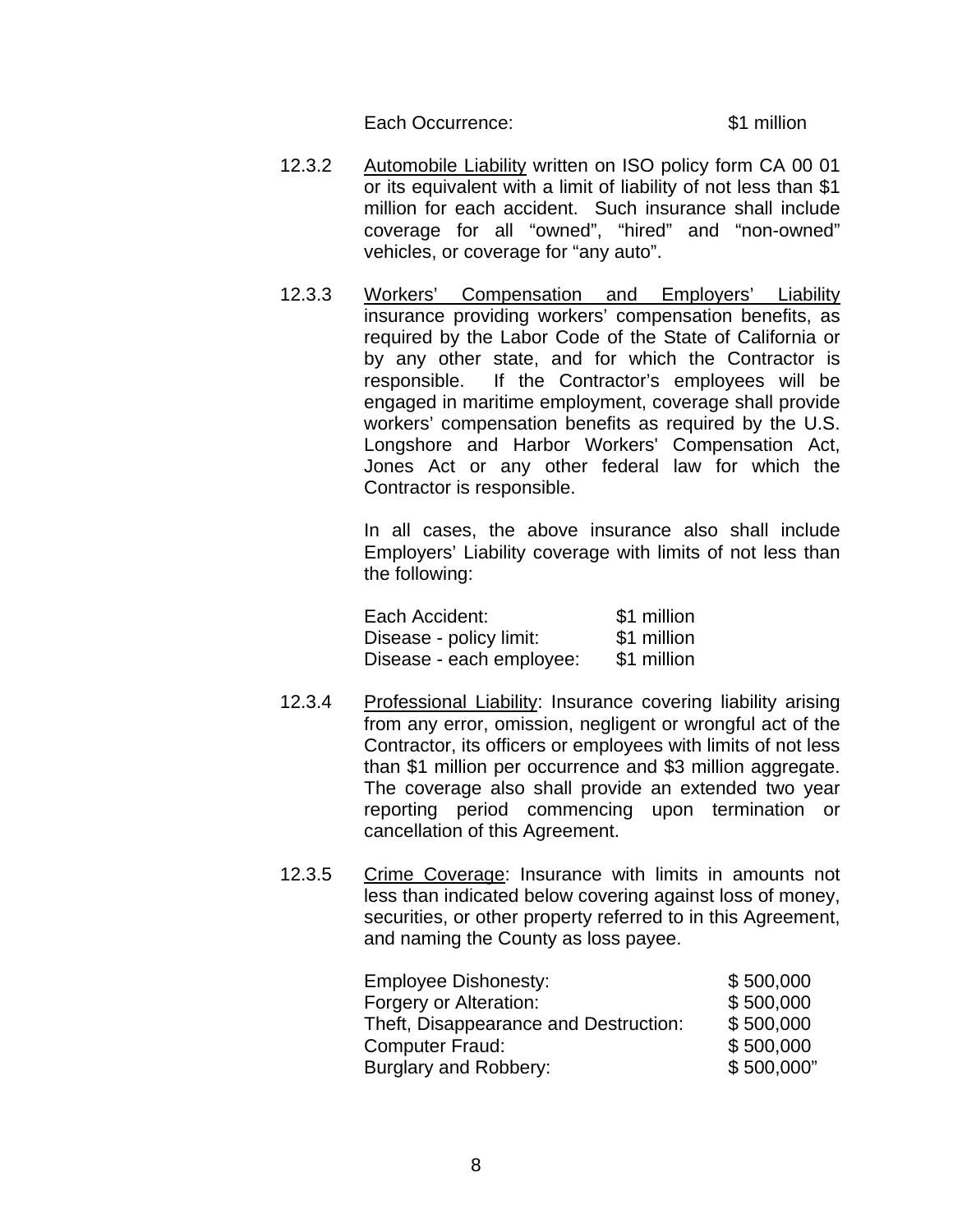Each Occurrence: $1 million

12.3.2 Automobile Liability written on ISO policy form CA 00 01 or its equivalent with a limit of liability of not less than $1 million for each accident. Such insurance shall include coverage for all "owned", "hired" and "non-owned" vehicles, or coverage for "any auto".

12.3.3 Workers' Compensation and Employers' Liability insurance providing workers' compensation benefits, as required by the Labor Code of the State of California or by any other state, and for which the Contractor is responsible. If the Contractor's employees will be engaged in maritime employment, coverage shall provide workers' compensation benefits as required by the U.S. Longshore and Harbor Workers' Compensation Act, Jones Act or any other federal law for which the Contractor is responsible.

In all cases, the above insurance also shall include Employers' Liability coverage with limits of not less than the following:

| | |
|---|---|
| Each Accident: | $1 million |
| Disease - policy limit: | $1 million |
| Disease - each employee: | $1 million |

12.3.4 Professional Liability: Insurance covering liability arising from any error, omission, negligent or wrongful act of the Contractor, its officers or employees with limits of not less than $1 million per occurrence and $3 million aggregate. The coverage also shall provide an extended two year reporting period commencing upon termination or cancellation of this Agreement.

12.3.5 Crime Coverage: Insurance with limits in amounts not less than indicated below covering against loss of money, securities, or other property referred to in this Agreement, and naming the County as loss payee.

| | |
|---|---|
| Employee Dishonesty: | $ 500,000 |
| Forgery or Alteration: | $ 500,000 |
| Theft, Disappearance and Destruction: | $ 500,000 |
| Computer Fraud: | $ 500,000 |
| Burglary and Robbery: | $ 500,000" |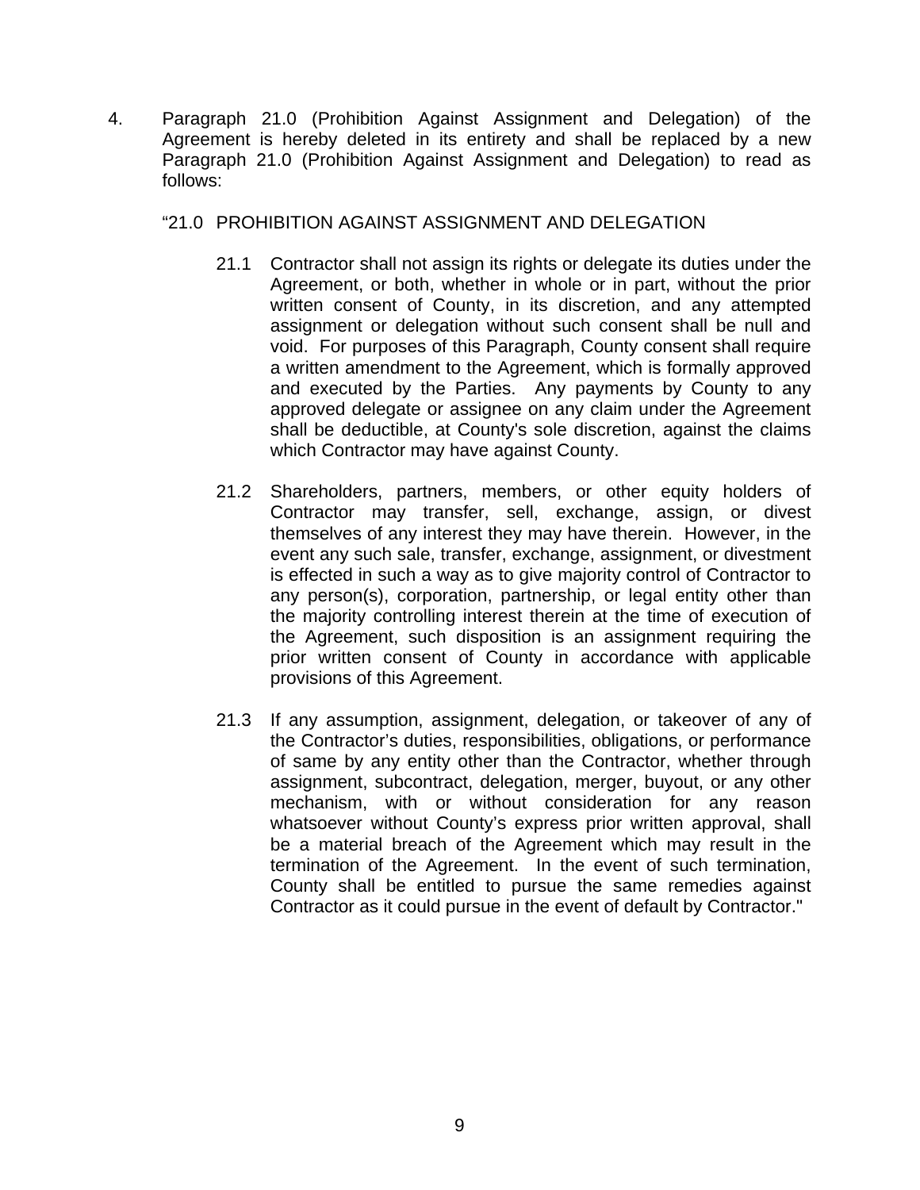4. Paragraph 21.0 (Prohibition Against Assignment and Delegation) of the Agreement is hereby deleted in its entirety and shall be replaced by a new Paragraph 21.0 (Prohibition Against Assignment and Delegation) to read as follows:

   "21.0 PROHIBITION AGAINST ASSIGNMENT AND DELEGATION

   21.1 Contractor shall not assign its rights or delegate its duties under the Agreement, or both, whether in whole or in part, without the prior written consent of County, in its discretion, and any attempted assignment or delegation without such consent shall be null and void. For purposes of this Paragraph, County consent shall require a written amendment to the Agreement, which is formally approved and executed by the Parties. Any payments by County to any approved delegate or assignee on any claim under the Agreement shall be deductible, at County's sole discretion, against the claims which Contractor may have against County.

   21.2 Shareholders, partners, members, or other equity holders of Contractor may transfer, sell, exchange, assign, or divest themselves of any interest they may have therein. However, in the event any such sale, transfer, exchange, assignment, or divestment is effected in such a way as to give majority control of Contractor to any person(s), corporation, partnership, or legal entity other than the majority controlling interest therein at the time of execution of the Agreement, such disposition is an assignment requiring the prior written consent of County in accordance with applicable provisions of this Agreement.

   21.3 If any assumption, assignment, delegation, or takeover of any of the Contractor's duties, responsibilities, obligations, or performance of same by any entity other than the Contractor, whether through assignment, subcontract, delegation, merger, buyout, or any other mechanism, with or without consideration for any reason whatsoever without County's express prior written approval, shall be a material breach of the Agreement which may result in the termination of the Agreement. In the event of such termination, County shall be entitled to pursue the same remedies against Contractor as it could pursue in the event of default by Contractor."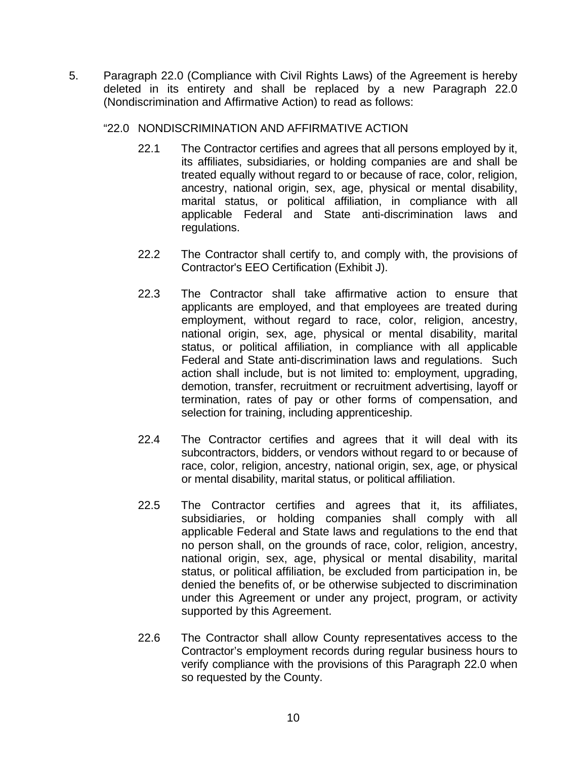5. Paragraph 22.0 (Compliance with Civil Rights Laws) of the Agreement is hereby deleted in its entirety and shall be replaced by a new Paragraph 22.0 (Nondiscrimination and Affirmative Action) to read as follows:

"22.0 NONDISCRIMINATION AND AFFIRMATIVE ACTION

22.1 The Contractor certifies and agrees that all persons employed by it, its affiliates, subsidiaries, or holding companies are and shall be treated equally without regard to or because of race, color, religion, ancestry, national origin, sex, age, physical or mental disability, marital status, or political affiliation, in compliance with all applicable Federal and State anti-discrimination laws and regulations.

22.2 The Contractor shall certify to, and comply with, the provisions of Contractor's EEO Certification (Exhibit J).

22.3 The Contractor shall take affirmative action to ensure that applicants are employed, and that employees are treated during employment, without regard to race, color, religion, ancestry, national origin, sex, age, physical or mental disability, marital status, or political affiliation, in compliance with all applicable Federal and State anti-discrimination laws and regulations. Such action shall include, but is not limited to: employment, upgrading, demotion, transfer, recruitment or recruitment advertising, layoff or termination, rates of pay or other forms of compensation, and selection for training, including apprenticeship.

22.4 The Contractor certifies and agrees that it will deal with its subcontractors, bidders, or vendors without regard to or because of race, color, religion, ancestry, national origin, sex, age, or physical or mental disability, marital status, or political affiliation.

22.5 The Contractor certifies and agrees that it, its affiliates, subsidiaries, or holding companies shall comply with all applicable Federal and State laws and regulations to the end that no person shall, on the grounds of race, color, religion, ancestry, national origin, sex, age, physical or mental disability, marital status, or political affiliation, be excluded from participation in, be denied the benefits of, or be otherwise subjected to discrimination under this Agreement or under any project, program, or activity supported by this Agreement.

22.6 The Contractor shall allow County representatives access to the Contractor's employment records during regular business hours to verify compliance with the provisions of this Paragraph 22.0 when so requested by the County.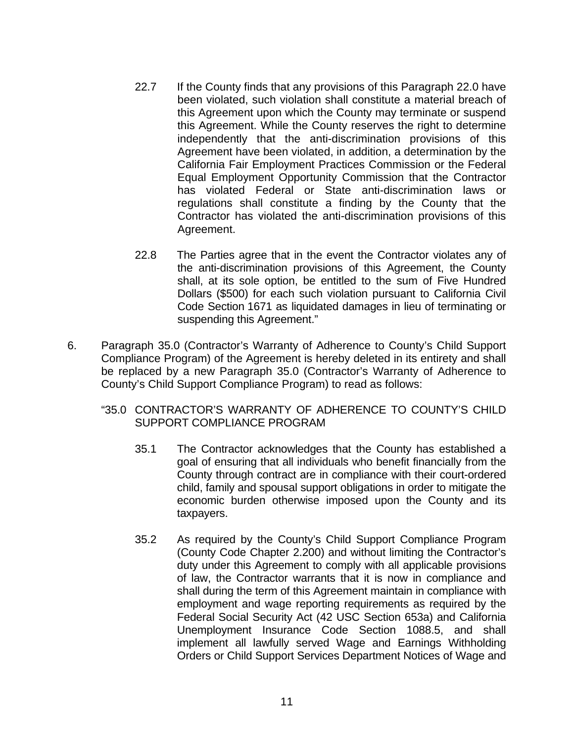22.7 If the County finds that any provisions of this Paragraph 22.0 have been violated, such violation shall constitute a material breach of this Agreement upon which the County may terminate or suspend this Agreement. While the County reserves the right to determine independently that the anti-discrimination provisions of this Agreement have been violated, in addition, a determination by the California Fair Employment Practices Commission or the Federal Equal Employment Opportunity Commission that the Contractor has violated Federal or State anti-discrimination laws or regulations shall constitute a finding by the County that the Contractor has violated the anti-discrimination provisions of this Agreement.

22.8 The Parties agree that in the event the Contractor violates any of the anti-discrimination provisions of this Agreement, the County shall, at its sole option, be entitled to the sum of Five Hundred Dollars ($500) for each such violation pursuant to California Civil Code Section 1671 as liquidated damages in lieu of terminating or suspending this Agreement."

6. Paragraph 35.0 (Contractor's Warranty of Adherence to County's Child Support Compliance Program) of the Agreement is hereby deleted in its entirety and shall be replaced by a new Paragraph 35.0 (Contractor's Warranty of Adherence to County's Child Support Compliance Program) to read as follows:

"35.0 CONTRACTOR'S WARRANTY OF ADHERENCE TO COUNTY'S CHILD SUPPORT COMPLIANCE PROGRAM

35.1 The Contractor acknowledges that the County has established a goal of ensuring that all individuals who benefit financially from the County through contract are in compliance with their court-ordered child, family and spousal support obligations in order to mitigate the economic burden otherwise imposed upon the County and its taxpayers.

35.2 As required by the County's Child Support Compliance Program (County Code Chapter 2.200) and without limiting the Contractor's duty under this Agreement to comply with all applicable provisions of law, the Contractor warrants that it is now in compliance and shall during the term of this Agreement maintain in compliance with employment and wage reporting requirements as required by the Federal Social Security Act (42 USC Section 653a) and California Unemployment Insurance Code Section 1088.5, and shall implement all lawfully served Wage and Earnings Withholding Orders or Child Support Services Department Notices of Wage and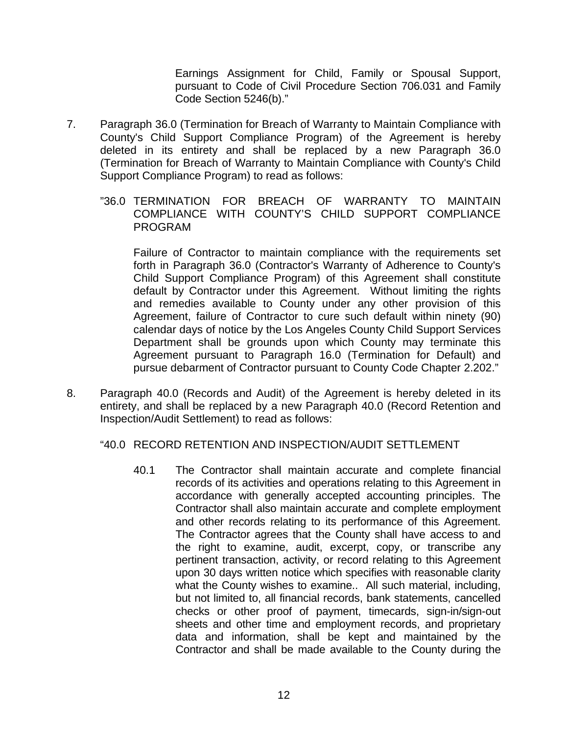Earnings Assignment for Child, Family or Spousal Support, pursuant to Code of Civil Procedure Section 706.031 and Family Code Section 5246(b)."

7. Paragraph 36.0 (Termination for Breach of Warranty to Maintain Compliance with County's Child Support Compliance Program) of the Agreement is hereby deleted in its entirety and shall be replaced by a new Paragraph 36.0 (Termination for Breach of Warranty to Maintain Compliance with County's Child Support Compliance Program) to read as follows:

   "36.0 TERMINATION FOR BREACH OF WARRANTY TO MAINTAIN COMPLIANCE WITH COUNTY'S CHILD SUPPORT COMPLIANCE PROGRAM

   Failure of Contractor to maintain compliance with the requirements set forth in Paragraph 36.0 (Contractor's Warranty of Adherence to County's Child Support Compliance Program) of this Agreement shall constitute default by Contractor under this Agreement. Without limiting the rights and remedies available to County under any other provision of this Agreement, failure of Contractor to cure such default within ninety (90) calendar days of notice by the Los Angeles County Child Support Services Department shall be grounds upon which County may terminate this Agreement pursuant to Paragraph 16.0 (Termination for Default) and pursue debarment of Contractor pursuant to County Code Chapter 2.202."

8. Paragraph 40.0 (Records and Audit) of the Agreement is hereby deleted in its entirety, and shall be replaced by a new Paragraph 40.0 (Record Retention and Inspection/Audit Settlement) to read as follows:

   "40.0 RECORD RETENTION AND INSPECTION/AUDIT SETTLEMENT

   40.1 The Contractor shall maintain accurate and complete financial records of its activities and operations relating to this Agreement in accordance with generally accepted accounting principles. The Contractor shall also maintain accurate and complete employment and other records relating to its performance of this Agreement. The Contractor agrees that the County shall have access to and the right to examine, audit, excerpt, copy, or transcribe any pertinent transaction, activity, or record relating to this Agreement upon 30 days written notice which specifies with reasonable clarity what the County wishes to examine.. All such material, including, but not limited to, all financial records, bank statements, cancelled checks or other proof of payment, timecards, sign-in/sign-out sheets and other time and employment records, and proprietary data and information, shall be kept and maintained by the Contractor and shall be made available to the County during the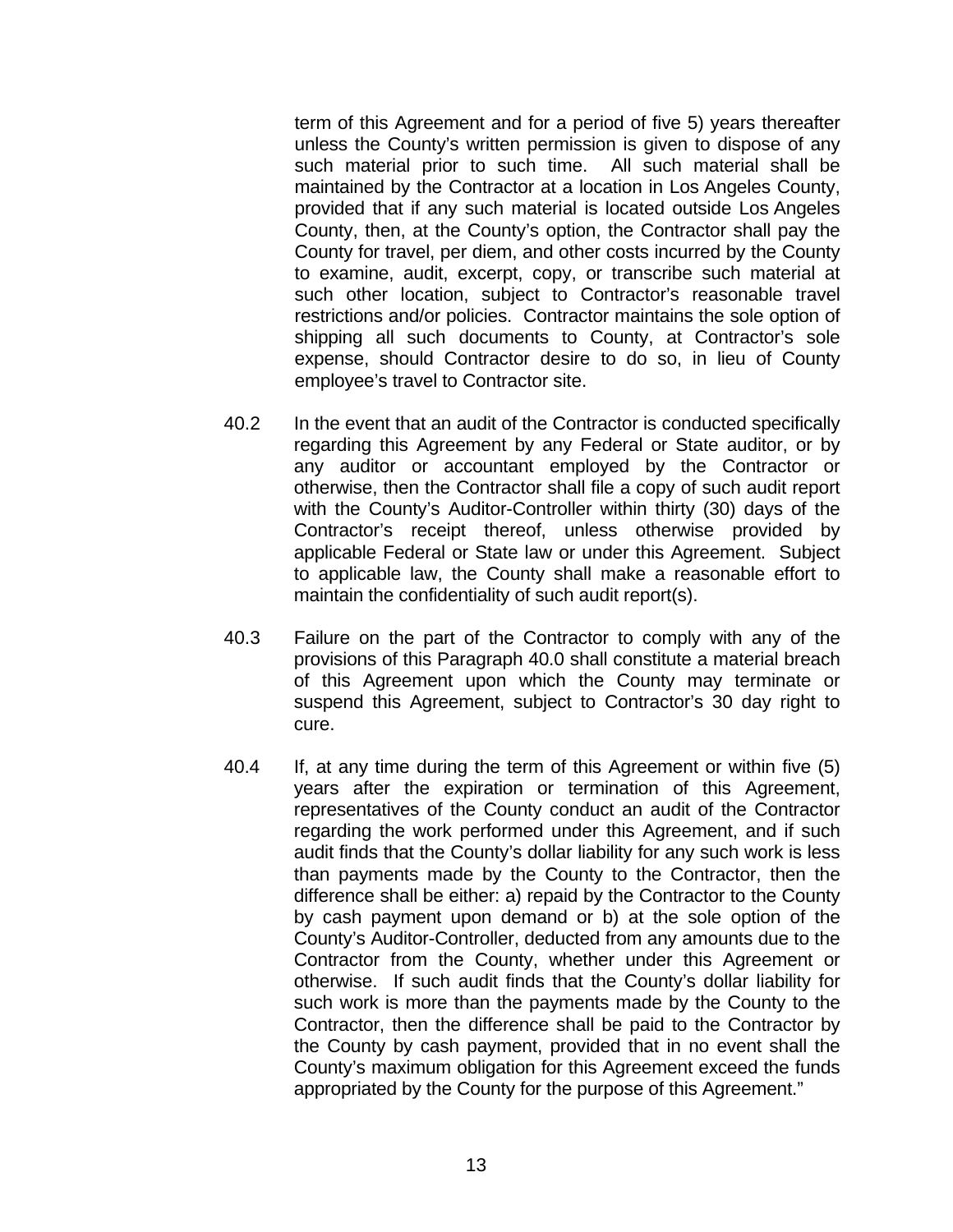term of this Agreement and for a period of five 5) years thereafter unless the County's written permission is given to dispose of any such material prior to such time. All such material shall be maintained by the Contractor at a location in Los Angeles County, provided that if any such material is located outside Los Angeles County, then, at the County's option, the Contractor shall pay the County for travel, per diem, and other costs incurred by the County to examine, audit, excerpt, copy, or transcribe such material at such other location, subject to Contractor's reasonable travel restrictions and/or policies. Contractor maintains the sole option of shipping all such documents to County, at Contractor's sole expense, should Contractor desire to do so, in lieu of County employee's travel to Contractor site.

40.2 In the event that an audit of the Contractor is conducted specifically regarding this Agreement by any Federal or State auditor, or by any auditor or accountant employed by the Contractor or otherwise, then the Contractor shall file a copy of such audit report with the County's Auditor-Controller within thirty (30) days of the Contractor's receipt thereof, unless otherwise provided by applicable Federal or State law or under this Agreement. Subject to applicable law, the County shall make a reasonable effort to maintain the confidentiality of such audit report(s).

40.3 Failure on the part of the Contractor to comply with any of the provisions of this Paragraph 40.0 shall constitute a material breach of this Agreement upon which the County may terminate or suspend this Agreement, subject to Contractor's 30 day right to cure.

40.4 If, at any time during the term of this Agreement or within five (5) years after the expiration or termination of this Agreement, representatives of the County conduct an audit of the Contractor regarding the work performed under this Agreement, and if such audit finds that the County's dollar liability for any such work is less than payments made by the County to the Contractor, then the difference shall be either: a) repaid by the Contractor to the County by cash payment upon demand or b) at the sole option of the County's Auditor-Controller, deducted from any amounts due to the Contractor from the County, whether under this Agreement or otherwise. If such audit finds that the County's dollar liability for such work is more than the payments made by the County to the Contractor, then the difference shall be paid to the Contractor by the County by cash payment, provided that in no event shall the County's maximum obligation for this Agreement exceed the funds appropriated by the County for the purpose of this Agreement."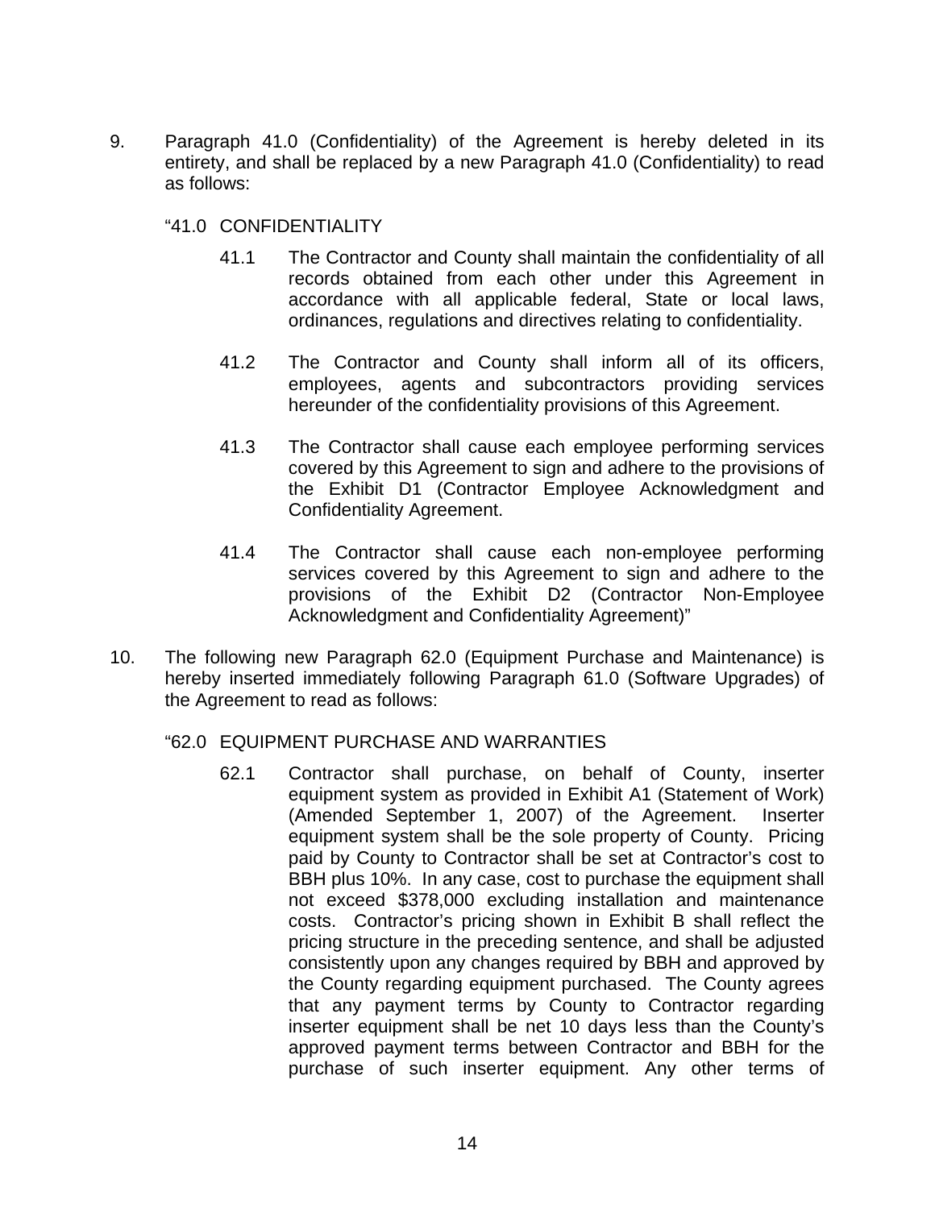9. Paragraph 41.0 (Confidentiality) of the Agreement is hereby deleted in its entirety, and shall be replaced by a new Paragraph 41.0 (Confidentiality) to read as follows:

   "41.0 CONFIDENTIALITY

   41.1 The Contractor and County shall maintain the confidentiality of all records obtained from each other under this Agreement in accordance with all applicable federal, State or local laws, ordinances, regulations and directives relating to confidentiality.

   41.2 The Contractor and County shall inform all of its officers, employees, agents and subcontractors providing services hereunder of the confidentiality provisions of this Agreement.

   41.3 The Contractor shall cause each employee performing services covered by this Agreement to sign and adhere to the provisions of the Exhibit D1 (Contractor Employee Acknowledgment and Confidentiality Agreement.

   41.4 The Contractor shall cause each non-employee performing services covered by this Agreement to sign and adhere to the provisions of the Exhibit D2 (Contractor Non-Employee Acknowledgment and Confidentiality Agreement)"

10. The following new Paragraph 62.0 (Equipment Purchase and Maintenance) is hereby inserted immediately following Paragraph 61.0 (Software Upgrades) of the Agreement to read as follows:

   "62.0 EQUIPMENT PURCHASE AND WARRANTIES

   62.1 Contractor shall purchase, on behalf of County, inserter equipment system as provided in Exhibit A1 (Statement of Work) (Amended September 1, 2007) of the Agreement. Inserter equipment system shall be the sole property of County. Pricing paid by County to Contractor shall be set at Contractor's cost to BBH plus 10%. In any case, cost to purchase the equipment shall not exceed $378,000 excluding installation and maintenance costs. Contractor's pricing shown in Exhibit B shall reflect the pricing structure in the preceding sentence, and shall be adjusted consistently upon any changes required by BBH and approved by the County regarding equipment purchased. The County agrees that any payment terms by County to Contractor regarding inserter equipment shall be net 10 days less than the County's approved payment terms between Contractor and BBH for the purchase of such inserter equipment. Any other terms of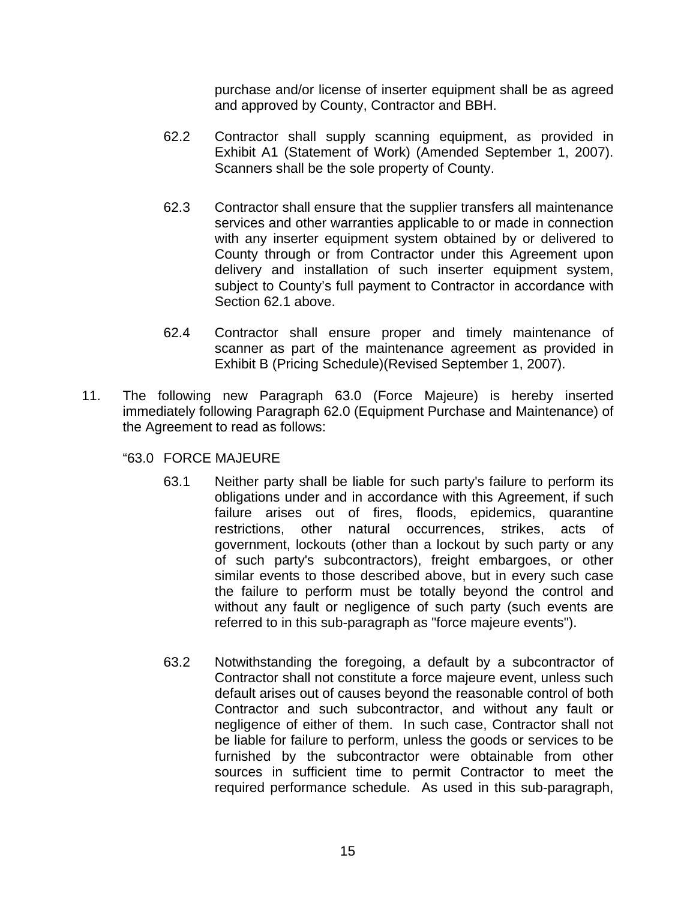purchase and/or license of inserter equipment shall be as agreed and approved by County, Contractor and BBH.

62.2 Contractor shall supply scanning equipment, as provided in Exhibit A1 (Statement of Work) (Amended September 1, 2007). Scanners shall be the sole property of County.

62.3 Contractor shall ensure that the supplier transfers all maintenance services and other warranties applicable to or made in connection with any inserter equipment system obtained by or delivered to County through or from Contractor under this Agreement upon delivery and installation of such inserter equipment system, subject to County's full payment to Contractor in accordance with Section 62.1 above.

62.4 Contractor shall ensure proper and timely maintenance of scanner as part of the maintenance agreement as provided in Exhibit B (Pricing Schedule)(Revised September 1, 2007).

11. The following new Paragraph 63.0 (Force Majeure) is hereby inserted immediately following Paragraph 62.0 (Equipment Purchase and Maintenance) of the Agreement to read as follows:

"63.0 FORCE MAJEURE

63.1 Neither party shall be liable for such party's failure to perform its obligations under and in accordance with this Agreement, if such failure arises out of fires, floods, epidemics, quarantine restrictions, other natural occurrences, strikes, acts of government, lockouts (other than a lockout by such party or any of such party's subcontractors), freight embargoes, or other similar events to those described above, but in every such case the failure to perform must be totally beyond the control and without any fault or negligence of such party (such events are referred to in this sub-paragraph as "force majeure events").

63.2 Notwithstanding the foregoing, a default by a subcontractor of Contractor shall not constitute a force majeure event, unless such default arises out of causes beyond the reasonable control of both Contractor and such subcontractor, and without any fault or negligence of either of them. In such case, Contractor shall not be liable for failure to perform, unless the goods or services to be furnished by the subcontractor were obtainable from other sources in sufficient time to permit Contractor to meet the required performance schedule. As used in this sub-paragraph,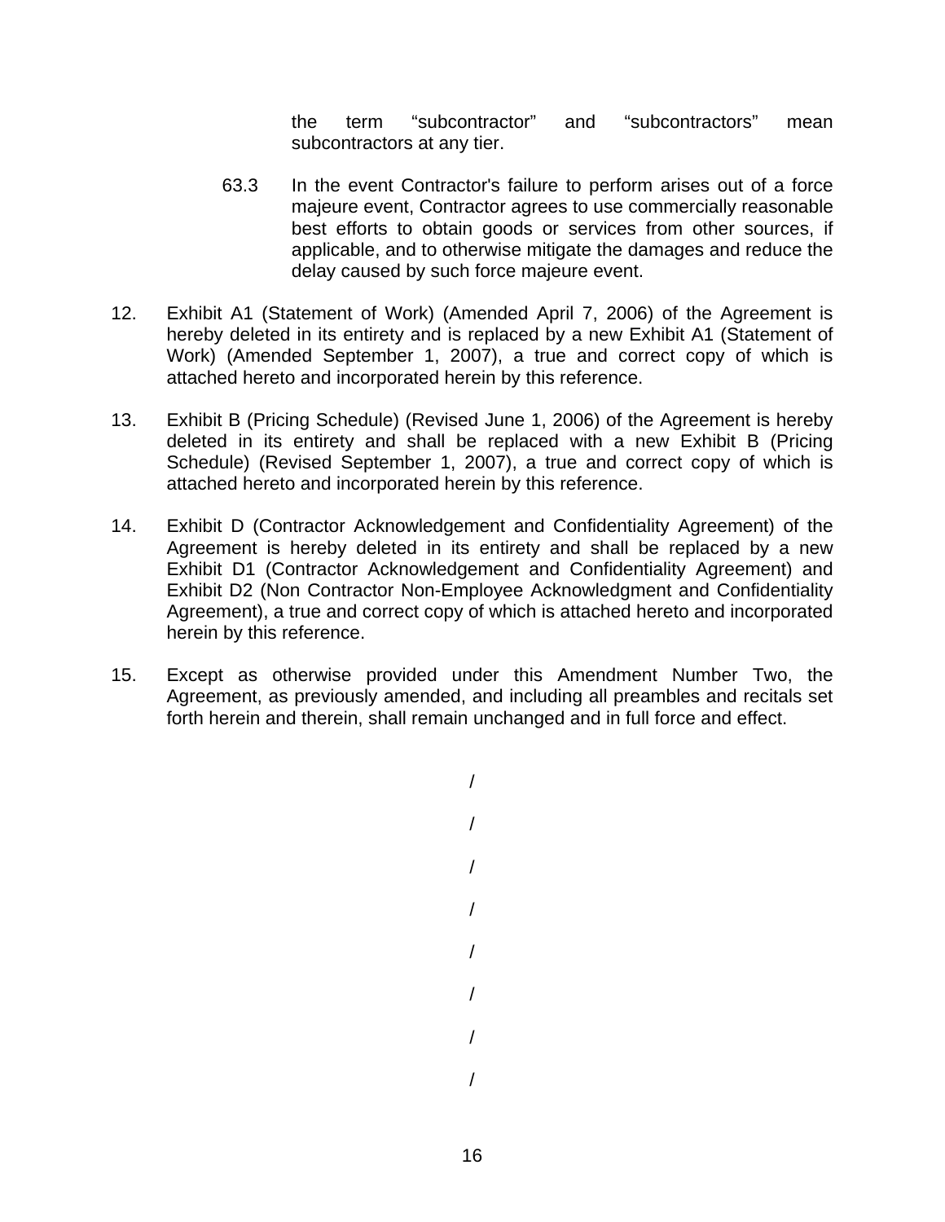the term "subcontractor" and "subcontractors" mean subcontractors at any tier.

63.3 In the event Contractor's failure to perform arises out of a force majeure event, Contractor agrees to use commercially reasonable best efforts to obtain goods or services from other sources, if applicable, and to otherwise mitigate the damages and reduce the delay caused by such force majeure event.

12. Exhibit A1 (Statement of Work) (Amended April 7, 2006) of the Agreement is hereby deleted in its entirety and is replaced by a new Exhibit A1 (Statement of Work) (Amended September 1, 2007), a true and correct copy of which is attached hereto and incorporated herein by this reference.

13. Exhibit B (Pricing Schedule) (Revised June 1, 2006) of the Agreement is hereby deleted in its entirety and shall be replaced with a new Exhibit B (Pricing Schedule) (Revised September 1, 2007), a true and correct copy of which is attached hereto and incorporated herein by this reference.

14. Exhibit D (Contractor Acknowledgement and Confidentiality Agreement) of the Agreement is hereby deleted in its entirety and shall be replaced by a new Exhibit D1 (Contractor Acknowledgement and Confidentiality Agreement) and Exhibit D2 (Non Contractor Non-Employee Acknowledgment and Confidentiality Agreement), a true and correct copy of which is attached hereto and incorporated herein by this reference.

15. Except as otherwise provided under this Amendment Number Two, the Agreement, as previously amended, and including all preambles and recitals set forth herein and therein, shall remain unchanged and in full force and effect.

/

/

/

/

/

/

/

/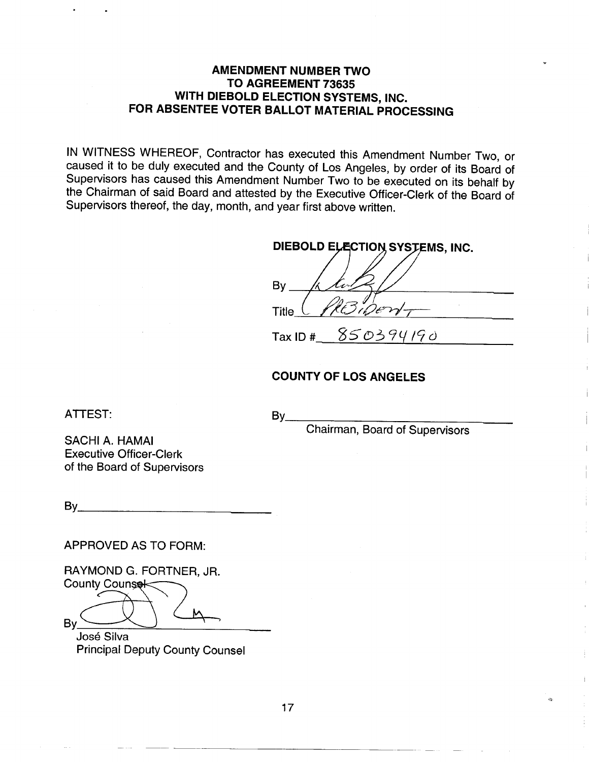**AMENDMENT NUMBER TWO**
**TO AGREEMENT 73635**
**WITH DIEBOLD ELECTION SYSTEMS, INC.**
**FOR ABSENTEE VOTER BALLOT MATERIAL PROCESSING**

IN WITNESS WHEREOF, Contractor has executed this Amendment Number Two, or caused it to be duly executed and the County of Los Angeles, by order of its Board of Supervisors has caused this Amendment Number Two to be executed on its behalf by the Chairman of said Board and attested by the Executive Officer-Clerk of the Board of Supervisors thereof, the day, month, and year first above written.

**DIEBOLD ELECTION SYSTEMS, INC.**

By ____________________

Title President

Tax ID # 850394190

**COUNTY OF LOS ANGELES**

By ____________________
Chairman, Board of Supervisors

ATTEST:

SACHI A. HAMAI
Executive Officer-Clerk
of the Board of Supervisors

By ____________________

APPROVED AS TO FORM:

RAYMOND G. FORTNER, JR.
County Counsel

By ____________________
José Silva
Principal Deputy County Counsel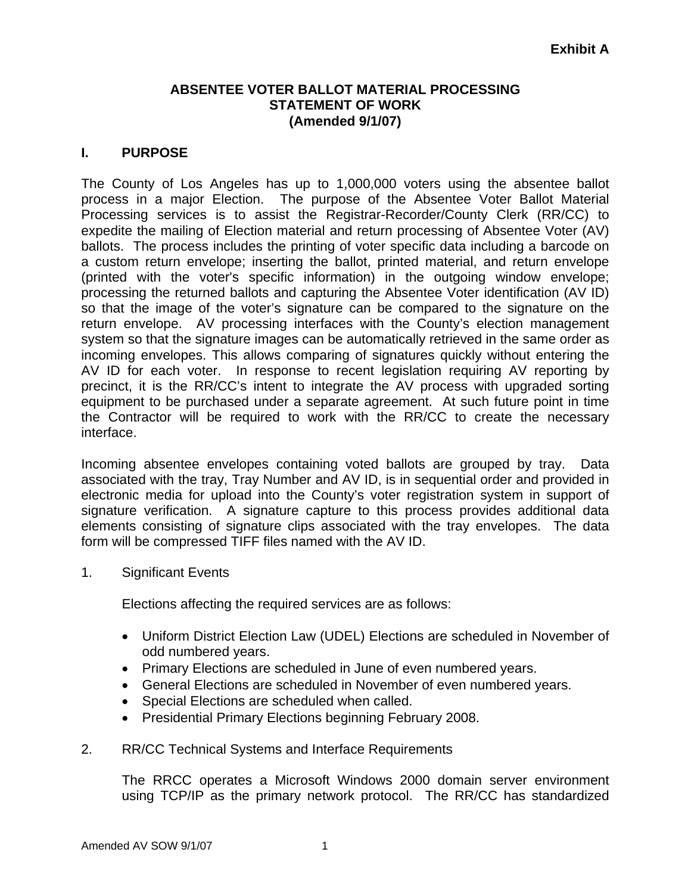**Exhibit A**

# ABSENTEE VOTER BALLOT MATERIAL PROCESSING
# STATEMENT OF WORK
# (Amended 9/1/07)

## I. PURPOSE

The County of Los Angeles has up to 1,000,000 voters using the absentee ballot process in a major Election. The purpose of the Absentee Voter Ballot Material Processing services is to assist the Registrar-Recorder/County Clerk (RR/CC) to expedite the mailing of Election material and return processing of Absentee Voter (AV) ballots. The process includes the printing of voter specific data including a barcode on a custom return envelope; inserting the ballot, printed material, and return envelope (printed with the voter's specific information) in the outgoing window envelope; processing the returned ballots and capturing the Absentee Voter identification (AV ID) so that the image of the voter's signature can be compared to the signature on the return envelope. AV processing interfaces with the County's election management system so that the signature images can be automatically retrieved in the same order as incoming envelopes. This allows comparing of signatures quickly without entering the AV ID for each voter. In response to recent legislation requiring AV reporting by precinct, it is the RR/CC's intent to integrate the AV process with upgraded sorting equipment to be purchased under a separate agreement. At such future point in time the Contractor will be required to work with the RR/CC to create the necessary interface.

Incoming absentee envelopes containing voted ballots are grouped by tray. Data associated with the tray, Tray Number and AV ID, is in sequential order and provided in electronic media for upload into the County's voter registration system in support of signature verification. A signature capture to this process provides additional data elements consisting of signature clips associated with the tray envelopes. The data form will be compressed TIFF files named with the AV ID.

1. Significant Events

   Elections affecting the required services are as follows:

   - Uniform District Election Law (UDEL) Elections are scheduled in November of odd numbered years.
   - Primary Elections are scheduled in June of even numbered years.
   - General Elections are scheduled in November of even numbered years.
   - Special Elections are scheduled when called.
   - Presidential Primary Elections beginning February 2008.

2. RR/CC Technical Systems and Interface Requirements

   The RRCC operates a Microsoft Windows 2000 domain server environment using TCP/IP as the primary network protocol. The RR/CC has standardized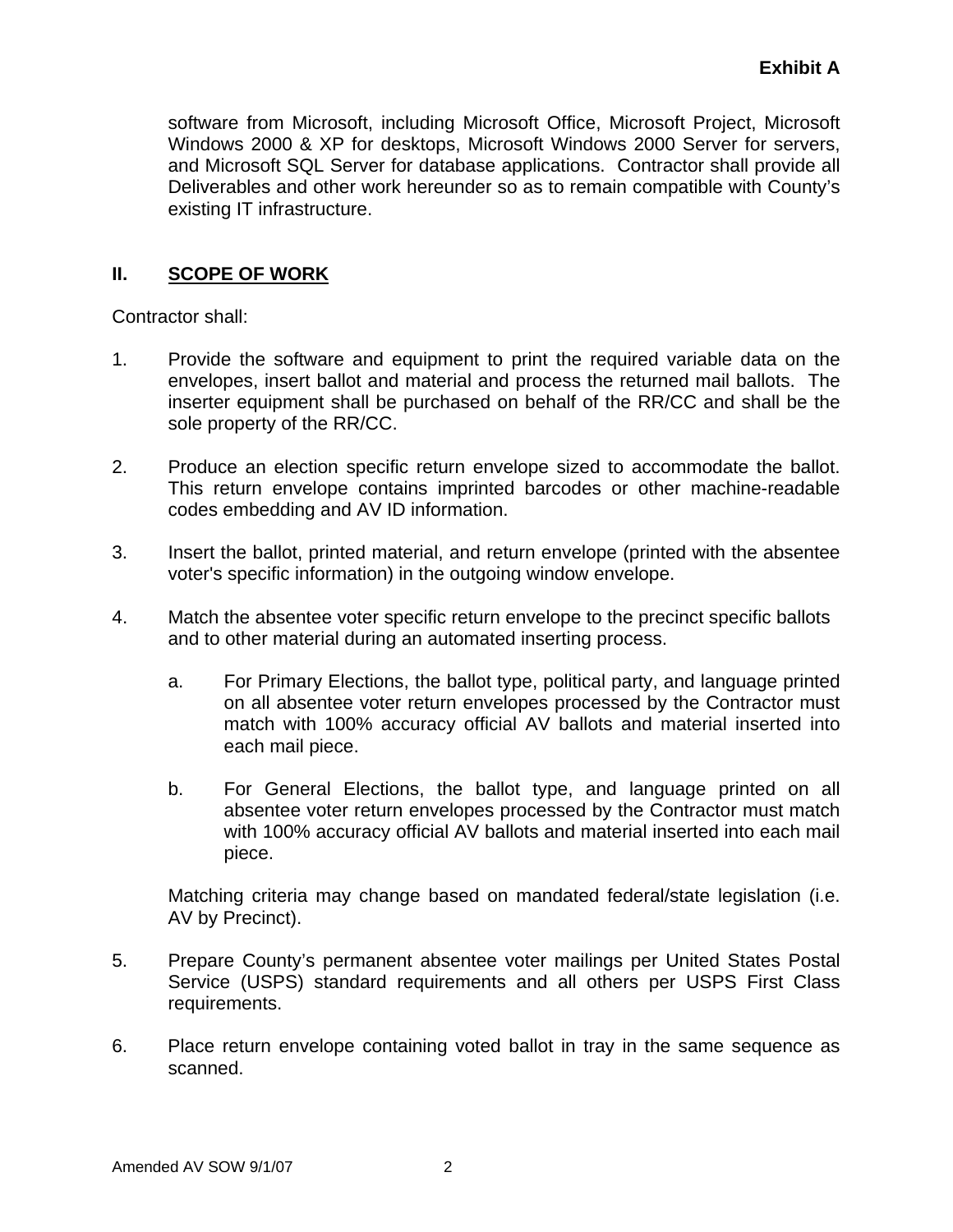software from Microsoft, including Microsoft Office, Microsoft Project, Microsoft Windows 2000 & XP for desktops, Microsoft Windows 2000 Server for servers, and Microsoft SQL Server for database applications. Contractor shall provide all Deliverables and other work hereunder so as to remain compatible with County's existing IT infrastructure.

## II. SCOPE OF WORK

Contractor shall:

1. Provide the software and equipment to print the required variable data on the envelopes, insert ballot and material and process the returned mail ballots. The inserter equipment shall be purchased on behalf of the RR/CC and shall be the sole property of the RR/CC.

2. Produce an election specific return envelope sized to accommodate the ballot. This return envelope contains imprinted barcodes or other machine-readable codes embedding and AV ID information.

3. Insert the ballot, printed material, and return envelope (printed with the absentee voter's specific information) in the outgoing window envelope.

4. Match the absentee voter specific return envelope to the precinct specific ballots and to other material during an automated inserting process.

   a. For Primary Elections, the ballot type, political party, and language printed on all absentee voter return envelopes processed by the Contractor must match with 100% accuracy official AV ballots and material inserted into each mail piece.

   b. For General Elections, the ballot type, and language printed on all absentee voter return envelopes processed by the Contractor must match with 100% accuracy official AV ballots and material inserted into each mail piece.

   Matching criteria may change based on mandated federal/state legislation (i.e. AV by Precinct).

5. Prepare County's permanent absentee voter mailings per United States Postal Service (USPS) standard requirements and all others per USPS First Class requirements.

6. Place return envelope containing voted ballot in tray in the same sequence as scanned.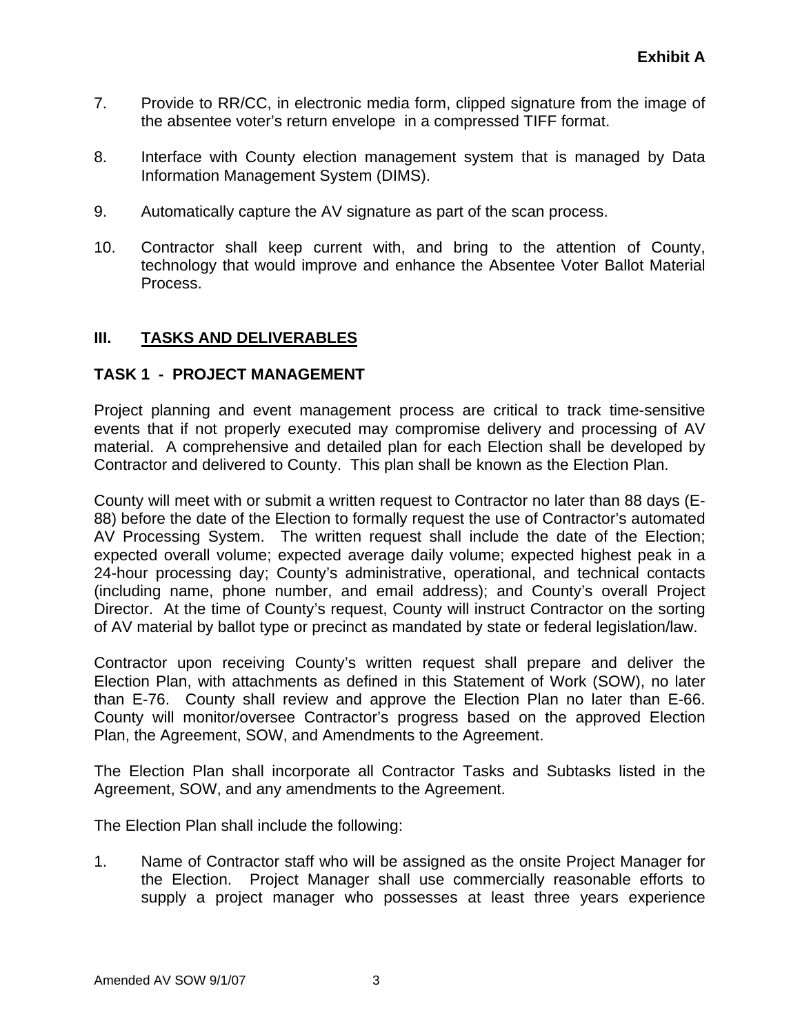**Exhibit A**

7. Provide to RR/CC, in electronic media form, clipped signature from the image of the absentee voter's return envelope in a compressed TIFF format.

8. Interface with County election management system that is managed by Data Information Management System (DIMS).

9. Automatically capture the AV signature as part of the scan process.

10. Contractor shall keep current with, and bring to the attention of County, technology that would improve and enhance the Absentee Voter Ballot Material Process.

## III. TASKS AND DELIVERABLES

### TASK 1 - PROJECT MANAGEMENT

Project planning and event management process are critical to track time-sensitive events that if not properly executed may compromise delivery and processing of AV material. A comprehensive and detailed plan for each Election shall be developed by Contractor and delivered to County. This plan shall be known as the Election Plan.

County will meet with or submit a written request to Contractor no later than 88 days (E-88) before the date of the Election to formally request the use of Contractor's automated AV Processing System. The written request shall include the date of the Election; expected overall volume; expected average daily volume; expected highest peak in a 24-hour processing day; County's administrative, operational, and technical contacts (including name, phone number, and email address); and County's overall Project Director. At the time of County's request, County will instruct Contractor on the sorting of AV material by ballot type or precinct as mandated by state or federal legislation/law.

Contractor upon receiving County's written request shall prepare and deliver the Election Plan, with attachments as defined in this Statement of Work (SOW), no later than E-76. County shall review and approve the Election Plan no later than E-66. County will monitor/oversee Contractor's progress based on the approved Election Plan, the Agreement, SOW, and Amendments to the Agreement.

The Election Plan shall incorporate all Contractor Tasks and Subtasks listed in the Agreement, SOW, and any amendments to the Agreement.

The Election Plan shall include the following:

1. Name of Contractor staff who will be assigned as the onsite Project Manager for the Election. Project Manager shall use commercially reasonable efforts to supply a project manager who possesses at least three years experience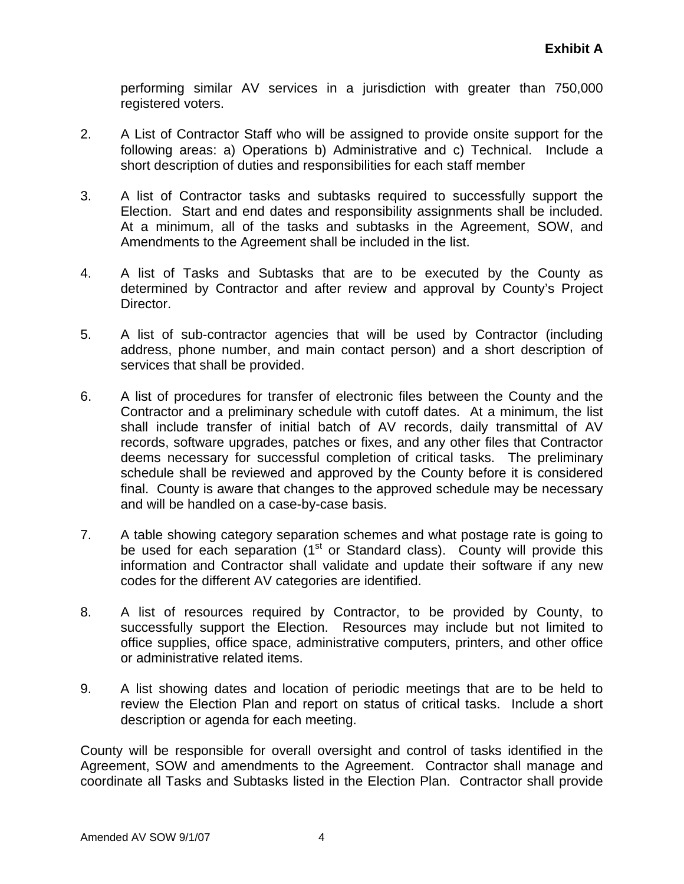performing similar AV services in a jurisdiction with greater than 750,000 registered voters.

2. A List of Contractor Staff who will be assigned to provide onsite support for the following areas: a) Operations b) Administrative and c) Technical. Include a short description of duties and responsibilities for each staff member

3. A list of Contractor tasks and subtasks required to successfully support the Election. Start and end dates and responsibility assignments shall be included. At a minimum, all of the tasks and subtasks in the Agreement, SOW, and Amendments to the Agreement shall be included in the list.

4. A list of Tasks and Subtasks that are to be executed by the County as determined by Contractor and after review and approval by County's Project Director.

5. A list of sub-contractor agencies that will be used by Contractor (including address, phone number, and main contact person) and a short description of services that shall be provided.

6. A list of procedures for transfer of electronic files between the County and the Contractor and a preliminary schedule with cutoff dates. At a minimum, the list shall include transfer of initial batch of AV records, daily transmittal of AV records, software upgrades, patches or fixes, and any other files that Contractor deems necessary for successful completion of critical tasks. The preliminary schedule shall be reviewed and approved by the County before it is considered final. County is aware that changes to the approved schedule may be necessary and will be handled on a case-by-case basis.

7. A table showing category separation schemes and what postage rate is going to be used for each separation (1st or Standard class). County will provide this information and Contractor shall validate and update their software if any new codes for the different AV categories are identified.

8. A list of resources required by Contractor, to be provided by County, to successfully support the Election. Resources may include but not limited to office supplies, office space, administrative computers, printers, and other office or administrative related items.

9. A list showing dates and location of periodic meetings that are to be held to review the Election Plan and report on status of critical tasks. Include a short description or agenda for each meeting.

County will be responsible for overall oversight and control of tasks identified in the Agreement, SOW and amendments to the Agreement. Contractor shall manage and coordinate all Tasks and Subtasks listed in the Election Plan. Contractor shall provide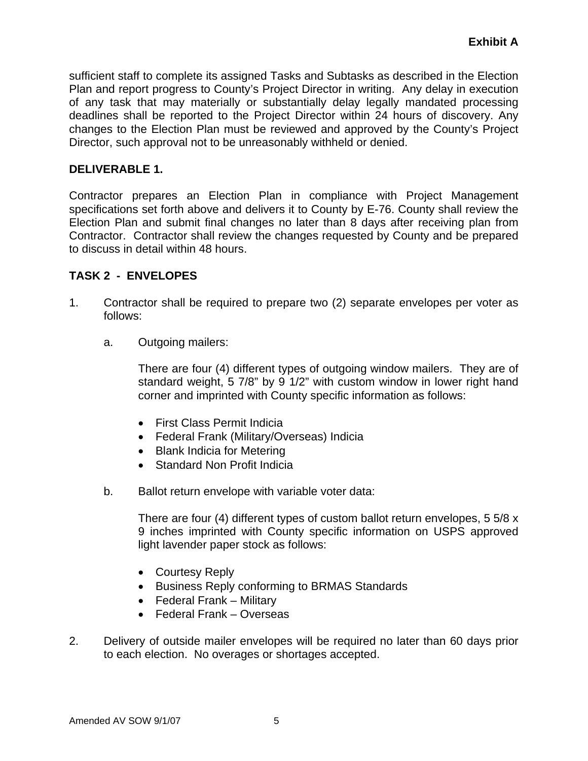sufficient staff to complete its assigned Tasks and Subtasks as described in the Election Plan and report progress to County's Project Director in writing. Any delay in execution of any task that may materially or substantially delay legally mandated processing deadlines shall be reported to the Project Director within 24 hours of discovery. Any changes to the Election Plan must be reviewed and approved by the County's Project Director, such approval not to be unreasonably withheld or denied.

**DELIVERABLE 1.**

Contractor prepares an Election Plan in compliance with Project Management specifications set forth above and delivers it to County by E-76. County shall review the Election Plan and submit final changes no later than 8 days after receiving plan from Contractor. Contractor shall review the changes requested by County and be prepared to discuss in detail within 48 hours.

**TASK 2 - ENVELOPES**

1. Contractor shall be required to prepare two (2) separate envelopes per voter as follows:

   a. Outgoing mailers:

      There are four (4) different types of outgoing window mailers. They are of standard weight, 5 7/8" by 9 1/2" with custom window in lower right hand corner and imprinted with County specific information as follows:

      - First Class Permit Indicia
      - Federal Frank (Military/Overseas) Indicia
      - Blank Indicia for Metering
      - Standard Non Profit Indicia

   b. Ballot return envelope with variable voter data:

      There are four (4) different types of custom ballot return envelopes, 5 5/8 x 9 inches imprinted with County specific information on USPS approved light lavender paper stock as follows:

      - Courtesy Reply
      - Business Reply conforming to BRMAS Standards
      - Federal Frank – Military
      - Federal Frank – Overseas

2. Delivery of outside mailer envelopes will be required no later than 60 days prior to each election. No overages or shortages accepted.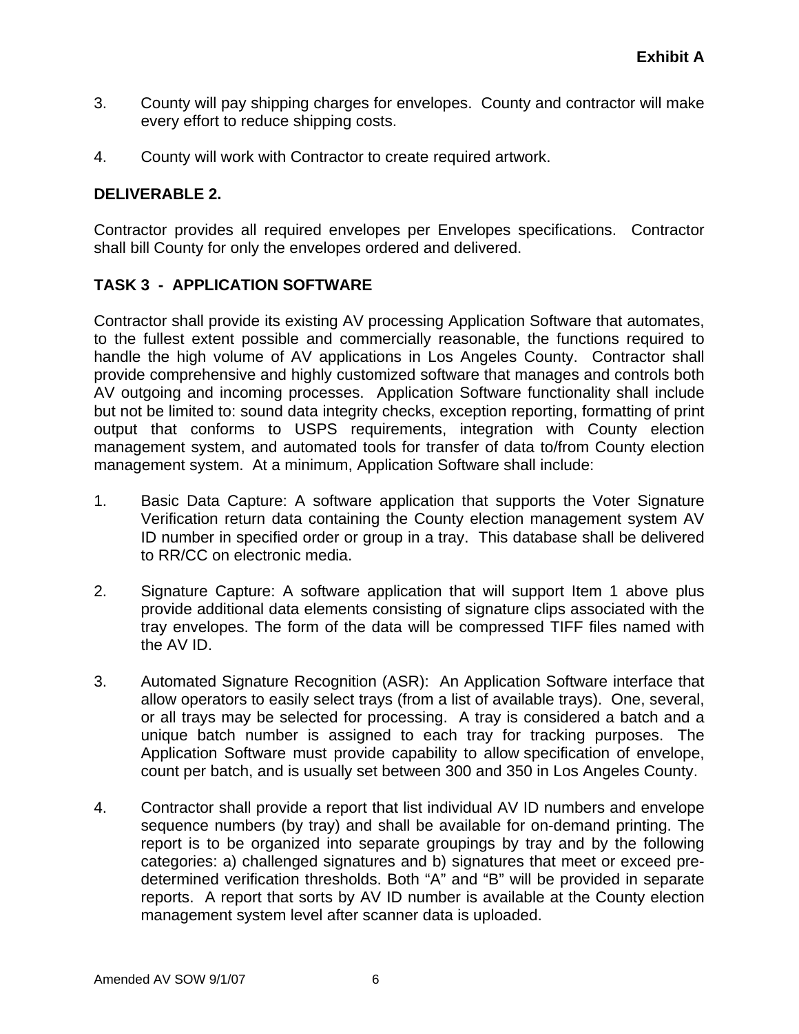**Exhibit A**

3. County will pay shipping charges for envelopes. County and contractor will make every effort to reduce shipping costs.

4. County will work with Contractor to create required artwork.

**DELIVERABLE 2.**

Contractor provides all required envelopes per Envelopes specifications. Contractor shall bill County for only the envelopes ordered and delivered.

**TASK 3 - APPLICATION SOFTWARE**

Contractor shall provide its existing AV processing Application Software that automates, to the fullest extent possible and commercially reasonable, the functions required to handle the high volume of AV applications in Los Angeles County. Contractor shall provide comprehensive and highly customized software that manages and controls both AV outgoing and incoming processes. Application Software functionality shall include but not be limited to: sound data integrity checks, exception reporting, formatting of print output that conforms to USPS requirements, integration with County election management system, and automated tools for transfer of data to/from County election management system. At a minimum, Application Software shall include:

1. Basic Data Capture: A software application that supports the Voter Signature Verification return data containing the County election management system AV ID number in specified order or group in a tray. This database shall be delivered to RR/CC on electronic media.

2. Signature Capture: A software application that will support Item 1 above plus provide additional data elements consisting of signature clips associated with the tray envelopes. The form of the data will be compressed TIFF files named with the AV ID.

3. Automated Signature Recognition (ASR): An Application Software interface that allow operators to easily select trays (from a list of available trays). One, several, or all trays may be selected for processing. A tray is considered a batch and a unique batch number is assigned to each tray for tracking purposes. The Application Software must provide capability to allow specification of envelope, count per batch, and is usually set between 300 and 350 in Los Angeles County.

4. Contractor shall provide a report that list individual AV ID numbers and envelope sequence numbers (by tray) and shall be available for on-demand printing. The report is to be organized into separate groupings by tray and by the following categories: a) challenged signatures and b) signatures that meet or exceed pre-determined verification thresholds. Both "A" and "B" will be provided in separate reports. A report that sorts by AV ID number is available at the County election management system level after scanner data is uploaded.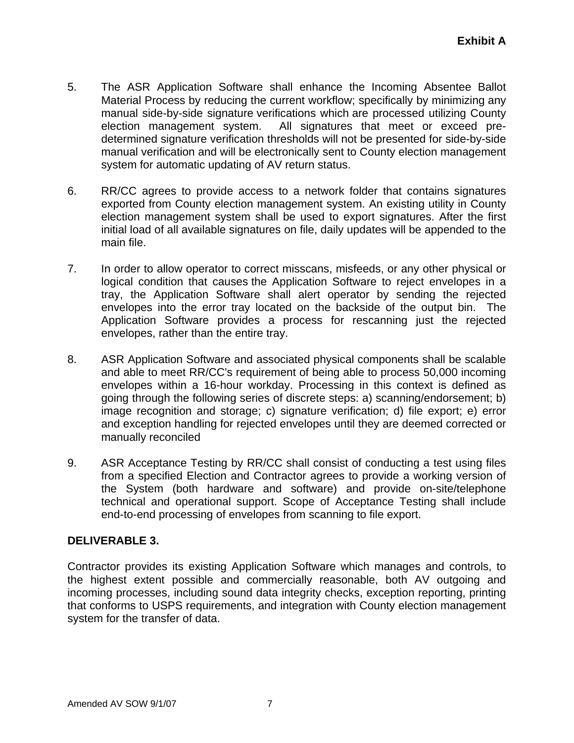5. The ASR Application Software shall enhance the Incoming Absentee Ballot Material Process by reducing the current workflow; specifically by minimizing any manual side-by-side signature verifications which are processed utilizing County election management system. All signatures that meet or exceed pre-determined signature verification thresholds will not be presented for side-by-side manual verification and will be electronically sent to County election management system for automatic updating of AV return status.

6. RR/CC agrees to provide access to a network folder that contains signatures exported from County election management system. An existing utility in County election management system shall be used to export signatures. After the first initial load of all available signatures on file, daily updates will be appended to the main file.

7. In order to allow operator to correct misscans, misfeeds, or any other physical or logical condition that causes the Application Software to reject envelopes in a tray, the Application Software shall alert operator by sending the rejected envelopes into the error tray located on the backside of the output bin. The Application Software provides a process for rescanning just the rejected envelopes, rather than the entire tray.

8. ASR Application Software and associated physical components shall be scalable and able to meet RR/CC's requirement of being able to process 50,000 incoming envelopes within a 16-hour workday. Processing in this context is defined as going through the following series of discrete steps: a) scanning/endorsement; b) image recognition and storage; c) signature verification; d) file export; e) error and exception handling for rejected envelopes until they are deemed corrected or manually reconciled

9. ASR Acceptance Testing by RR/CC shall consist of conducting a test using files from a specified Election and Contractor agrees to provide a working version of the System (both hardware and software) and provide on-site/telephone technical and operational support. Scope of Acceptance Testing shall include end-to-end processing of envelopes from scanning to file export.

**DELIVERABLE 3.**

Contractor provides its existing Application Software which manages and controls, to the highest extent possible and commercially reasonable, both AV outgoing and incoming processes, including sound data integrity checks, exception reporting, printing that conforms to USPS requirements, and integration with County election management system for the transfer of data.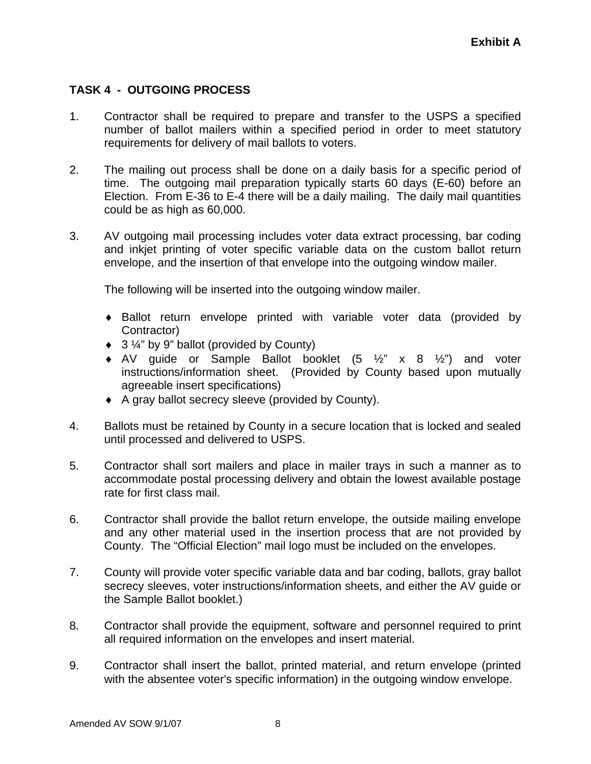**Exhibit A**

## TASK 4 - OUTGOING PROCESS

1. Contractor shall be required to prepare and transfer to the USPS a specified number of ballot mailers within a specified period in order to meet statutory requirements for delivery of mail ballots to voters.

2. The mailing out process shall be done on a daily basis for a specific period of time. The outgoing mail preparation typically starts 60 days (E-60) before an Election. From E-36 to E-4 there will be a daily mailing. The daily mail quantities could be as high as 60,000.

3. AV outgoing mail processing includes voter data extract processing, bar coding and inkjet printing of voter specific variable data on the custom ballot return envelope, and the insertion of that envelope into the outgoing window mailer.

   The following will be inserted into the outgoing window mailer.

   - Ballot return envelope printed with variable voter data (provided by Contractor)
   - 3 ¼" by 9" ballot (provided by County)
   - AV guide or Sample Ballot booklet (5 ½" x 8 ½") and voter instructions/information sheet. (Provided by County based upon mutually agreeable insert specifications)
   - A gray ballot secrecy sleeve (provided by County).

4. Ballots must be retained by County in a secure location that is locked and sealed until processed and delivered to USPS.

5. Contractor shall sort mailers and place in mailer trays in such a manner as to accommodate postal processing delivery and obtain the lowest available postage rate for first class mail.

6. Contractor shall provide the ballot return envelope, the outside mailing envelope and any other material used in the insertion process that are not provided by County. The "Official Election" mail logo must be included on the envelopes.

7. County will provide voter specific variable data and bar coding, ballots, gray ballot secrecy sleeves, voter instructions/information sheets, and either the AV guide or the Sample Ballot booklet.)

8. Contractor shall provide the equipment, software and personnel required to print all required information on the envelopes and insert material.

9. Contractor shall insert the ballot, printed material, and return envelope (printed with the absentee voter's specific information) in the outgoing window envelope.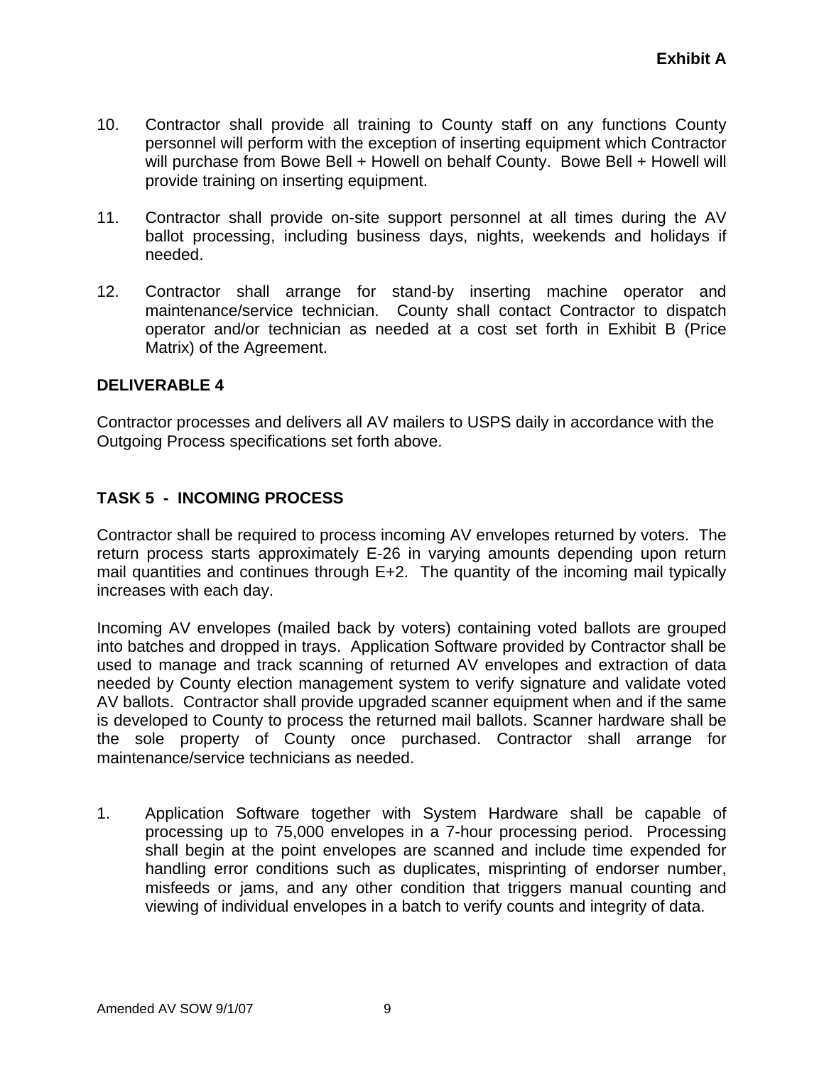10. Contractor shall provide all training to County staff on any functions County personnel will perform with the exception of inserting equipment which Contractor will purchase from Bowe Bell + Howell on behalf County. Bowe Bell + Howell will provide training on inserting equipment.

11. Contractor shall provide on-site support personnel at all times during the AV ballot processing, including business days, nights, weekends and holidays if needed.

12. Contractor shall arrange for stand-by inserting machine operator and maintenance/service technician. County shall contact Contractor to dispatch operator and/or technician as needed at a cost set forth in Exhibit B (Price Matrix) of the Agreement.

**DELIVERABLE 4**

Contractor processes and delivers all AV mailers to USPS daily in accordance with the Outgoing Process specifications set forth above.

## TASK 5 - INCOMING PROCESS

Contractor shall be required to process incoming AV envelopes returned by voters. The return process starts approximately E-26 in varying amounts depending upon return mail quantities and continues through E+2. The quantity of the incoming mail typically increases with each day.

Incoming AV envelopes (mailed back by voters) containing voted ballots are grouped into batches and dropped in trays. Application Software provided by Contractor shall be used to manage and track scanning of returned AV envelopes and extraction of data needed by County election management system to verify signature and validate voted AV ballots. Contractor shall provide upgraded scanner equipment when and if the same is developed to County to process the returned mail ballots. Scanner hardware shall be the sole property of County once purchased. Contractor shall arrange for maintenance/service technicians as needed.

1. Application Software together with System Hardware shall be capable of processing up to 75,000 envelopes in a 7-hour processing period. Processing shall begin at the point envelopes are scanned and include time expended for handling error conditions such as duplicates, misprinting of endorser number, misfeeds or jams, and any other condition that triggers manual counting and viewing of individual envelopes in a batch to verify counts and integrity of data.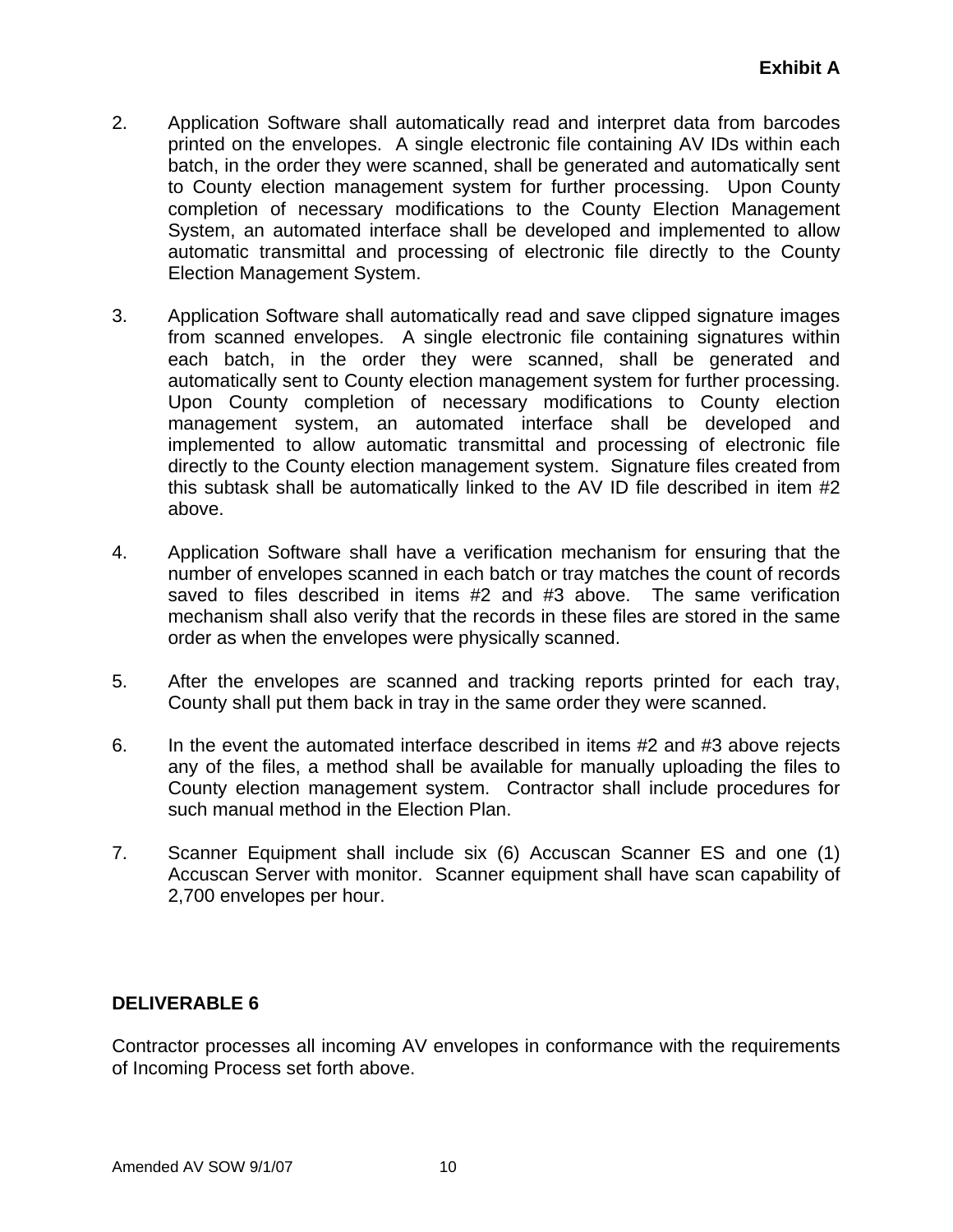2. Application Software shall automatically read and interpret data from barcodes printed on the envelopes. A single electronic file containing AV IDs within each batch, in the order they were scanned, shall be generated and automatically sent to County election management system for further processing. Upon County completion of necessary modifications to the County Election Management System, an automated interface shall be developed and implemented to allow automatic transmittal and processing of electronic file directly to the County Election Management System.

3. Application Software shall automatically read and save clipped signature images from scanned envelopes. A single electronic file containing signatures within each batch, in the order they were scanned, shall be generated and automatically sent to County election management system for further processing. Upon County completion of necessary modifications to County election management system, an automated interface shall be developed and implemented to allow automatic transmittal and processing of electronic file directly to the County election management system. Signature files created from this subtask shall be automatically linked to the AV ID file described in item #2 above.

4. Application Software shall have a verification mechanism for ensuring that the number of envelopes scanned in each batch or tray matches the count of records saved to files described in items #2 and #3 above. The same verification mechanism shall also verify that the records in these files are stored in the same order as when the envelopes were physically scanned.

5. After the envelopes are scanned and tracking reports printed for each tray, County shall put them back in tray in the same order they were scanned.

6. In the event the automated interface described in items #2 and #3 above rejects any of the files, a method shall be available for manually uploading the files to County election management system. Contractor shall include procedures for such manual method in the Election Plan.

7. Scanner Equipment shall include six (6) Accuscan Scanner ES and one (1) Accuscan Server with monitor. Scanner equipment shall have scan capability of 2,700 envelopes per hour.

**DELIVERABLE 6**

Contractor processes all incoming AV envelopes in conformance with the requirements of Incoming Process set forth above.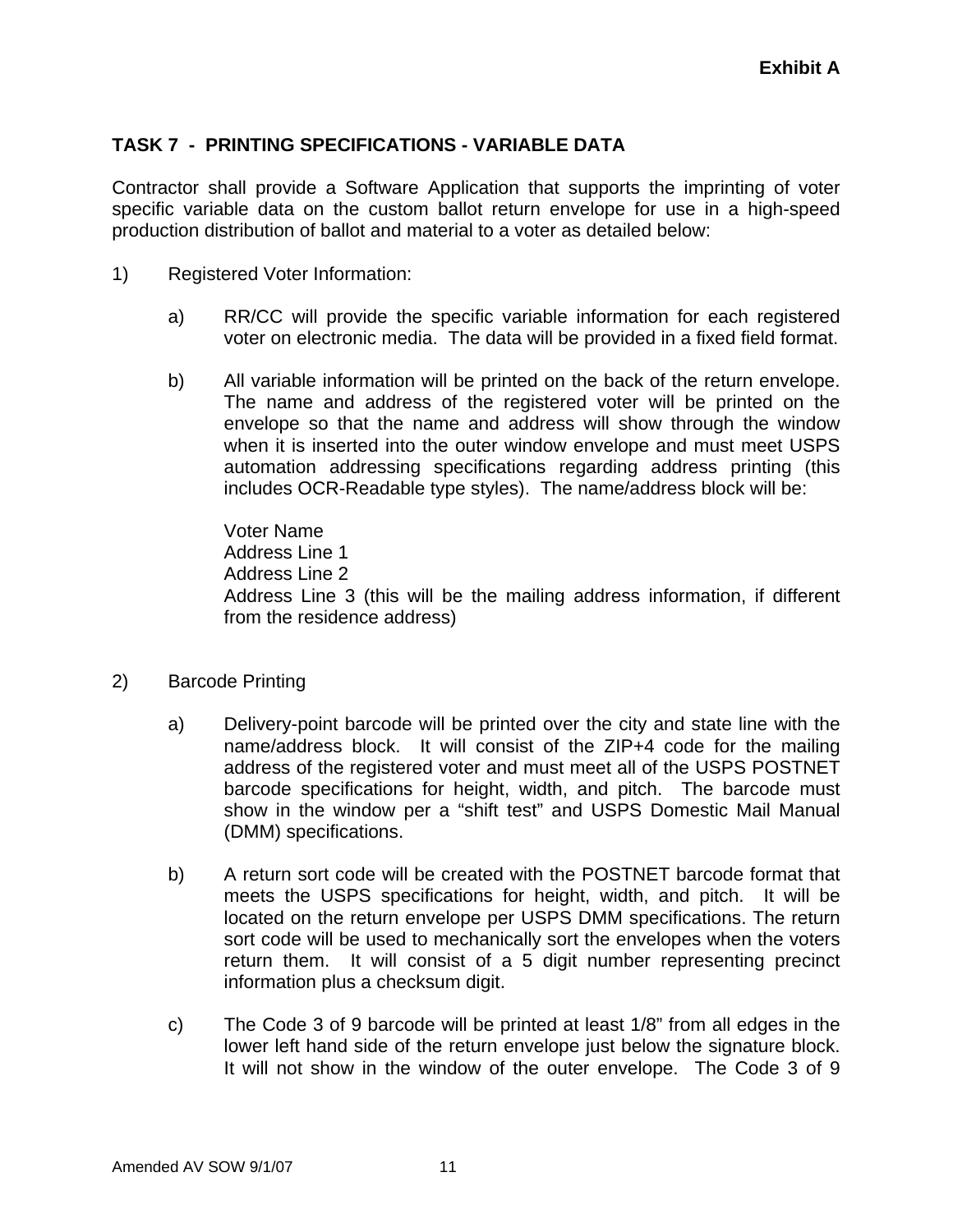**Exhibit A**

## TASK 7 - PRINTING SPECIFICATIONS - VARIABLE DATA

Contractor shall provide a Software Application that supports the imprinting of voter specific variable data on the custom ballot return envelope for use in a high-speed production distribution of ballot and material to a voter as detailed below:

1) Registered Voter Information:

   a) RR/CC will provide the specific variable information for each registered voter on electronic media. The data will be provided in a fixed field format.

   b) All variable information will be printed on the back of the return envelope. The name and address of the registered voter will be printed on the envelope so that the name and address will show through the window when it is inserted into the outer window envelope and must meet USPS automation addressing specifications regarding address printing (this includes OCR-Readable type styles). The name/address block will be:

      Voter Name
      Address Line 1
      Address Line 2
      Address Line 3 (this will be the mailing address information, if different from the residence address)

2) Barcode Printing

   a) Delivery-point barcode will be printed over the city and state line with the name/address block. It will consist of the ZIP+4 code for the mailing address of the registered voter and must meet all of the USPS POSTNET barcode specifications for height, width, and pitch. The barcode must show in the window per a "shift test" and USPS Domestic Mail Manual (DMM) specifications.

   b) A return sort code will be created with the POSTNET barcode format that meets the USPS specifications for height, width, and pitch. It will be located on the return envelope per USPS DMM specifications. The return sort code will be used to mechanically sort the envelopes when the voters return them. It will consist of a 5 digit number representing precinct information plus a checksum digit.

   c) The Code 3 of 9 barcode will be printed at least 1/8" from all edges in the lower left hand side of the return envelope just below the signature block. It will not show in the window of the outer envelope. The Code 3 of 9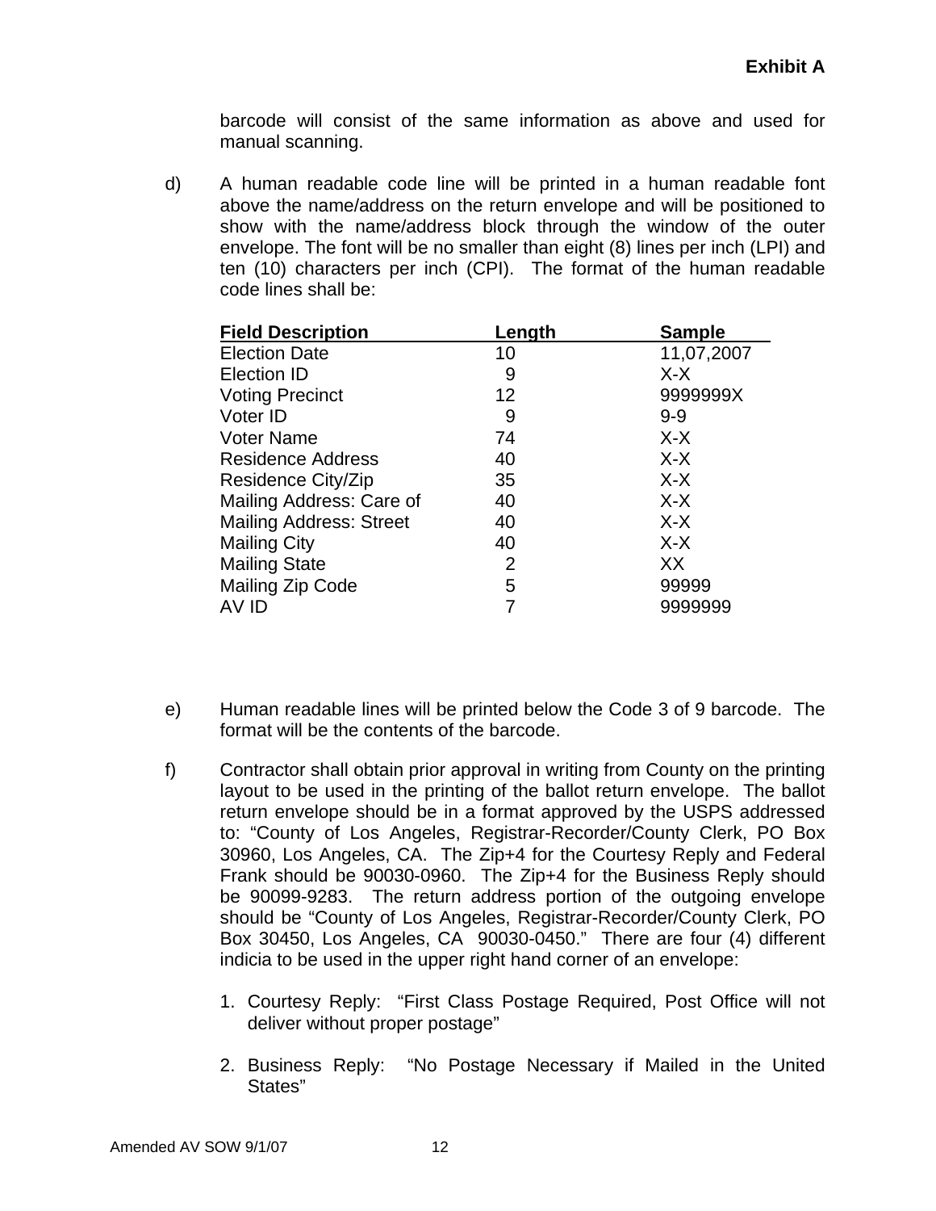**Exhibit A**

barcode will consist of the same information as above and used for manual scanning.

d) A human readable code line will be printed in a human readable font above the name/address on the return envelope and will be positioned to show with the name/address block through the window of the outer envelope. The font will be no smaller than eight (8) lines per inch (LPI) and ten (10) characters per inch (CPI). The format of the human readable code lines shall be:

| Field Description | Length | Sample |
|---|---|---|
| Election Date | 10 | 11,07,2007 |
| Election ID | 9 | X-X |
| Voting Precinct | 12 | 9999999X |
| Voter ID | 9 | 9-9 |
| Voter Name | 74 | X-X |
| Residence Address | 40 | X-X |
| Residence City/Zip | 35 | X-X |
| Mailing Address: Care of | 40 | X-X |
| Mailing Address: Street | 40 | X-X |
| Mailing City | 40 | X-X |
| Mailing State | 2 | XX |
| Mailing Zip Code | 5 | 99999 |
| AV ID | 7 | 9999999 |

e) Human readable lines will be printed below the Code 3 of 9 barcode. The format will be the contents of the barcode.

f) Contractor shall obtain prior approval in writing from County on the printing layout to be used in the printing of the ballot return envelope. The ballot return envelope should be in a format approved by the USPS addressed to: "County of Los Angeles, Registrar-Recorder/County Clerk, PO Box 30960, Los Angeles, CA. The Zip+4 for the Courtesy Reply and Federal Frank should be 90030-0960. The Zip+4 for the Business Reply should be 90099-9283. The return address portion of the outgoing envelope should be "County of Los Angeles, Registrar-Recorder/County Clerk, PO Box 30450, Los Angeles, CA 90030-0450." There are four (4) different indicia to be used in the upper right hand corner of an envelope:

1. Courtesy Reply: "First Class Postage Required, Post Office will not deliver without proper postage"

2. Business Reply: "No Postage Necessary if Mailed in the United States"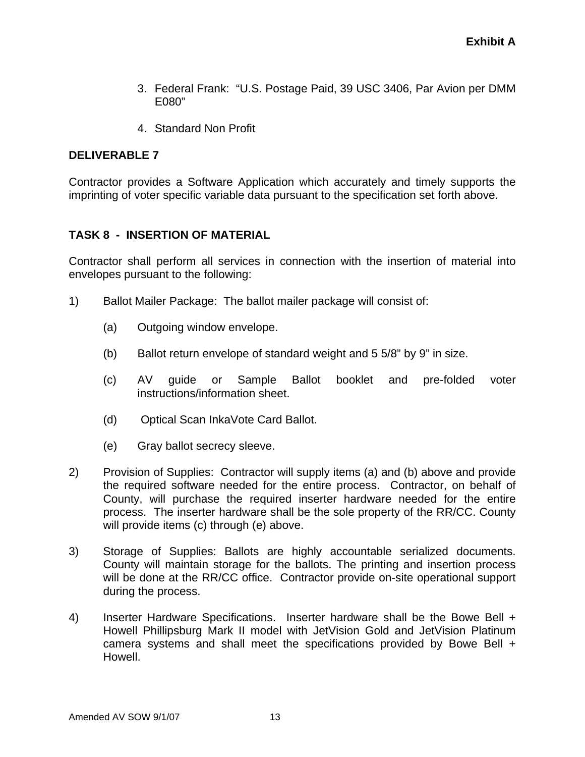3. Federal Frank: “U.S. Postage Paid, 39 USC 3406, Par Avion per DMM E080”

4. Standard Non Profit

**DELIVERABLE 7**

Contractor provides a Software Application which accurately and timely supports the imprinting of voter specific variable data pursuant to the specification set forth above.

**TASK 8 - INSERTION OF MATERIAL**

Contractor shall perform all services in connection with the insertion of material into envelopes pursuant to the following:

1) Ballot Mailer Package: The ballot mailer package will consist of:

   (a) Outgoing window envelope.

   (b) Ballot return envelope of standard weight and 5 5/8” by 9” in size.

   (c) AV guide or Sample Ballot booklet and pre-folded voter instructions/information sheet.

   (d) Optical Scan InkaVote Card Ballot.

   (e) Gray ballot secrecy sleeve.

2) Provision of Supplies: Contractor will supply items (a) and (b) above and provide the required software needed for the entire process. Contractor, on behalf of County, will purchase the required inserter hardware needed for the entire process. The inserter hardware shall be the sole property of the RR/CC. County will provide items (c) through (e) above.

3) Storage of Supplies: Ballots are highly accountable serialized documents. County will maintain storage for the ballots. The printing and insertion process will be done at the RR/CC office. Contractor provide on-site operational support during the process.

4) Inserter Hardware Specifications. Inserter hardware shall be the Bowe Bell + Howell Phillipsburg Mark II model with JetVision Gold and JetVision Platinum camera systems and shall meet the specifications provided by Bowe Bell + Howell.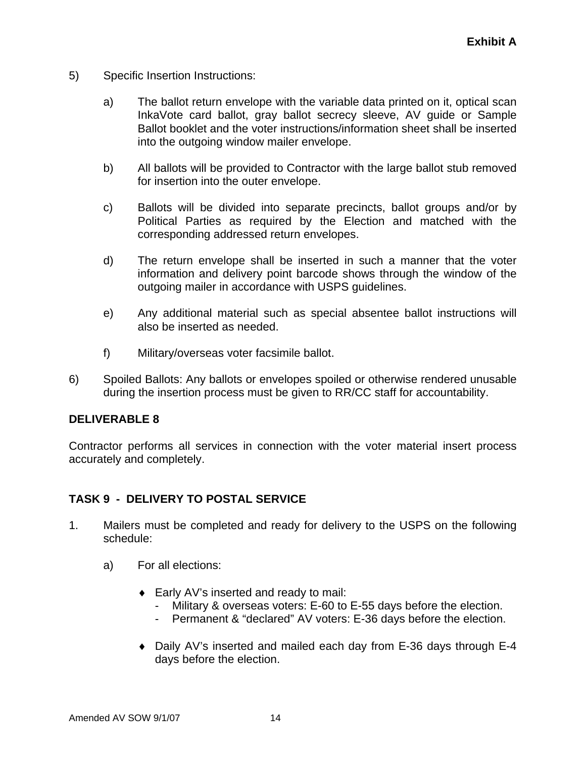**Exhibit A**

5) Specific Insertion Instructions:

   a) The ballot return envelope with the variable data printed on it, optical scan InkaVote card ballot, gray ballot secrecy sleeve, AV guide or Sample Ballot booklet and the voter instructions/information sheet shall be inserted into the outgoing window mailer envelope.

   b) All ballots will be provided to Contractor with the large ballot stub removed for insertion into the outer envelope.

   c) Ballots will be divided into separate precincts, ballot groups and/or by Political Parties as required by the Election and matched with the corresponding addressed return envelopes.

   d) The return envelope shall be inserted in such a manner that the voter information and delivery point barcode shows through the window of the outgoing mailer in accordance with USPS guidelines.

   e) Any additional material such as special absentee ballot instructions will also be inserted as needed.

   f) Military/overseas voter facsimile ballot.

6) Spoiled Ballots: Any ballots or envelopes spoiled or otherwise rendered unusable during the insertion process must be given to RR/CC staff for accountability.

**DELIVERABLE 8**

Contractor performs all services in connection with the voter material insert process accurately and completely.

**TASK 9 - DELIVERY TO POSTAL SERVICE**

1. Mailers must be completed and ready for delivery to the USPS on the following schedule:

   a) For all elections:

      ♦ Early AV's inserted and ready to mail:
        - Military & overseas voters: E-60 to E-55 days before the election.
        - Permanent & "declared" AV voters: E-36 days before the election.

      ♦ Daily AV's inserted and mailed each day from E-36 days through E-4 days before the election.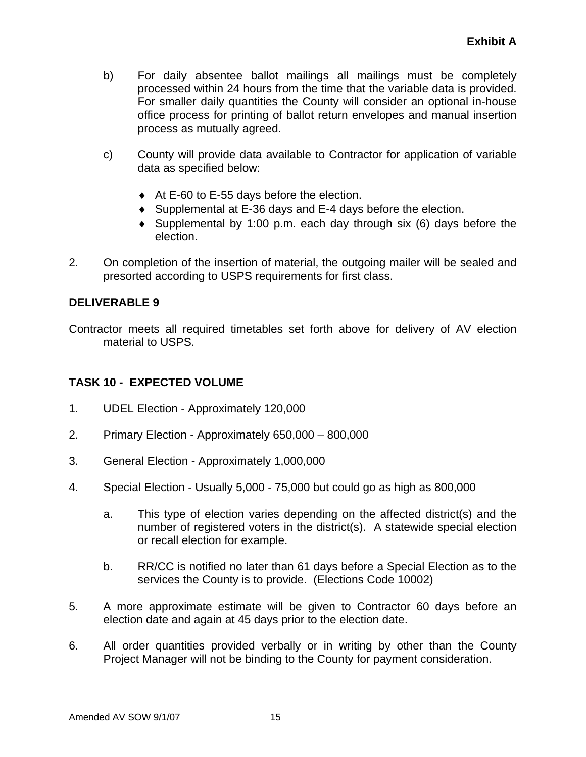**Exhibit A**

b) For daily absentee ballot mailings all mailings must be completely processed within 24 hours from the time that the variable data is provided. For smaller daily quantities the County will consider an optional in-house office process for printing of ballot return envelopes and manual insertion process as mutually agreed.

c) County will provide data available to Contractor for application of variable data as specified below:

- At E-60 to E-55 days before the election.
- Supplemental at E-36 days and E-4 days before the election.
- Supplemental by 1:00 p.m. each day through six (6) days before the election.

2. On completion of the insertion of material, the outgoing mailer will be sealed and presorted according to USPS requirements for first class.

**DELIVERABLE 9**

Contractor meets all required timetables set forth above for delivery of AV election material to USPS.

**TASK 10 - EXPECTED VOLUME**

1. UDEL Election - Approximately 120,000

2. Primary Election - Approximately 650,000 – 800,000

3. General Election - Approximately 1,000,000

4. Special Election - Usually 5,000 - 75,000 but could go as high as 800,000

   a. This type of election varies depending on the affected district(s) and the number of registered voters in the district(s). A statewide special election or recall election for example.

   b. RR/CC is notified no later than 61 days before a Special Election as to the services the County is to provide. (Elections Code 10002)

5. A more approximate estimate will be given to Contractor 60 days before an election date and again at 45 days prior to the election date.

6. All order quantities provided verbally or in writing by other than the County Project Manager will not be binding to the County for payment consideration.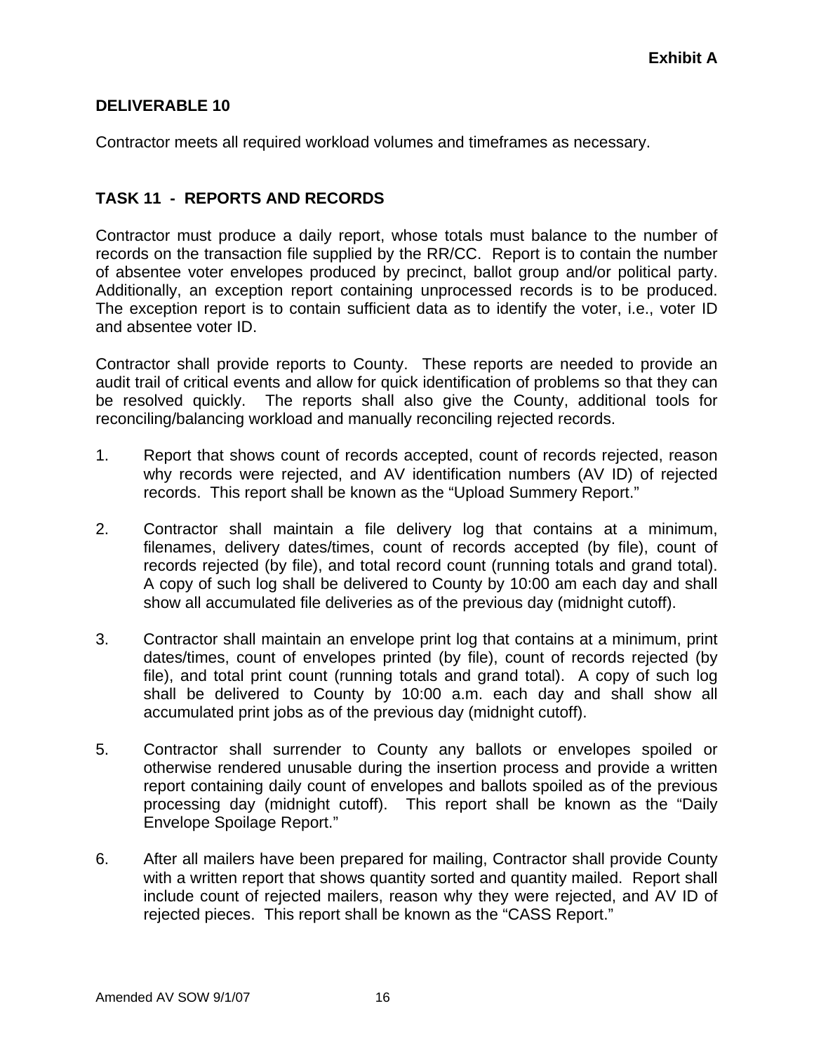**Exhibit A**

**DELIVERABLE 10**

Contractor meets all required workload volumes and timeframes as necessary.

**TASK 11 - REPORTS AND RECORDS**

Contractor must produce a daily report, whose totals must balance to the number of records on the transaction file supplied by the RR/CC. Report is to contain the number of absentee voter envelopes produced by precinct, ballot group and/or political party. Additionally, an exception report containing unprocessed records is to be produced. The exception report is to contain sufficient data as to identify the voter, i.e., voter ID and absentee voter ID.

Contractor shall provide reports to County. These reports are needed to provide an audit trail of critical events and allow for quick identification of problems so that they can be resolved quickly. The reports shall also give the County, additional tools for reconciling/balancing workload and manually reconciling rejected records.

1. Report that shows count of records accepted, count of records rejected, reason why records were rejected, and AV identification numbers (AV ID) of rejected records. This report shall be known as the "Upload Summery Report."

2. Contractor shall maintain a file delivery log that contains at a minimum, filenames, delivery dates/times, count of records accepted (by file), count of records rejected (by file), and total record count (running totals and grand total). A copy of such log shall be delivered to County by 10:00 am each day and shall show all accumulated file deliveries as of the previous day (midnight cutoff).

3. Contractor shall maintain an envelope print log that contains at a minimum, print dates/times, count of envelopes printed (by file), count of records rejected (by file), and total print count (running totals and grand total). A copy of such log shall be delivered to County by 10:00 a.m. each day and shall show all accumulated print jobs as of the previous day (midnight cutoff).

5. Contractor shall surrender to County any ballots or envelopes spoiled or otherwise rendered unusable during the insertion process and provide a written report containing daily count of envelopes and ballots spoiled as of the previous processing day (midnight cutoff). This report shall be known as the "Daily Envelope Spoilage Report."

6. After all mailers have been prepared for mailing, Contractor shall provide County with a written report that shows quantity sorted and quantity mailed. Report shall include count of rejected mailers, reason why they were rejected, and AV ID of rejected pieces. This report shall be known as the "CASS Report."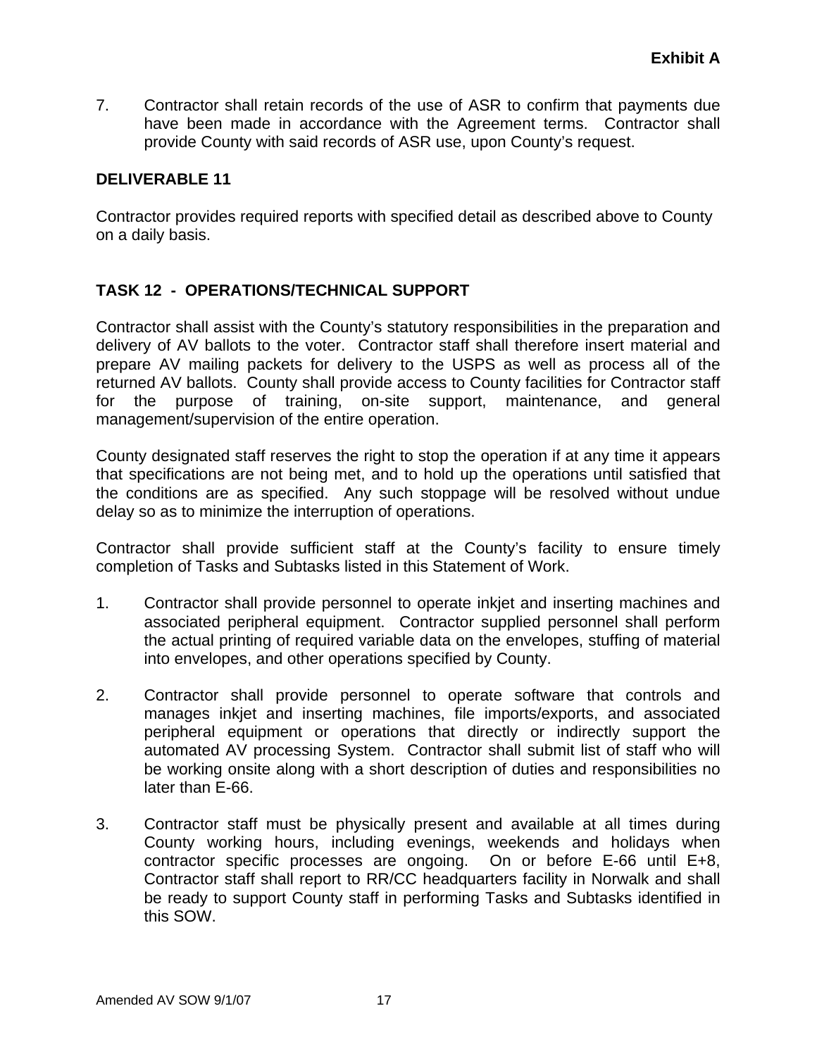7. Contractor shall retain records of the use of ASR to confirm that payments due have been made in accordance with the Agreement terms. Contractor shall provide County with said records of ASR use, upon County's request.

**DELIVERABLE 11**

Contractor provides required reports with specified detail as described above to County on a daily basis.

**TASK 12 - OPERATIONS/TECHNICAL SUPPORT**

Contractor shall assist with the County's statutory responsibilities in the preparation and delivery of AV ballots to the voter. Contractor staff shall therefore insert material and prepare AV mailing packets for delivery to the USPS as well as process all of the returned AV ballots. County shall provide access to County facilities for Contractor staff for the purpose of training, on-site support, maintenance, and general management/supervision of the entire operation.

County designated staff reserves the right to stop the operation if at any time it appears that specifications are not being met, and to hold up the operations until satisfied that the conditions are as specified. Any such stoppage will be resolved without undue delay so as to minimize the interruption of operations.

Contractor shall provide sufficient staff at the County's facility to ensure timely completion of Tasks and Subtasks listed in this Statement of Work.

1. Contractor shall provide personnel to operate inkjet and inserting machines and associated peripheral equipment. Contractor supplied personnel shall perform the actual printing of required variable data on the envelopes, stuffing of material into envelopes, and other operations specified by County.

2. Contractor shall provide personnel to operate software that controls and manages inkjet and inserting machines, file imports/exports, and associated peripheral equipment or operations that directly or indirectly support the automated AV processing System. Contractor shall submit list of staff who will be working onsite along with a short description of duties and responsibilities no later than E-66.

3. Contractor staff must be physically present and available at all times during County working hours, including evenings, weekends and holidays when contractor specific processes are ongoing. On or before E-66 until E+8, Contractor staff shall report to RR/CC headquarters facility in Norwalk and shall be ready to support County staff in performing Tasks and Subtasks identified in this SOW.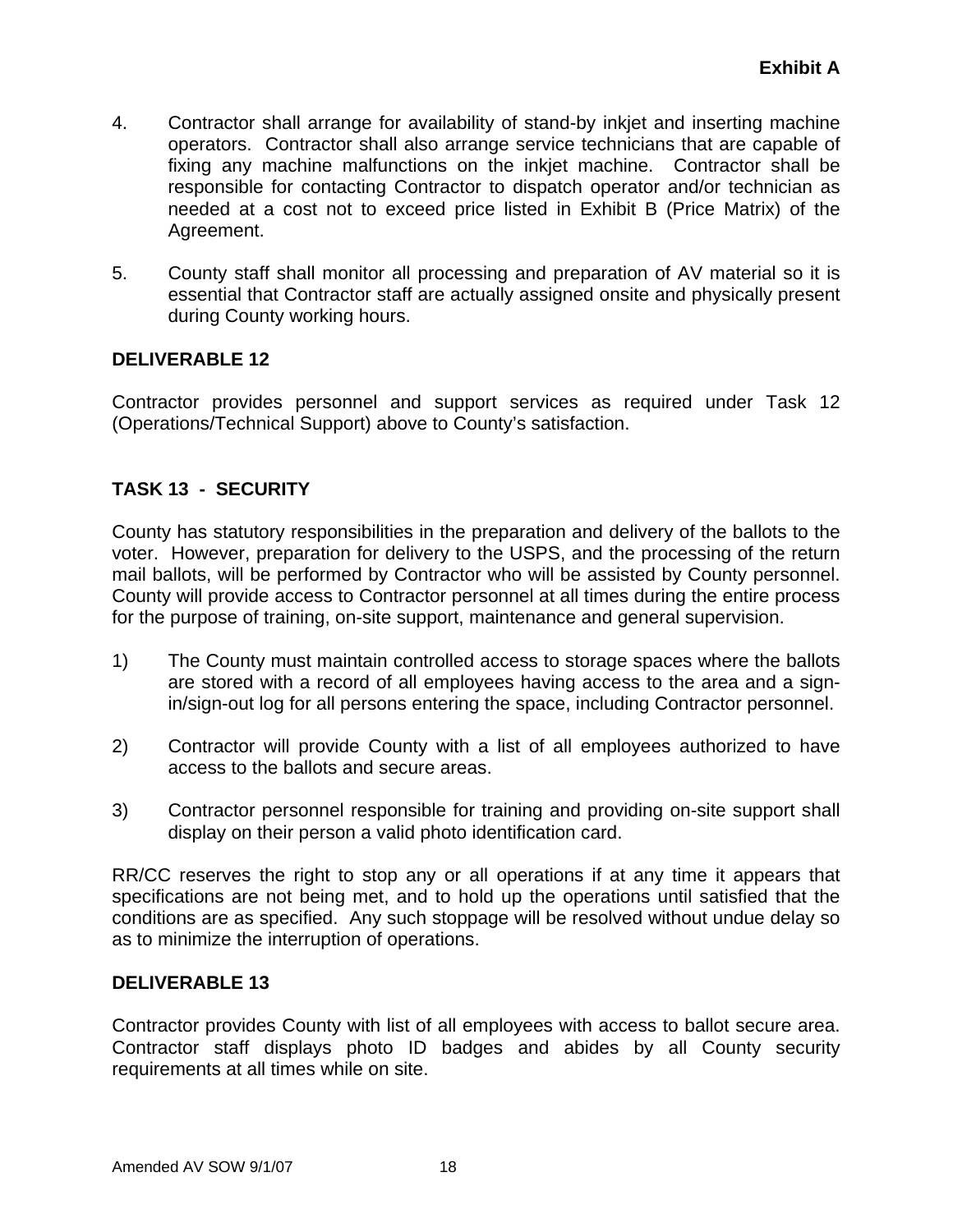4. Contractor shall arrange for availability of stand-by inkjet and inserting machine operators. Contractor shall also arrange service technicians that are capable of fixing any machine malfunctions on the inkjet machine. Contractor shall be responsible for contacting Contractor to dispatch operator and/or technician as needed at a cost not to exceed price listed in Exhibit B (Price Matrix) of the Agreement.

5. County staff shall monitor all processing and preparation of AV material so it is essential that Contractor staff are actually assigned onsite and physically present during County working hours.

**DELIVERABLE 12**

Contractor provides personnel and support services as required under Task 12 (Operations/Technical Support) above to County's satisfaction.

**TASK 13 - SECURITY**

County has statutory responsibilities in the preparation and delivery of the ballots to the voter. However, preparation for delivery to the USPS, and the processing of the return mail ballots, will be performed by Contractor who will be assisted by County personnel. County will provide access to Contractor personnel at all times during the entire process for the purpose of training, on-site support, maintenance and general supervision.

1) The County must maintain controlled access to storage spaces where the ballots are stored with a record of all employees having access to the area and a sign-in/sign-out log for all persons entering the space, including Contractor personnel.

2) Contractor will provide County with a list of all employees authorized to have access to the ballots and secure areas.

3) Contractor personnel responsible for training and providing on-site support shall display on their person a valid photo identification card.

RR/CC reserves the right to stop any or all operations if at any time it appears that specifications are not being met, and to hold up the operations until satisfied that the conditions are as specified. Any such stoppage will be resolved without undue delay so as to minimize the interruption of operations.

**DELIVERABLE 13**

Contractor provides County with list of all employees with access to ballot secure area. Contractor staff displays photo ID badges and abides by all County security requirements at all times while on site.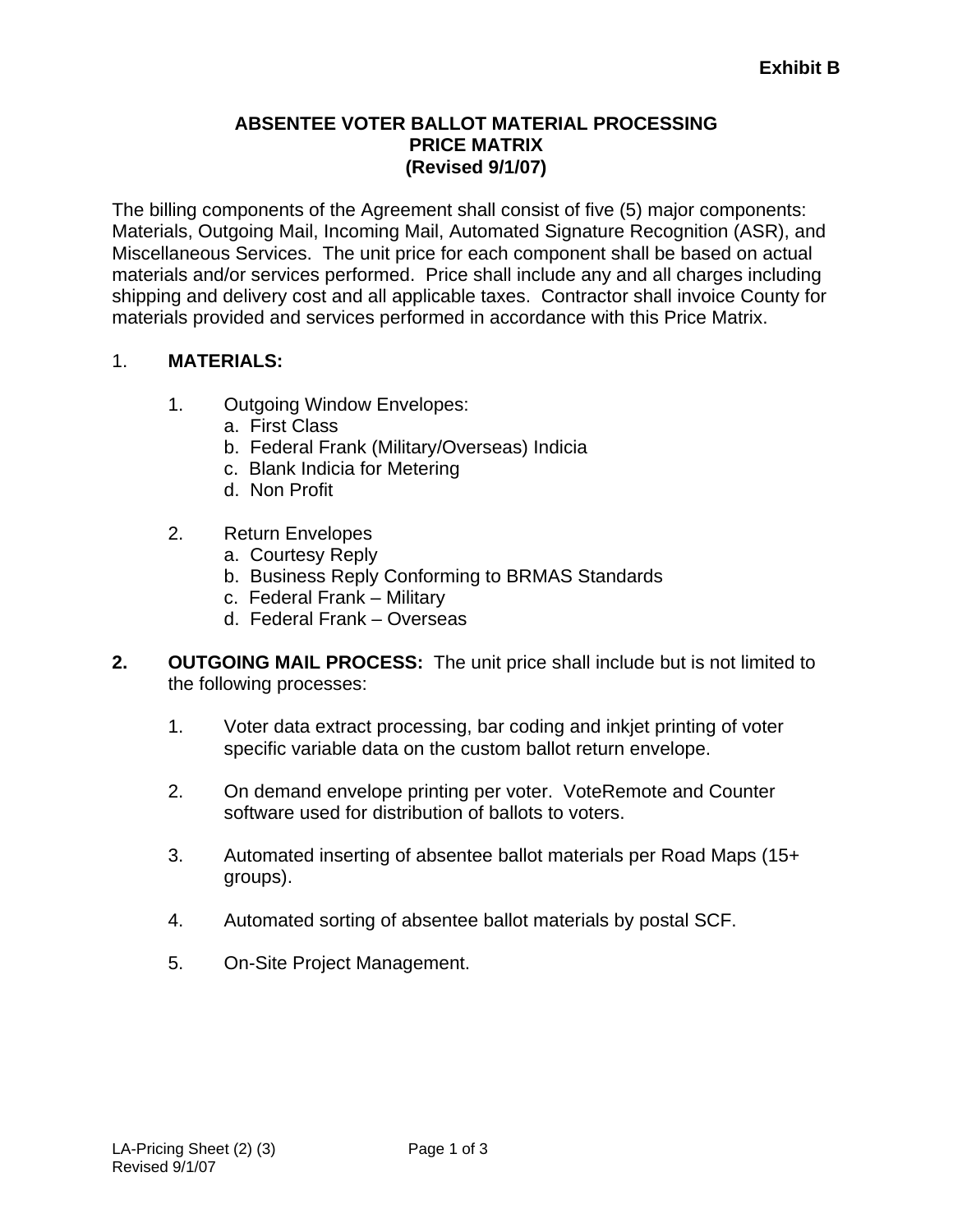**Exhibit B**

# ABSENTEE VOTER BALLOT MATERIAL PROCESSING
# PRICE MATRIX
# (Revised 9/1/07)

The billing components of the Agreement shall consist of five (5) major components: Materials, Outgoing Mail, Incoming Mail, Automated Signature Recognition (ASR), and Miscellaneous Services. The unit price for each component shall be based on actual materials and/or services performed. Price shall include any and all charges including shipping and delivery cost and all applicable taxes. Contractor shall invoice County for materials provided and services performed in accordance with this Price Matrix.

1. **MATERIALS:**

   1. Outgoing Window Envelopes:
      a. First Class
      b. Federal Frank (Military/Overseas) Indicia
      c. Blank Indicia for Metering
      d. Non Profit

   2. Return Envelopes
      a. Courtesy Reply
      b. Business Reply Conforming to BRMAS Standards
      c. Federal Frank – Military
      d. Federal Frank – Overseas

2. **OUTGOING MAIL PROCESS:** The unit price shall include but is not limited to the following processes:

   1. Voter data extract processing, bar coding and inkjet printing of voter specific variable data on the custom ballot return envelope.

   2. On demand envelope printing per voter. VoteRemote and Counter software used for distribution of ballots to voters.

   3. Automated inserting of absentee ballot materials per Road Maps (15+ groups).

   4. Automated sorting of absentee ballot materials by postal SCF.

   5. On-Site Project Management.

LA-Pricing Sheet (2) (3)
Revised 9/1/07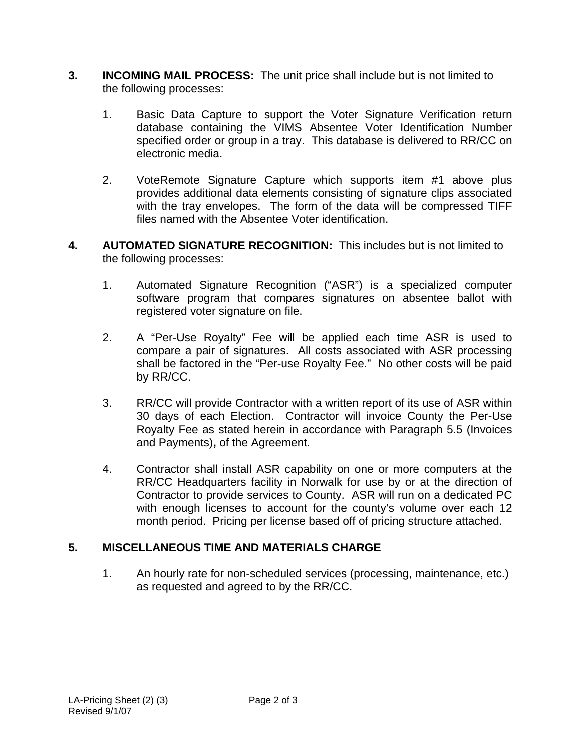**3. INCOMING MAIL PROCESS:** The unit price shall include but is not limited to the following processes:

1. Basic Data Capture to support the Voter Signature Verification return database containing the VIMS Absentee Voter Identification Number specified order or group in a tray. This database is delivered to RR/CC on electronic media.

2. VoteRemote Signature Capture which supports item #1 above plus provides additional data elements consisting of signature clips associated with the tray envelopes. The form of the data will be compressed TIFF files named with the Absentee Voter identification.

**4. AUTOMATED SIGNATURE RECOGNITION:** This includes but is not limited to the following processes:

1. Automated Signature Recognition ("ASR") is a specialized computer software program that compares signatures on absentee ballot with registered voter signature on file.

2. A "Per-Use Royalty" Fee will be applied each time ASR is used to compare a pair of signatures. All costs associated with ASR processing shall be factored in the "Per-use Royalty Fee." No other costs will be paid by RR/CC.

3. RR/CC will provide Contractor with a written report of its use of ASR within 30 days of each Election. Contractor will invoice County the Per-Use Royalty Fee as stated herein in accordance with Paragraph 5.5 (Invoices and Payments)**,** of the Agreement.

4. Contractor shall install ASR capability on one or more computers at the RR/CC Headquarters facility in Norwalk for use by or at the direction of Contractor to provide services to County. ASR will run on a dedicated PC with enough licenses to account for the county's volume over each 12 month period. Pricing per license based off of pricing structure attached.

**5. MISCELLANEOUS TIME AND MATERIALS CHARGE**

1. An hourly rate for non-scheduled services (processing, maintenance, etc.) as requested and agreed to by the RR/CC.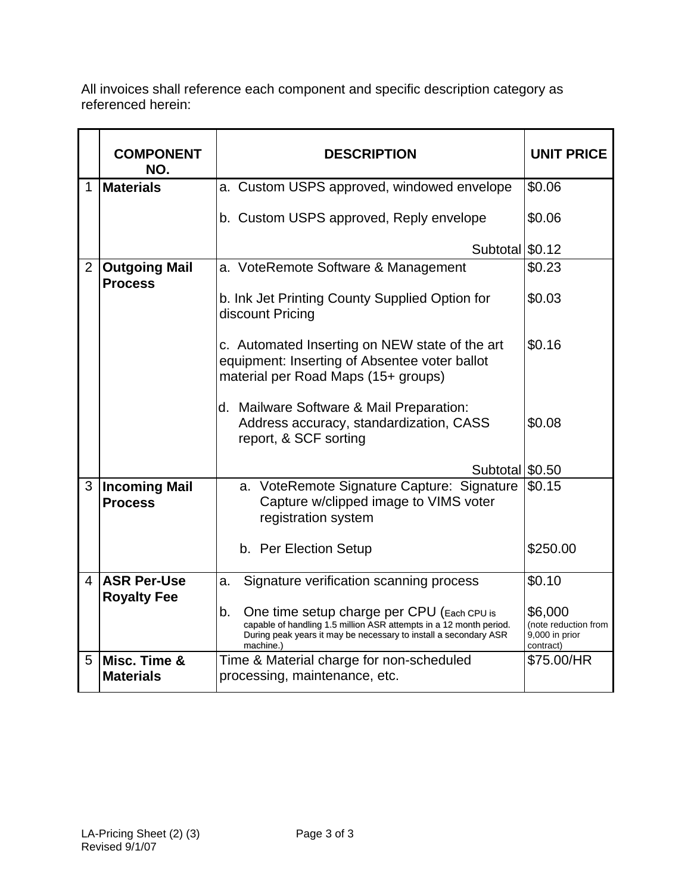All invoices shall reference each component and specific description category as referenced herein:

| | COMPONENT NO. | DESCRIPTION | UNIT PRICE |
|---|---|---|---|
| 1 | **Materials** | a. Custom USPS approved, windowed envelope | $0.06 |
| | | b. Custom USPS approved, Reply envelope | $0.06 |
| | | Subtotal | $0.12 |
| 2 | **Outgoing Mail Process** | a. VoteRemote Software & Management | $0.23 |
| | | b. Ink Jet Printing County Supplied Option for discount Pricing | $0.03 |
| | | c. Automated Inserting on NEW state of the art equipment: Inserting of Absentee voter ballot material per Road Maps (15+ groups) | $0.16 |
| | | d. Mailware Software & Mail Preparation: Address accuracy, standardization, CASS report, & SCF sorting | $0.08 |
| | | Subtotal | $0.50 |
| 3 | **Incoming Mail Process** | a. VoteRemote Signature Capture: Signature Capture w/clipped image to VIMS voter registration system | $0.15 |
| | | b. Per Election Setup | $250.00 |
| 4 | **ASR Per-Use Royalty Fee** | a. Signature verification scanning process | $0.10 |
| | | b. One time setup charge per CPU (Each CPU is capable of handling 1.5 million ASR attempts in a 12 month period. During peak years it may be necessary to install a secondary ASR machine.) | $6,000 (note reduction from 9,000 in prior contract) |
| 5 | **Misc. Time & Materials** | Time & Material charge for non-scheduled processing, maintenance, etc. | $75.00/HR |

LA-Pricing Sheet (2) (3)
Revised 9/1/07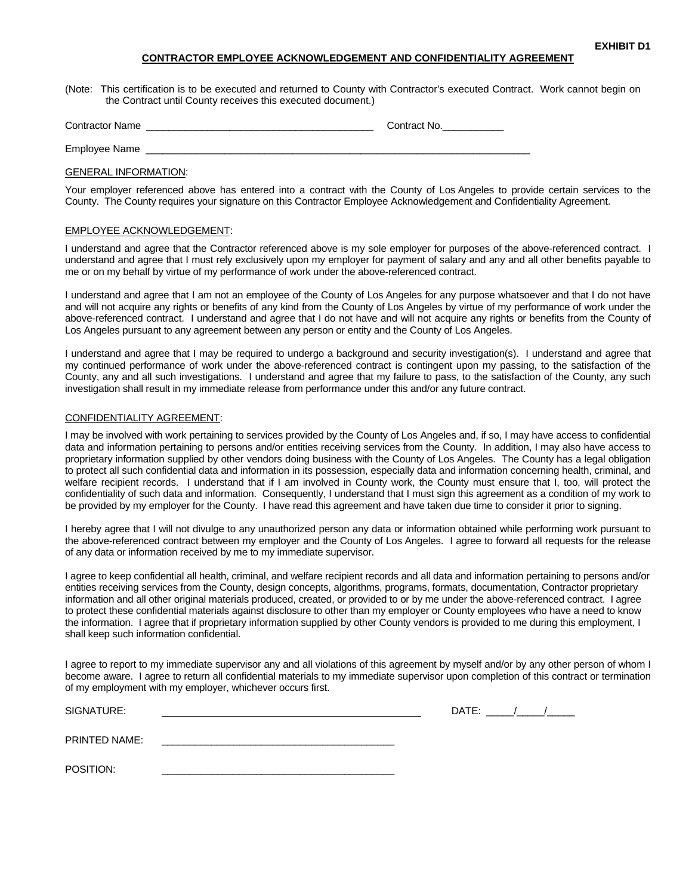**EXHIBIT D1**

**CONTRACTOR EMPLOYEE ACKNOWLEDGEMENT AND CONFIDENTIALITY AGREEMENT**

(Note: This certification is to be executed and returned to County with Contractor's executed Contract. Work cannot begin on the Contract until County receives this executed document.)

Contractor Name ________________________________________ Contract No.___________

Employee Name ___________________________________________________________________

GENERAL INFORMATION:

Your employer referenced above has entered into a contract with the County of Los Angeles to provide certain services to the County. The County requires your signature on this Contractor Employee Acknowledgement and Confidentiality Agreement.

EMPLOYEE ACKNOWLEDGEMENT:

I understand and agree that the Contractor referenced above is my sole employer for purposes of the above-referenced contract. I understand and agree that I must rely exclusively upon my employer for payment of salary and any and all other benefits payable to me or on my behalf by virtue of my performance of work under the above-referenced contract.

I understand and agree that I am not an employee of the County of Los Angeles for any purpose whatsoever and that I do not have and will not acquire any rights or benefits of any kind from the County of Los Angeles by virtue of my performance of work under the above-referenced contract. I understand and agree that I do not have and will not acquire any rights or benefits from the County of Los Angeles pursuant to any agreement between any person or entity and the County of Los Angeles.

I understand and agree that I may be required to undergo a background and security investigation(s). I understand and agree that my continued performance of work under the above-referenced contract is contingent upon my passing, to the satisfaction of the County, any and all such investigations. I understand and agree that my failure to pass, to the satisfaction of the County, any such investigation shall result in my immediate release from performance under this and/or any future contract.

CONFIDENTIALITY AGREEMENT:

I may be involved with work pertaining to services provided by the County of Los Angeles and, if so, I may have access to confidential data and information pertaining to persons and/or entities receiving services from the County. In addition, I may also have access to proprietary information supplied by other vendors doing business with the County of Los Angeles. The County has a legal obligation to protect all such confidential data and information in its possession, especially data and information concerning health, criminal, and welfare recipient records. I understand that if I am involved in County work, the County must ensure that I, too, will protect the confidentiality of such data and information. Consequently, I understand that I must sign this agreement as a condition of my work to be provided by my employer for the County. I have read this agreement and have taken due time to consider it prior to signing.

I hereby agree that I will not divulge to any unauthorized person any data or information obtained while performing work pursuant to the above-referenced contract between my employer and the County of Los Angeles. I agree to forward all requests for the release of any data or information received by me to my immediate supervisor.

I agree to keep confidential all health, criminal, and welfare recipient records and all data and information pertaining to persons and/or entities receiving services from the County, design concepts, algorithms, programs, formats, documentation, Contractor proprietary information and all other original materials produced, created, or provided to or by me under the above-referenced contract. I agree to protect these confidential materials against disclosure to other than my employer or County employees who have a need to know the information. I agree that if proprietary information supplied by other County vendors is provided to me during this employment, I shall keep such information confidential.

I agree to report to my immediate supervisor any and all violations of this agreement by myself and/or by any other person of whom I become aware. I agree to return all confidential materials to my immediate supervisor upon completion of this contract or termination of my employment with my employer, whichever occurs first.

SIGNATURE: ____________________________________________ DATE: _____/_____/_____

PRINTED NAME: ________________________________________

POSITION: ____________________________________________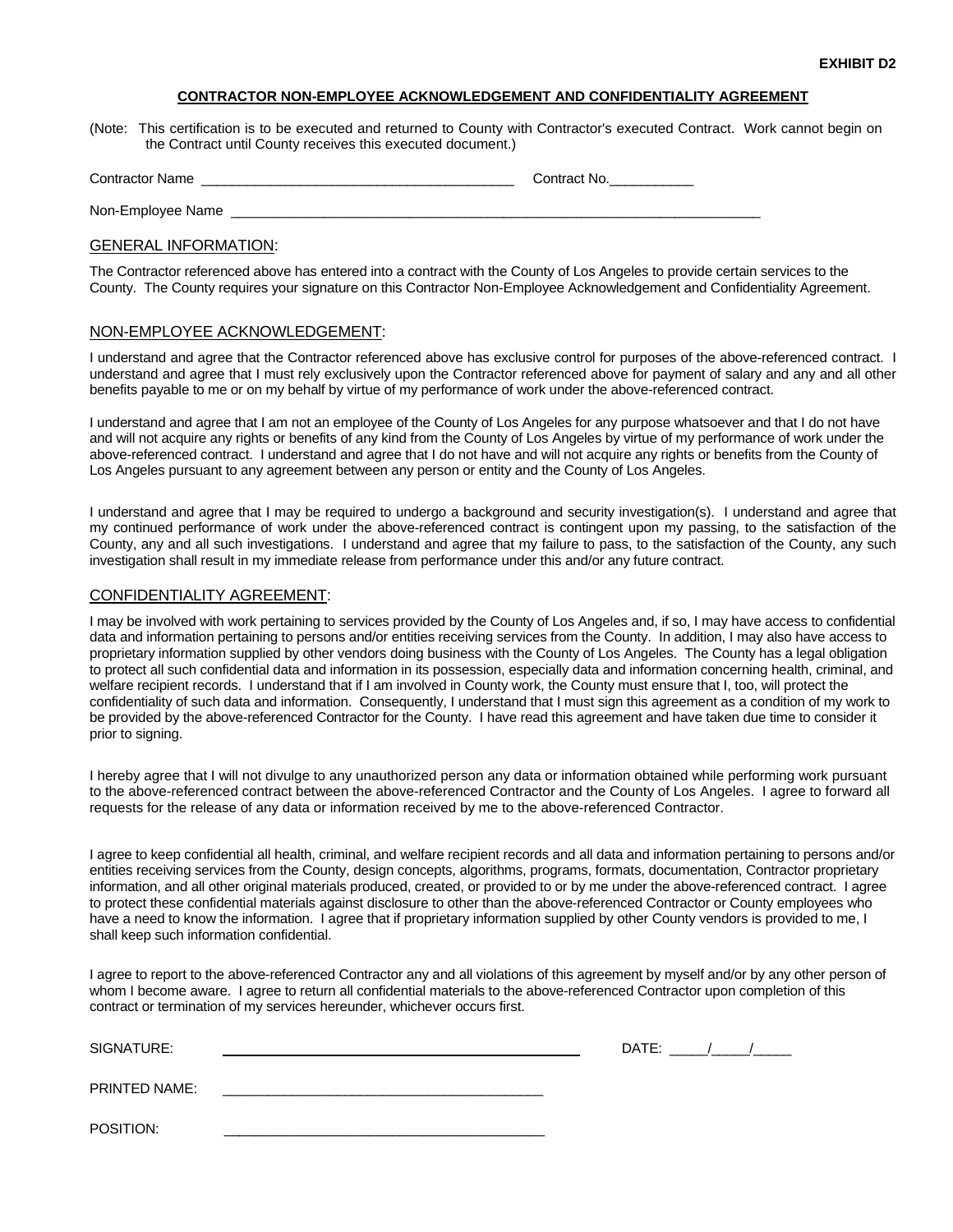**EXHIBIT D2**

**CONTRACTOR NON-EMPLOYEE ACKNOWLEDGEMENT AND CONFIDENTIALITY AGREEMENT**

(Note: This certification is to be executed and returned to County with Contractor's executed Contract. Work cannot begin on the Contract until County receives this executed document.)

Contractor Name ________________________________________ Contract No.___________

Non-Employee Name ______________________________________________________________________

## GENERAL INFORMATION:

The Contractor referenced above has entered into a contract with the County of Los Angeles to provide certain services to the County. The County requires your signature on this Contractor Non-Employee Acknowledgement and Confidentiality Agreement.

## NON-EMPLOYEE ACKNOWLEDGEMENT:

I understand and agree that the Contractor referenced above has exclusive control for purposes of the above-referenced contract. I understand and agree that I must rely exclusively upon the Contractor referenced above for payment of salary and any and all other benefits payable to me or on my behalf by virtue of my performance of work under the above-referenced contract.

I understand and agree that I am not an employee of the County of Los Angeles for any purpose whatsoever and that I do not have and will not acquire any rights or benefits of any kind from the County of Los Angeles by virtue of my performance of work under the above-referenced contract. I understand and agree that I do not have and will not acquire any rights or benefits from the County of Los Angeles pursuant to any agreement between any person or entity and the County of Los Angeles.

I understand and agree that I may be required to undergo a background and security investigation(s). I understand and agree that my continued performance of work under the above-referenced contract is contingent upon my passing, to the satisfaction of the County, any and all such investigations. I understand and agree that my failure to pass, to the satisfaction of the County, any such investigation shall result in my immediate release from performance under this and/or any future contract.

## CONFIDENTIALITY AGREEMENT:

I may be involved with work pertaining to services provided by the County of Los Angeles and, if so, I may have access to confidential data and information pertaining to persons and/or entities receiving services from the County. In addition, I may also have access to proprietary information supplied by other vendors doing business with the County of Los Angeles. The County has a legal obligation to protect all such confidential data and information in its possession, especially data and information concerning health, criminal, and welfare recipient records. I understand that if I am involved in County work, the County must ensure that I, too, will protect the confidentiality of such data and information. Consequently, I understand that I must sign this agreement as a condition of my work to be provided by the above-referenced Contractor for the County. I have read this agreement and have taken due time to consider it prior to signing.

I hereby agree that I will not divulge to any unauthorized person any data or information obtained while performing work pursuant to the above-referenced contract between the above-referenced Contractor and the County of Los Angeles. I agree to forward all requests for the release of any data or information received by me to the above-referenced Contractor.

I agree to keep confidential all health, criminal, and welfare recipient records and all data and information pertaining to persons and/or entities receiving services from the County, design concepts, algorithms, programs, formats, documentation, Contractor proprietary information, and all other original materials produced, created, or provided to or by me under the above-referenced contract. I agree to protect these confidential materials against disclosure to other than the above-referenced Contractor or County employees who have a need to know the information. I agree that if proprietary information supplied by other County vendors is provided to me, I shall keep such information confidential.

I agree to report to the above-referenced Contractor any and all violations of this agreement by myself and/or by any other person of whom I become aware. I agree to return all confidential materials to the above-referenced Contractor upon completion of this contract or termination of my services hereunder, whichever occurs first.

SIGNATURE: ________________________________________ DATE: _____/_____/_____

PRINTED NAME: ________________________________________

POSITION: ________________________________________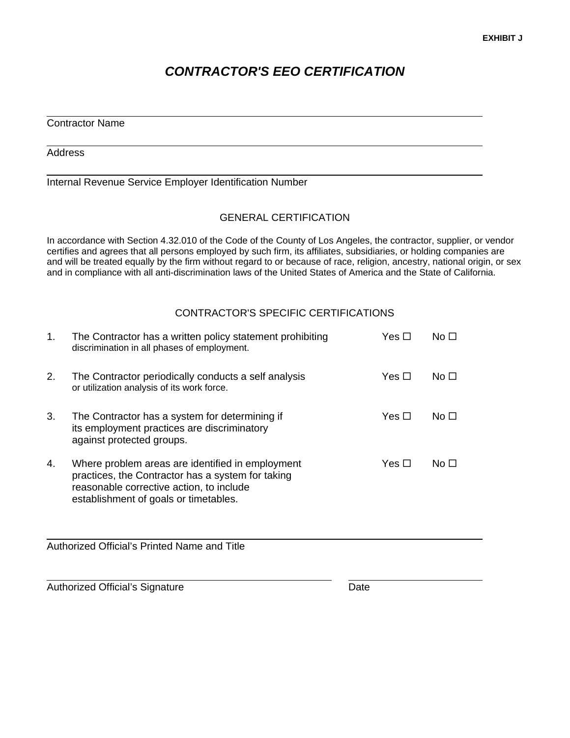**EXHIBIT J**

# *CONTRACTOR'S EEO CERTIFICATION*

\_\_\_\_\_\_\_\_\_\_\_\_\_\_\_\_\_\_\_\_\_\_\_\_\_\_\_\_\_\_\_\_\_\_\_\_\_\_\_\_\_\_\_\_\_\_\_\_\_\_\_\_\_\_\_\_\_\_\_\_\_\_

Contractor Name

\_\_\_\_\_\_\_\_\_\_\_\_\_\_\_\_\_\_\_\_\_\_\_\_\_\_\_\_\_\_\_\_\_\_\_\_\_\_\_\_\_\_\_\_\_\_\_\_\_\_\_\_\_\_\_\_\_\_\_\_\_\_

Address

\_\_\_\_\_\_\_\_\_\_\_\_\_\_\_\_\_\_\_\_\_\_\_\_\_\_\_\_\_\_\_\_\_\_\_\_\_\_\_\_\_\_\_\_\_\_\_\_\_\_\_\_\_\_\_\_\_\_\_\_\_\_

Internal Revenue Service Employer Identification Number

## GENERAL CERTIFICATION

In accordance with Section 4.32.010 of the Code of the County of Los Angeles, the contractor, supplier, or vendor certifies and agrees that all persons employed by such firm, its affiliates, subsidiaries, or holding companies are and will be treated equally by the firm without regard to or because of race, religion, ancestry, national origin, or sex and in compliance with all anti-discrimination laws of the United States of America and the State of California.

## CONTRACTOR'S SPECIFIC CERTIFICATIONS

| | | | |
|---|---|---|---|
| 1. | The Contractor has a written policy statement prohibiting discrimination in all phases of employment. | Yes ☐ | No ☐ |
| 2. | The Contractor periodically conducts a self analysis or utilization analysis of its work force. | Yes ☐ | No ☐ |
| 3. | The Contractor has a system for determining if its employment practices are discriminatory against protected groups. | Yes ☐ | No ☐ |
| 4. | Where problem areas are identified in employment practices, the Contractor has a system for taking reasonable corrective action, to include establishment of goals or timetables. | Yes ☐ | No ☐ |

\_\_\_\_\_\_\_\_\_\_\_\_\_\_\_\_\_\_\_\_\_\_\_\_\_\_\_\_\_\_\_\_\_\_\_\_\_\_\_\_\_\_\_\_\_\_\_\_\_\_\_\_\_\_\_\_\_\_\_\_\_\_

Authorized Official's Printed Name and Title

\_\_\_\_\_\_\_\_\_\_\_\_\_\_\_\_\_\_\_\_\_\_\_\_\_\_\_\_\_\_\_\_\_\_\_\_\_\_\_\_ \_\_\_\_\_\_\_\_\_\_\_\_\_\_\_\_\_\_\_\_

Authorized Official's Signature Date